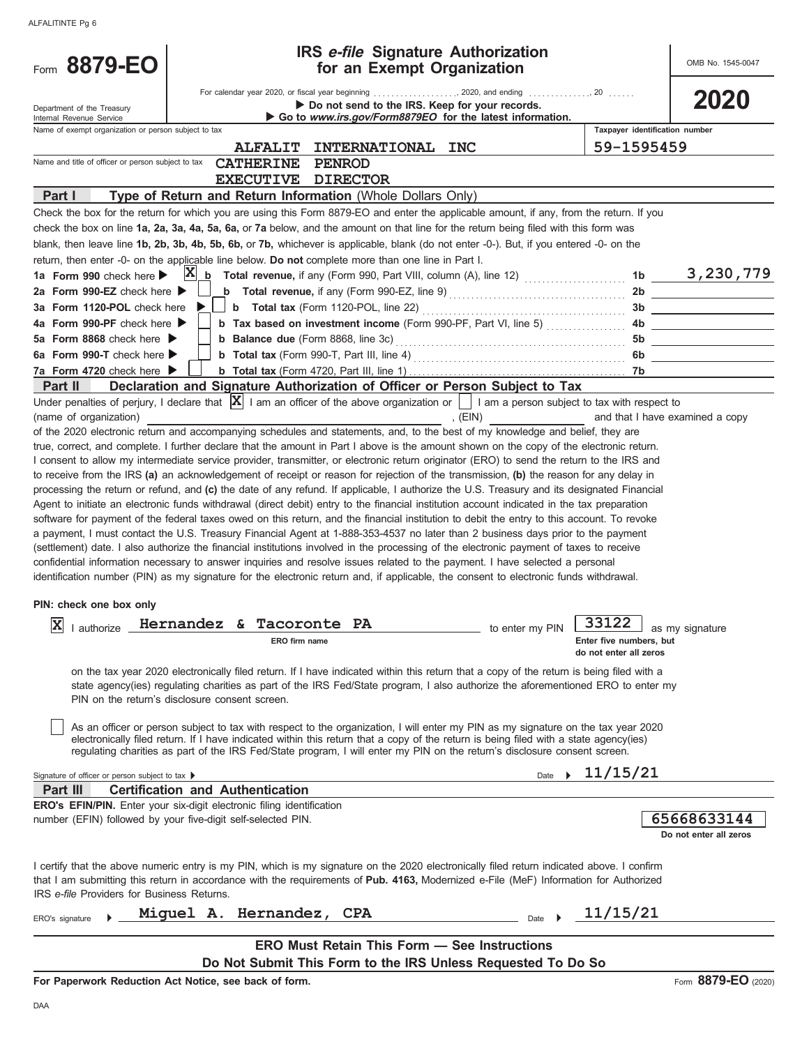# Form 8879-EO

## IRS *e-file* Signature Authorization for an Exempt Organization

OMB No. 1545-0047

**2020**

Department of the Treasury
Internal Revenue Service

For calendar year 2020, or fiscal year beginning ................., 2020, and ending ..............., 20 ......

▶ Do not send to the IRS. Keep for your records.

▶ Go to *www.irs.gov/Form8879EO* for the latest information.

Name of exempt organization or person subject to tax: **ALFALIT INTERNATIONAL INC**

Taxpayer identification number: **59-1595459**

Name and title of officer or person subject to tax: **CATHERINE PENROD**
**EXECUTIVE DIRECTOR**

### Part I — Type of Return and Return Information (Whole Dollars Only)

Check the box for the return for which you are using this Form 8879-EO and enter the applicable amount, if any, from the return. If you check the box on line **1a, 2a, 3a, 4a, 5a, 6a,** or **7a** below, and the amount on that line for the return being filed with this form was blank, then leave line **1b, 2b, 3b, 4b, 5b, 6b,** or **7b,** whichever is applicable, blank (do not enter -0-). But, if you entered -0- on the return, then enter -0- on the applicable line below. **Do not** complete more than one line in Part I.

| Line | Check | Description | Line | Amount |
|---|---|---|---|---|
| 1a Form 990 check here ▶ | X | b Total revenue, if any (Form 990, Part VIII, column (A), line 12) | 1b | 3,230,779 |
| 2a Form 990-EZ check here ▶ | | b Total revenue, if any (Form 990-EZ, line 9) | 2b | |
| 3a Form 1120-POL check here ▶ | | b Total tax (Form 1120-POL, line 22) | 3b | |
| 4a Form 990-PF check here ▶ | | b Tax based on investment income (Form 990-PF, Part VI, line 5) | 4b | |
| 5a Form 8868 check here ▶ | | b Balance due (Form 8868, line 3c) | 5b | |
| 6a Form 990-T check here ▶ | | b Total tax (Form 990-T, Part III, line 4) | 6b | |
| 7a Form 4720 check here ▶ | | b Total tax (Form 4720, Part III, line 1) | 7b | |

### Part II — Declaration and Signature Authorization of Officer or Person Subject to Tax

Under penalties of perjury, I declare that [X] I am an officer of the above organization or [ ] I am a person subject to tax with respect to (name of organization) ______________________, (EIN) ____________ and that I have examined a copy of the 2020 electronic return and accompanying schedules and statements, and, to the best of my knowledge and belief, they are true, correct, and complete. I further declare that the amount in Part I above is the amount shown on the copy of the electronic return. I consent to allow my intermediate service provider, transmitter, or electronic return originator (ERO) to send the return to the IRS and to receive from the IRS **(a)** an acknowledgement of receipt or reason for rejection of the transmission, **(b)** the reason for any delay in processing the return or refund, and **(c)** the date of any refund. If applicable, I authorize the U.S. Treasury and its designated Financial Agent to initiate an electronic funds withdrawal (direct debit) entry to the financial institution account indicated in the tax preparation software for payment of the federal taxes owed on this return, and the financial institution to debit the entry to this account. To revoke a payment, I must contact the U.S. Treasury Financial Agent at 1-888-353-4537 no later than 2 business days prior to the payment (settlement) date. I also authorize the financial institutions involved in the processing of the electronic payment of taxes to receive confidential information necessary to answer inquiries and resolve issues related to the payment. I have selected a personal identification number (PIN) as my signature for the electronic return and, if applicable, the consent to electronic funds withdrawal.

**PIN: check one box only**

[X] I authorize **Hernandez & Tacoronte PA** (ERO firm name) to enter my PIN **33122** (Enter five numbers, but do not enter all zeros) as my signature on the tax year 2020 electronically filed return. If I have indicated within this return that a copy of the return is being filed with a state agency(ies) regulating charities as part of the IRS Fed/State program, I also authorize the aforementioned ERO to enter my PIN on the return's disclosure consent screen.

[ ] As an officer or person subject to tax with respect to the organization, I will enter my PIN as my signature on the tax year 2020 electronically filed return. If I have indicated within this return that a copy of the return is being filed with a state agency(ies) regulating charities as part of the IRS Fed/State program, I will enter my PIN on the return's disclosure consent screen.

Signature of officer or person subject to tax ▶ ________________ Date ▶ **11/15/21**

### Part III — Certification and Authentication

**ERO's EFIN/PIN.** Enter your six-digit electronic filing identification number (EFIN) followed by your five-digit self-selected PIN. **65668633144** (Do not enter all zeros)

I certify that the above numeric entry is my PIN, which is my signature on the 2020 electronically filed return indicated above. I confirm that I am submitting this return in accordance with the requirements of **Pub. 4163,** Modernized e-File (MeF) Information for Authorized IRS *e-file* Providers for Business Returns.

ERO's signature ▶ **Miguel A. Hernandez, CPA** Date ▶ **11/15/21**

**ERO Must Retain This Form — See Instructions**

**Do Not Submit This Form to the IRS Unless Requested To Do So**

**For Paperwork Reduction Act Notice, see back of form.**

Form **8879-EO** (2020)

DAA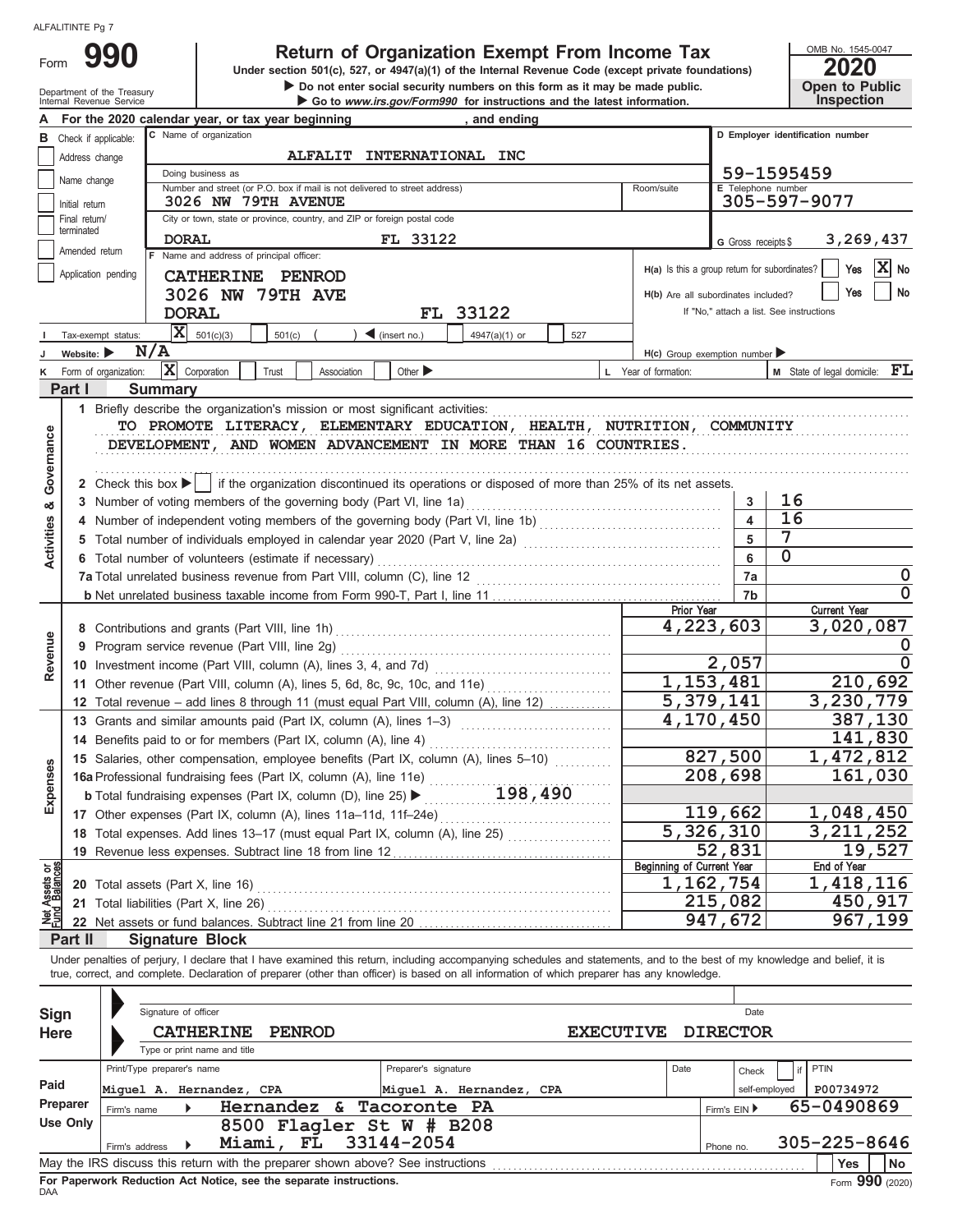ALFALITINTE Pg 7

# Form 990 — Return of Organization Exempt From Income Tax

Under section 501(c), 527, or 4947(a)(1) of the Internal Revenue Code (except private foundations)

▶ Do not enter social security numbers on this form as it may be made public.

▶ Go to *www.irs.gov/Form990* for instructions and the latest information.

Department of the Treasury
Internal Revenue Service

OMB No. 1545-0047

**2020**

**Open to Public Inspection**

**A** For the 2020 calendar year, or tax year beginning , and ending

**B** Check if applicable:
- Address change
- Name change
- Initial return
- Final return/terminated
- Amended return
- Application pending

**C** Name of organization: ALFALIT INTERNATIONAL INC

Doing business as:

Number and street (or P.O. box if mail is not delivered to street address): 3026 NW 79TH AVENUE — Room/suite:

City or town, state or province, country, and ZIP or foreign postal code: DORAL FL 33122

**D** Employer identification number: 59-1595459

**E** Telephone number: 305-597-9077

**G** Gross receipts $ 3,269,437

**F** Name and address of principal officer:
CATHERINE PENROD
3026 NW 79TH AVE
DORAL FL 33122

**H(a)** Is this a group return for subordinates? Yes [ ] No [X]

**H(b)** Are all subordinates included? Yes [ ] No [ ]
If "No," attach a list. See instructions

**I** Tax-exempt status: [X] 501(c)(3) [ ] 501(c) ( ) ◀ (insert no.) [ ] 4947(a)(1) or [ ] 527

**J** Website: ▶ N/A

**H(c)** Group exemption number ▶

**K** Form of organization: [X] Corporation [ ] Trust [ ] Association [ ] Other ▶

**L** Year of formation:

**M** State of legal domicile: FL

## Part I Summary

### Activities & Governance

1 Briefly describe the organization's mission or most significant activities:
TO PROMOTE LITERACY, ELEMENTARY EDUCATION, HEALTH, NUTRITION, COMMUNITY DEVELOPMENT, AND WOMEN ADVANCEMENT IN MORE THAN 16 COUNTRIES.

2 Check this box ▶ [ ] if the organization discontinued its operations or disposed of more than 25% of its net assets.

| Line | Description | | Value |
|---|---|---|---|
| 3 | Number of voting members of the governing body (Part VI, line 1a) | 3 | 16 |
| 4 | Number of independent voting members of the governing body (Part VI, line 1b) | 4 | 16 |
| 5 | Total number of individuals employed in calendar year 2020 (Part V, line 2a) | 5 | 7 |
| 6 | Total number of volunteers (estimate if necessary) | 6 | 0 |
| 7a | Total unrelated business revenue from Part VIII, column (C), line 12 | 7a | 0 |
| 7b | Net unrelated business taxable income from Form 990-T, Part I, line 11 | 7b | 0 |

### Revenue / Expenses / Net Assets

| Line | Description | Prior Year | Current Year |
|---|---|---|---|
| 8 | Contributions and grants (Part VIII, line 1h) | 4,223,603 | 3,020,087 |
| 9 | Program service revenue (Part VIII, line 2g) | | 0 |
| 10 | Investment income (Part VIII, column (A), lines 3, 4, and 7d) | 2,057 | 0 |
| 11 | Other revenue (Part VIII, column (A), lines 5, 6d, 8c, 9c, 10c, and 11e) | 1,153,481 | 210,692 |
| 12 | Total revenue – add lines 8 through 11 (must equal Part VIII, column (A), line 12) | 5,379,141 | 3,230,779 |
| 13 | Grants and similar amounts paid (Part IX, column (A), lines 1–3) | 4,170,450 | 387,130 |
| 14 | Benefits paid to or for members (Part IX, column (A), line 4) | | 141,830 |
| 15 | Salaries, other compensation, employee benefits (Part IX, column (A), lines 5–10) | 827,500 | 1,472,812 |
| 16a | Professional fundraising fees (Part IX, column (A), line 11e) | 208,698 | 161,030 |
| b | Total fundraising expenses (Part IX, column (D), line 25) ▶ 198,490 | | |
| 17 | Other expenses (Part IX, column (A), lines 11a–11d, 11f–24e) | 119,662 | 1,048,450 |
| 18 | Total expenses. Add lines 13–17 (must equal Part IX, column (A), line 25) | 5,326,310 | 3,211,252 |
| 19 | Revenue less expenses. Subtract line 18 from line 12 | 52,831 | 19,527 |
| | | **Beginning of Current Year** | **End of Year** |
| 20 | Total assets (Part X, line 16) | 1,162,754 | 1,418,116 |
| 21 | Total liabilities (Part X, line 26) | 215,082 | 450,917 |
| 22 | Net assets or fund balances. Subtract line 21 from line 20 | 947,672 | 967,199 |

## Part II Signature Block

Under penalties of perjury, I declare that I have examined this return, including accompanying schedules and statements, and to the best of my knowledge and belief, it is true, correct, and complete. Declaration of preparer (other than officer) is based on all information of which preparer has any knowledge.

**Sign Here**

Signature of officer — Date

CATHERINE PENROD — EXECUTIVE DIRECTOR
Type or print name and title

**Paid Preparer Use Only**

| Print/Type preparer's name | Preparer's signature | Date | Check [ ] if self-employed | PTIN |
|---|---|---|---|---|
| Miguel A. Hernandez, CPA | Miguel A. Hernandez, CPA | | | P00734972 |

Firm's name ▶ Hernandez & Tacoronte PA — Firm's EIN ▶ 65-0490869

Firm's address ▶ 8500 Flagler St W # B208, Miami, FL 33144-2054 — Phone no. 305-225-8646

May the IRS discuss this return with the preparer shown above? See instructions [ ] Yes [ ] No

**For Paperwork Reduction Act Notice, see the separate instructions.**

DAA — Form **990** (2020)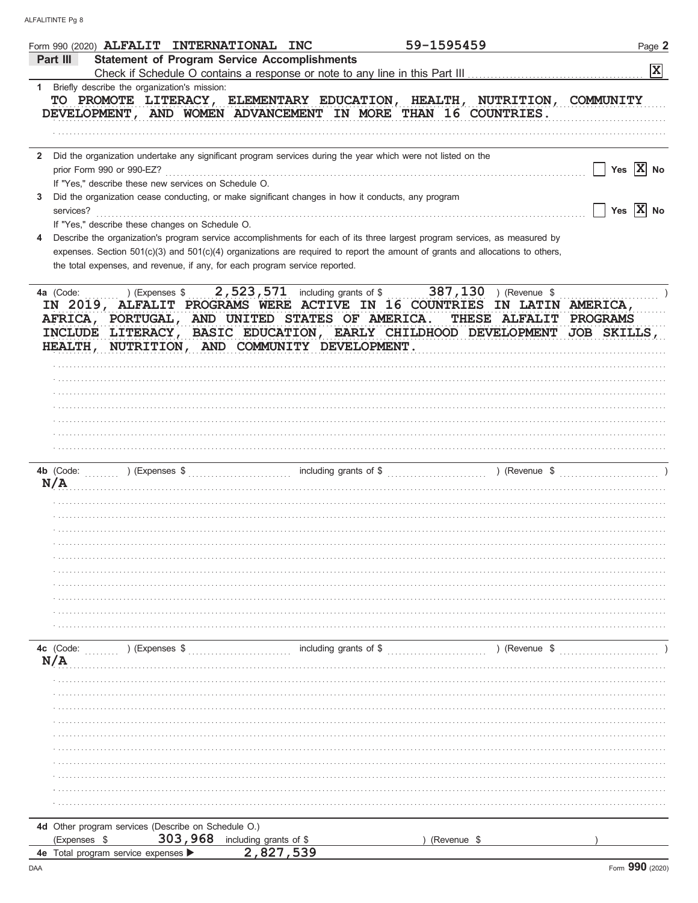Form 990 (2020) **ALFALIT INTERNATIONAL INC** 59-1595459 Page **2**

## Part III Statement of Program Service Accomplishments

Check if Schedule O contains a response or note to any line in this Part III . . . . . . [X]

**1** Briefly describe the organization's mission:

TO PROMOTE LITERACY, ELEMENTARY EDUCATION, HEALTH, NUTRITION, COMMUNITY DEVELOPMENT, AND WOMEN ADVANCEMENT IN MORE THAN 16 COUNTRIES.

**2** Did the organization undertake any significant program services during the year which were not listed on the prior Form 990 or 990-EZ? . . . [ ] Yes [X] No

If "Yes," describe these new services on Schedule O.

**3** Did the organization cease conducting, or make significant changes in how it conducts, any program services? . . . [ ] Yes [X] No

If "Yes," describe these changes on Schedule O.

**4** Describe the organization's program service accomplishments for each of its three largest program services, as measured by expenses. Section 501(c)(3) and 501(c)(4) organizations are required to report the amount of grants and allocations to others, the total expenses, and revenue, if any, for each program service reported.

**4a** (Code: ) (Expenses $ 2,523,571 including grants of $ 387,130 ) (Revenue $ )

IN 2019, ALFALIT PROGRAMS WERE ACTIVE IN 16 COUNTRIES IN LATIN AMERICA, AFRICA, PORTUGAL, AND UNITED STATES OF AMERICA. THESE ALFALIT PROGRAMS INCLUDE LITERACY, BASIC EDUCATION, EARLY CHILDHOOD DEVELOPMENT JOB SKILLS, HEALTH, NUTRITION, AND COMMUNITY DEVELOPMENT.

**4b** (Code: ) (Expenses $ including grants of $ ) (Revenue $ )

N/A

**4c** (Code: ) (Expenses $ including grants of $ ) (Revenue $ )

N/A

**4d** Other program services (Describe on Schedule O.)

(Expenses $ 303,968 including grants of $ ) (Revenue $ )

**4e** Total program service expenses ▶ 2,827,539

Form **990** (2020)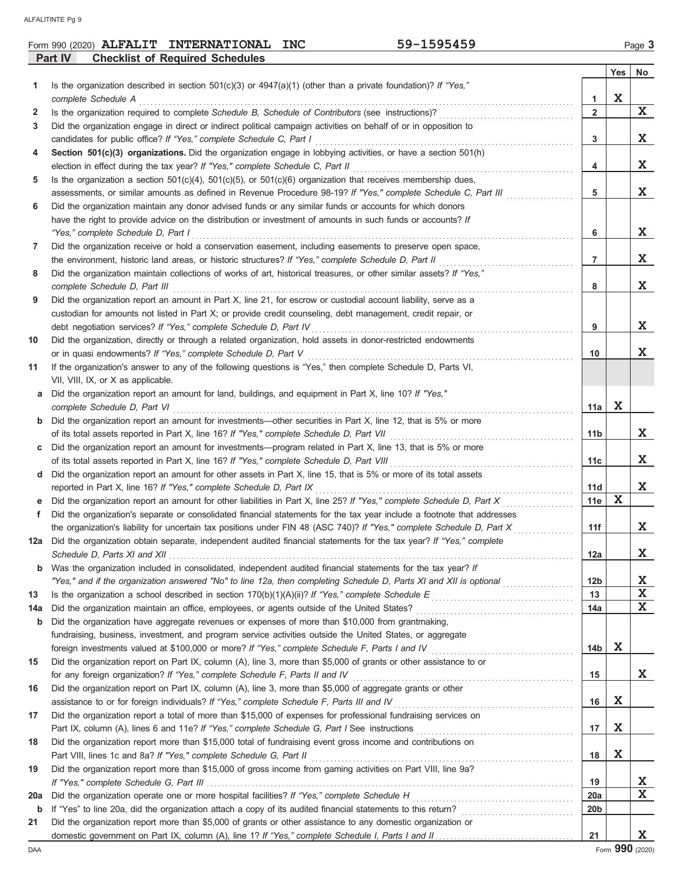Form 990 (2020) **ALFALIT INTERNATIONAL INC** 59-1595459 Page **3**

## Part IV Checklist of Required Schedules

| | | | Yes | No |
|---|---|---|---|---|
| 1 | Is the organization described in section 501(c)(3) or 4947(a)(1) (other than a private foundation)? *If "Yes," complete Schedule A* | 1 | X | |
| 2 | Is the organization required to complete *Schedule B, Schedule of Contributors* (see instructions)? | 2 | | X |
| 3 | Did the organization engage in direct or indirect political campaign activities on behalf of or in opposition to candidates for public office? *If "Yes," complete Schedule C, Part I* | 3 | | X |
| 4 | **Section 501(c)(3) organizations.** Did the organization engage in lobbying activities, or have a section 501(h) election in effect during the tax year? *If "Yes," complete Schedule C, Part II* | 4 | | X |
| 5 | Is the organization a section 501(c)(4), 501(c)(5), or 501(c)(6) organization that receives membership dues, assessments, or similar amounts as defined in Revenue Procedure 98-19? *If "Yes," complete Schedule C, Part III* | 5 | | X |
| 6 | Did the organization maintain any donor advised funds or any similar funds or accounts for which donors have the right to provide advice on the distribution or investment of amounts in such funds or accounts? *If "Yes," complete Schedule D, Part I* | 6 | | X |
| 7 | Did the organization receive or hold a conservation easement, including easements to preserve open space, the environment, historic land areas, or historic structures? *If "Yes," complete Schedule D, Part II* | 7 | | X |
| 8 | Did the organization maintain collections of works of art, historical treasures, or other similar assets? *If "Yes," complete Schedule D, Part III* | 8 | | X |
| 9 | Did the organization report an amount in Part X, line 21, for escrow or custodial account liability, serve as a custodian for amounts not listed in Part X; or provide credit counseling, debt management, credit repair, or debt negotiation services? *If "Yes," complete Schedule D, Part IV* | 9 | | X |
| 10 | Did the organization, directly or through a related organization, hold assets in donor-restricted endowments or in quasi endowments? *If "Yes," complete Schedule D, Part V* | 10 | | X |
| 11 | If the organization's answer to any of the following questions is "Yes," then complete Schedule D, Parts VI, VII, VIII, IX, or X as applicable. | | | |
| a | Did the organization report an amount for land, buildings, and equipment in Part X, line 10? *If "Yes," complete Schedule D, Part VI* | 11a | X | |
| b | Did the organization report an amount for investments—other securities in Part X, line 12, that is 5% or more of its total assets reported in Part X, line 16? *If "Yes," complete Schedule D, Part VII* | 11b | | X |
| c | Did the organization report an amount for investments—program related in Part X, line 13, that is 5% or more of its total assets reported in Part X, line 16? *If "Yes," complete Schedule D, Part VIII* | 11c | | X |
| d | Did the organization report an amount for other assets in Part X, line 15, that is 5% or more of its total assets reported in Part X, line 16? *If "Yes," complete Schedule D, Part IX* | 11d | | X |
| e | Did the organization report an amount for other liabilities in Part X, line 25? *If "Yes," complete Schedule D, Part X* | 11e | X | |
| f | Did the organization's separate or consolidated financial statements for the tax year include a footnote that addresses the organization's liability for uncertain tax positions under FIN 48 (ASC 740)? *If "Yes," complete Schedule D, Part X* | 11f | | X |
| 12a | Did the organization obtain separate, independent audited financial statements for the tax year? *If "Yes," complete Schedule D, Parts XI and XII* | 12a | | X |
| b | Was the organization included in consolidated, independent audited financial statements for the tax year? *If "Yes," and if the organization answered "No" to line 12a, then completing Schedule D, Parts XI and XII is optional* | 12b | | X |
| 13 | Is the organization a school described in section 170(b)(1)(A)(ii)? *If "Yes," complete Schedule E* | 13 | | X |
| 14a | Did the organization maintain an office, employees, or agents outside of the United States? | 14a | | X |
| b | Did the organization have aggregate revenues or expenses of more than $10,000 from grantmaking, fundraising, business, investment, and program service activities outside the United States, or aggregate foreign investments valued at $100,000 or more? *If "Yes," complete Schedule F, Parts I and IV* | 14b | X | |
| 15 | Did the organization report on Part IX, column (A), line 3, more than $5,000 of grants or other assistance to or for any foreign organization? *If "Yes," complete Schedule F, Parts II and IV* | 15 | | X |
| 16 | Did the organization report on Part IX, column (A), line 3, more than $5,000 of aggregate grants or other assistance to or for foreign individuals? *If "Yes," complete Schedule F, Parts III and IV* | 16 | X | |
| 17 | Did the organization report a total of more than $15,000 of expenses for professional fundraising services on Part IX, column (A), lines 6 and 11e? *If "Yes," complete Schedule G, Part I* See instructions | 17 | X | |
| 18 | Did the organization report more than $15,000 total of fundraising event gross income and contributions on Part VIII, lines 1c and 8a? *If "Yes," complete Schedule G, Part II* | 18 | X | |
| 19 | Did the organization report more than $15,000 of gross income from gaming activities on Part VIII, line 9a? *If "Yes," complete Schedule G, Part III* | 19 | | X |
| 20a | Did the organization operate one or more hospital facilities? *If "Yes," complete Schedule H* | 20a | | X |
| b | If "Yes" to line 20a, did the organization attach a copy of its audited financial statements to this return? | 20b | | |
| 21 | Did the organization report more than $5,000 of grants or other assistance to any domestic organization or domestic government on Part IX, column (A), line 1? *If "Yes," complete Schedule I, Parts I and II* | 21 | | X |

Form **990** (2020)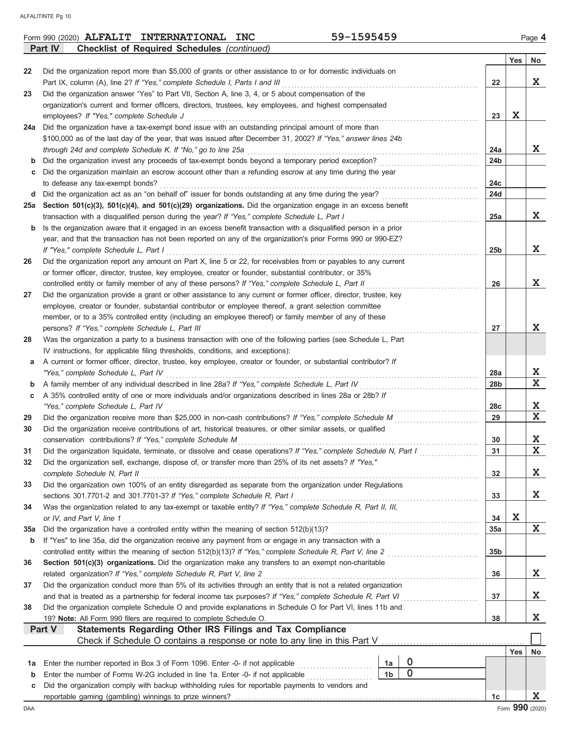Form 990 (2020) **ALFALIT INTERNATIONAL INC** 59-1595459 Page **4**

**Part IV — Checklist of Required Schedules** *(continued)*

| | | | Yes | No |
|---|---|---|---|---|
| 22 | Did the organization report more than $5,000 of grants or other assistance to or for domestic individuals on Part IX, column (A), line 2? *If "Yes," complete Schedule I, Parts I and III* | 22 | | X |
| 23 | Did the organization answer "Yes" to Part VII, Section A, line 3, 4, or 5 about compensation of the organization's current and former officers, directors, trustees, key employees, and highest compensated employees? *If "Yes," complete Schedule J* | 23 | X | |
| 24a | Did the organization have a tax-exempt bond issue with an outstanding principal amount of more than $100,000 as of the last day of the year, that was issued after December 31, 2002? *If "Yes," answer lines 24b through 24d and complete Schedule K. If "No," go to line 25a* | 24a | | X |
| b | Did the organization invest any proceeds of tax-exempt bonds beyond a temporary period exception? | 24b | | |
| c | Did the organization maintain an escrow account other than a refunding escrow at any time during the year to defease any tax-exempt bonds? | 24c | | |
| d | Did the organization act as an "on behalf of" issuer for bonds outstanding at any time during the year? | 24d | | |
| 25a | **Section 501(c)(3), 501(c)(4), and 501(c)(29) organizations.** Did the organization engage in an excess benefit transaction with a disqualified person during the year? *If "Yes," complete Schedule L, Part I* | 25a | | X |
| b | Is the organization aware that it engaged in an excess benefit transaction with a disqualified person in a prior year, and that the transaction has not been reported on any of the organization's prior Forms 990 or 990-EZ? *If "Yes," complete Schedule L, Part I* | 25b | | X |
| 26 | Did the organization report any amount on Part X, line 5 or 22, for receivables from or payables to any current or former officer, director, trustee, key employee, creator or founder, substantial contributor, or 35% controlled entity or family member of any of these persons? *If "Yes," complete Schedule L, Part II* | 26 | | X |
| 27 | Did the organization provide a grant or other assistance to any current or former officer, director, trustee, key employee, creator or founder, substantial contributor or employee thereof, a grant selection committee member, or to a 35% controlled entity (including an employee thereof) or family member of any of these persons? *If "Yes," complete Schedule L, Part III* | 27 | | X |
| 28 | Was the organization a party to a business transaction with one of the following parties (see Schedule L, Part IV instructions, for applicable filing thresholds, conditions, and exceptions): | | | |
| a | A current or former officer, director, trustee, key employee, creator or founder, or substantial contributor? *If "Yes," complete Schedule L, Part IV* | 28a | | X |
| b | A family member of any individual described in line 28a? *If "Yes," complete Schedule L, Part IV* | 28b | | X |
| c | A 35% controlled entity of one or more individuals and/or organizations described in lines 28a or 28b? *If "Yes," complete Schedule L, Part IV* | 28c | | X |
| 29 | Did the organization receive more than $25,000 in non-cash contributions? *If "Yes," complete Schedule M* | 29 | | X |
| 30 | Did the organization receive contributions of art, historical treasures, or other similar assets, or qualified conservation contributions? *If "Yes," complete Schedule M* | 30 | | X |
| 31 | Did the organization liquidate, terminate, or dissolve and cease operations? *If "Yes," complete Schedule N, Part I* | 31 | | X |
| 32 | Did the organization sell, exchange, dispose of, or transfer more than 25% of its net assets? *If "Yes," complete Schedule N, Part II* | 32 | | X |
| 33 | Did the organization own 100% of an entity disregarded as separate from the organization under Regulations sections 301.7701-2 and 301.7701-3? *If "Yes," complete Schedule R, Part I* | 33 | | X |
| 34 | Was the organization related to any tax-exempt or taxable entity? *If "Yes," complete Schedule R, Part II, III, or IV, and Part V, line 1* | 34 | X | |
| 35a | Did the organization have a controlled entity within the meaning of section 512(b)(13)? | 35a | | X |
| b | If "Yes" to line 35a, did the organization receive any payment from or engage in any transaction with a controlled entity within the meaning of section 512(b)(13)? *If "Yes," complete Schedule R, Part V, line 2* | 35b | | |
| 36 | **Section 501(c)(3) organizations.** Did the organization make any transfers to an exempt non-charitable related organization? *If "Yes," complete Schedule R, Part V, line 2* | 36 | | X |
| 37 | Did the organization conduct more than 5% of its activities through an entity that is not a related organization and that is treated as a partnership for federal income tax purposes? *If "Yes," complete Schedule R, Part VI* | 37 | | X |
| 38 | Did the organization complete Schedule O and provide explanations in Schedule O for Part VI, lines 11b and 19? **Note:** All Form 990 filers are required to complete Schedule O. | 38 | | X |

**Part V — Statements Regarding Other IRS Filings and Tax Compliance**

Check if Schedule O contains a response or note to any line in this Part V ☐

| | | | | | Yes | No |
|---|---|---|---|---|---|---|
| 1a | Enter the number reported in Box 3 of Form 1096. Enter -0- if not applicable | 1a | 0 | | | |
| b | Enter the number of Forms W-2G included in line 1a. Enter -0- if not applicable | 1b | 0 | | | |
| c | Did the organization comply with backup withholding rules for reportable payments to vendors and reportable gaming (gambling) winnings to prize winners? | | | 1c | | X |

DAA Form **990** (2020)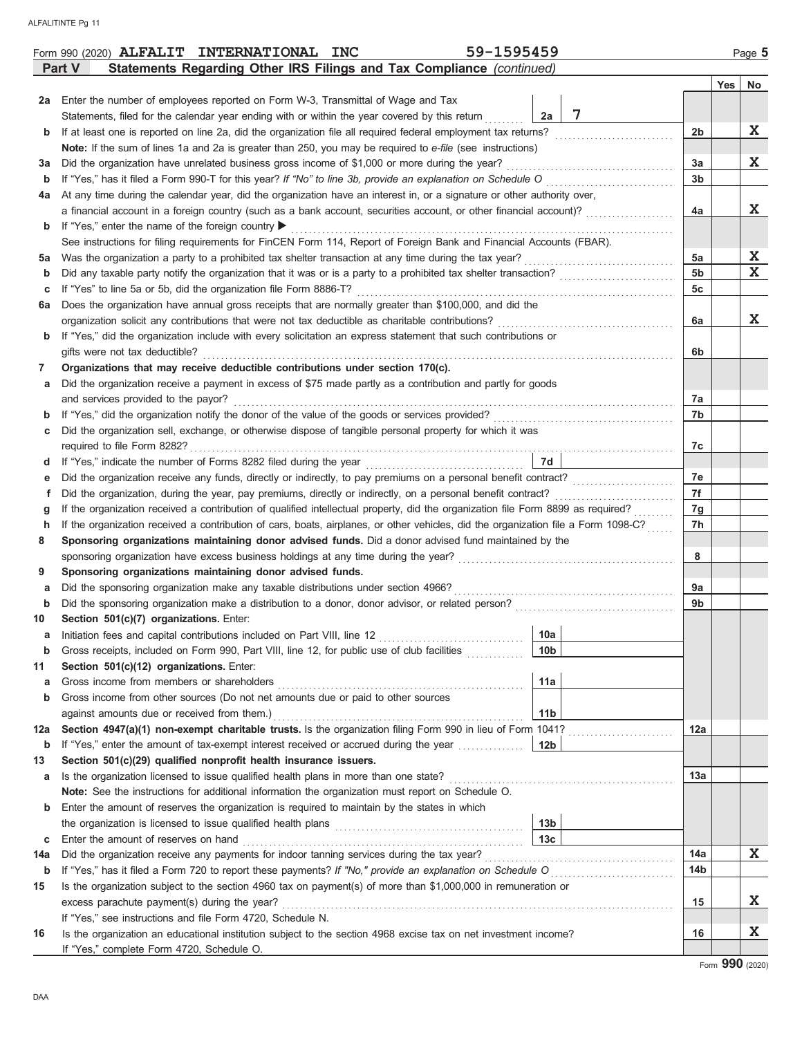Form 990 (2020) **ALFALIT INTERNATIONAL INC** 59-1595459 Page **5**

## Part V Statements Regarding Other IRS Filings and Tax Compliance *(continued)*

| | | | | Yes | No |
|---|---|---|---|---|---|
| **2a** | Enter the number of employees reported on Form W-3, Transmittal of Wage and Tax Statements, filed for the calendar year ending with or within the year covered by this return | 2a: 7 | | | |
| **b** | If at least one is reported on line 2a, did the organization file all required federal employment tax returns? | | 2b | | X |
| | **Note:** If the sum of lines 1a and 2a is greater than 250, you may be required to *e-file* (see instructions) | | | | |
| **3a** | Did the organization have unrelated business gross income of $1,000 or more during the year? | | 3a | | X |
| **b** | If "Yes," has it filed a Form 990-T for this year? *If "No" to line 3b, provide an explanation on Schedule O* | | 3b | | |
| **4a** | At any time during the calendar year, did the organization have an interest in, or a signature or other authority over, a financial account in a foreign country (such as a bank account, securities account, or other financial account)? | | 4a | | X |
| **b** | If "Yes," enter the name of the foreign country ▶ | | | | |
| | See instructions for filing requirements for FinCEN Form 114, Report of Foreign Bank and Financial Accounts (FBAR). | | | | |
| **5a** | Was the organization a party to a prohibited tax shelter transaction at any time during the tax year? | | 5a | | X |
| **b** | Did any taxable party notify the organization that it was or is a party to a prohibited tax shelter transaction? | | 5b | | X |
| **c** | If "Yes" to line 5a or 5b, did the organization file Form 8886-T? | | 5c | | |
| **6a** | Does the organization have annual gross receipts that are normally greater than $100,000, and did the organization solicit any contributions that were not tax deductible as charitable contributions? | | 6a | | X |
| **b** | If "Yes," did the organization include with every solicitation an express statement that such contributions or gifts were not tax deductible? | | 6b | | |
| **7** | **Organizations that may receive deductible contributions under section 170(c).** | | | | |
| **a** | Did the organization receive a payment in excess of $75 made partly as a contribution and partly for goods and services provided to the payor? | | 7a | | |
| **b** | If "Yes," did the organization notify the donor of the value of the goods or services provided? | | 7b | | |
| **c** | Did the organization sell, exchange, or otherwise dispose of tangible personal property for which it was required to file Form 8282? | | 7c | | |
| **d** | If "Yes," indicate the number of Forms 8282 filed during the year | 7d | | | |
| **e** | Did the organization receive any funds, directly or indirectly, to pay premiums on a personal benefit contract? | | 7e | | |
| **f** | Did the organization, during the year, pay premiums, directly or indirectly, on a personal benefit contract? | | 7f | | |
| **g** | If the organization received a contribution of qualified intellectual property, did the organization file Form 8899 as required? | | 7g | | |
| **h** | If the organization received a contribution of cars, boats, airplanes, or other vehicles, did the organization file a Form 1098-C? | | 7h | | |
| **8** | **Sponsoring organizations maintaining donor advised funds.** Did a donor advised fund maintained by the sponsoring organization have excess business holdings at any time during the year? | | 8 | | |
| **9** | **Sponsoring organizations maintaining donor advised funds.** | | | | |
| **a** | Did the sponsoring organization make any taxable distributions under section 4966? | | 9a | | |
| **b** | Did the sponsoring organization make a distribution to a donor, donor advisor, or related person? | | 9b | | |
| **10** | **Section 501(c)(7) organizations.** Enter: | | | | |
| **a** | Initiation fees and capital contributions included on Part VIII, line 12 | 10a | | | |
| **b** | Gross receipts, included on Form 990, Part VIII, line 12, for public use of club facilities | 10b | | | |
| **11** | **Section 501(c)(12) organizations.** Enter: | | | | |
| **a** | Gross income from members or shareholders | 11a | | | |
| **b** | Gross income from other sources (Do not net amounts due or paid to other sources against amounts due or received from them.) | 11b | | | |
| **12a** | **Section 4947(a)(1) non-exempt charitable trusts.** Is the organization filing Form 990 in lieu of Form 1041? | | 12a | | |
| **b** | If "Yes," enter the amount of tax-exempt interest received or accrued during the year | 12b | | | |
| **13** | **Section 501(c)(29) qualified nonprofit health insurance issuers.** | | | | |
| **a** | Is the organization licensed to issue qualified health plans in more than one state? | | 13a | | |
| | **Note:** See the instructions for additional information the organization must report on Schedule O. | | | | |
| **b** | Enter the amount of reserves the organization is required to maintain by the states in which the organization is licensed to issue qualified health plans | 13b | | | |
| **c** | Enter the amount of reserves on hand | 13c | | | |
| **14a** | Did the organization receive any payments for indoor tanning services during the tax year? | | 14a | | X |
| **b** | If "Yes," has it filed a Form 720 to report these payments? *If "No," provide an explanation on Schedule O* | | 14b | | |
| **15** | Is the organization subject to the section 4960 tax on payment(s) of more than $1,000,000 in remuneration or excess parachute payment(s) during the year? | | 15 | | X |
| | If "Yes," see instructions and file Form 4720, Schedule N. | | | | |
| **16** | Is the organization an educational institution subject to the section 4968 excise tax on net investment income? | | 16 | | X |
| | If "Yes," complete Form 4720, Schedule O. | | | | |

Form **990** (2020)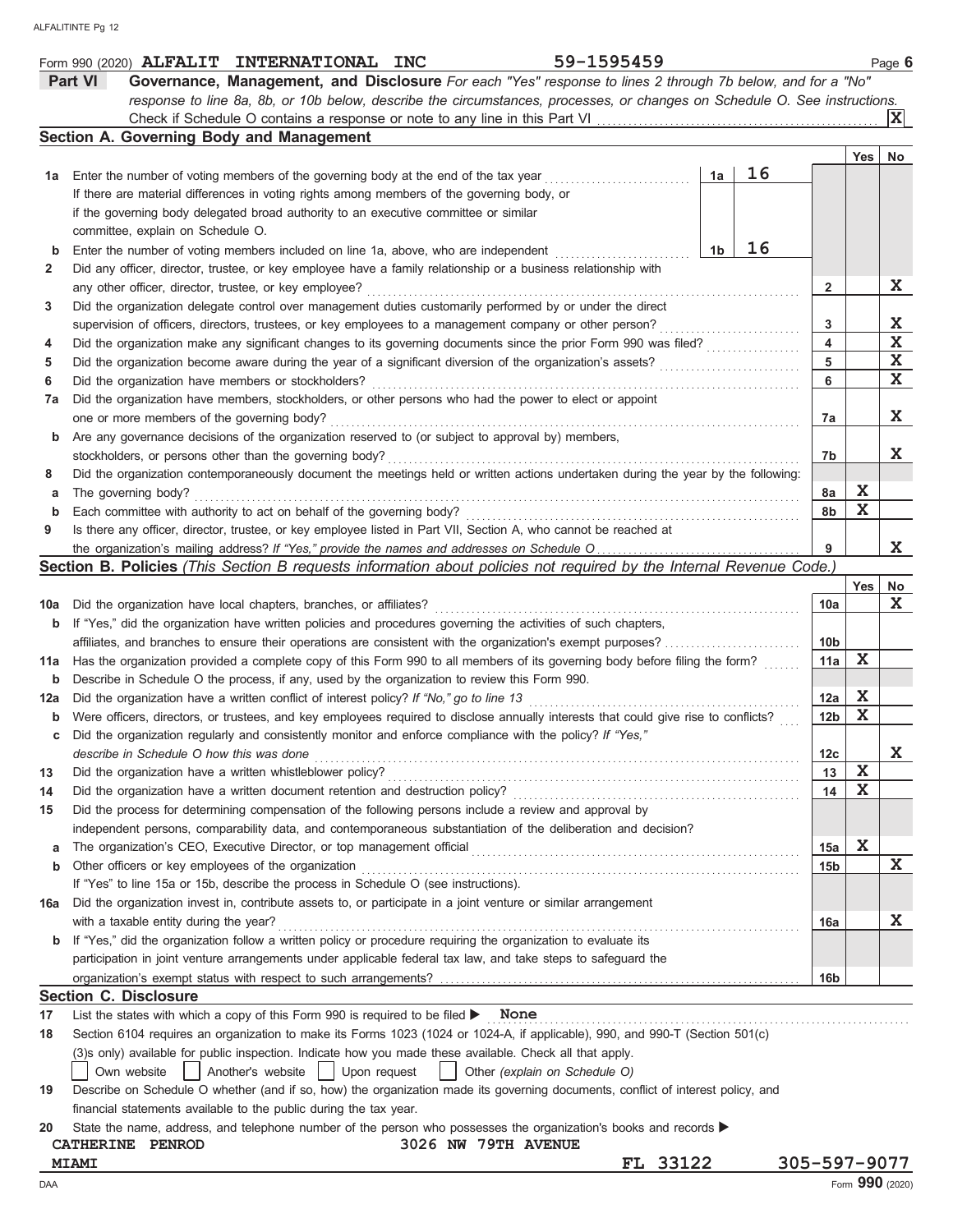Form 990 (2020) **ALFALIT INTERNATIONAL INC** 59-1595459 Page **6**

## Part VI Governance, Management, and Disclosure

*For each "Yes" response to lines 2 through 7b below, and for a "No" response to line 8a, 8b, or 10b below, describe the circumstances, processes, or changes on Schedule O. See instructions.*

Check if Schedule O contains a response or note to any line in this Part VI . . . . . [X]

### Section A. Governing Body and Management

| | | | | Yes | No |
|---|---|---|---|---|---|
| **1a** | Enter the number of voting members of the governing body at the end of the tax year . . . . . If there are material differences in voting rights among members of the governing body, or if the governing body delegated broad authority to an executive committee or similar committee, explain on Schedule O. | 1a 16 | | | |
| **b** | Enter the number of voting members included on line 1a, above, who are independent . . . . . | 1b 16 | | | |
| **2** | Did any officer, director, trustee, or key employee have a family relationship or a business relationship with any other officer, director, trustee, or key employee? | | 2 | | X |
| **3** | Did the organization delegate control over management duties customarily performed by or under the direct supervision of officers, directors, trustees, or key employees to a management company or other person? | | 3 | | X |
| **4** | Did the organization make any significant changes to its governing documents since the prior Form 990 was filed? | | 4 | | X |
| **5** | Did the organization become aware during the year of a significant diversion of the organization's assets? | | 5 | | X |
| **6** | Did the organization have members or stockholders? | | 6 | | X |
| **7a** | Did the organization have members, stockholders, or other persons who had the power to elect or appoint one or more members of the governing body? | | 7a | | X |
| **b** | Are any governance decisions of the organization reserved to (or subject to approval by) members, stockholders, or persons other than the governing body? | | 7b | | X |
| **8** | Did the organization contemporaneously document the meetings held or written actions undertaken during the year by the following: | | | | |
| **a** | The governing body? | | 8a | X | |
| **b** | Each committee with authority to act on behalf of the governing body? | | 8b | X | |
| **9** | Is there any officer, director, trustee, or key employee listed in Part VII, Section A, who cannot be reached at the organization's mailing address? *If "Yes," provide the names and addresses on Schedule O* | | 9 | | X |

### Section B. Policies *(This Section B requests information about policies not required by the Internal Revenue Code.)*

| | | | Yes | No |
|---|---|---|---|---|
| **10a** | Did the organization have local chapters, branches, or affiliates? | 10a | | X |
| **b** | If "Yes," did the organization have written policies and procedures governing the activities of such chapters, affiliates, and branches to ensure their operations are consistent with the organization's exempt purposes? | 10b | | |
| **11a** | Has the organization provided a complete copy of this Form 990 to all members of its governing body before filing the form? | 11a | X | |
| **b** | Describe in Schedule O the process, if any, used by the organization to review this Form 990. | | | |
| **12a** | Did the organization have a written conflict of interest policy? *If "No," go to line 13* | 12a | X | |
| **b** | Were officers, directors, or trustees, and key employees required to disclose annually interests that could give rise to conflicts? | 12b | X | |
| **c** | Did the organization regularly and consistently monitor and enforce compliance with the policy? *If "Yes," describe in Schedule O how this was done* | 12c | | X |
| **13** | Did the organization have a written whistleblower policy? | 13 | X | |
| **14** | Did the organization have a written document retention and destruction policy? | 14 | X | |
| **15** | Did the process for determining compensation of the following persons include a review and approval by independent persons, comparability data, and contemporaneous substantiation of the deliberation and decision? | | | |
| **a** | The organization's CEO, Executive Director, or top management official | 15a | X | |
| **b** | Other officers or key employees of the organization | 15b | | X |
| | If "Yes" to line 15a or 15b, describe the process in Schedule O (see instructions). | | | |
| **16a** | Did the organization invest in, contribute assets to, or participate in a joint venture or similar arrangement with a taxable entity during the year? | 16a | | X |
| **b** | If "Yes," did the organization follow a written policy or procedure requiring the organization to evaluate its participation in joint venture arrangements under applicable federal tax law, and take steps to safeguard the organization's exempt status with respect to such arrangements? | 16b | | |

### Section C. Disclosure

**17** List the states with which a copy of this Form 990 is required to be filed ▶ **None**

**18** Section 6104 requires an organization to make its Forms 1023 (1024 or 1024-A, if applicable), 990, and 990-T (Section 501(c)(3)s only) available for public inspection. Indicate how you made these available. Check all that apply.

[ ] Own website [ ] Another's website [ ] Upon request [ ] Other *(explain on Schedule O)*

**19** Describe on Schedule O whether (and if so, how) the organization made its governing documents, conflict of interest policy, and financial statements available to the public during the tax year.

**20** State the name, address, and telephone number of the person who possesses the organization's books and records ▶

CATHERINE PENROD 3026 NW 79TH AVENUE
MIAMI FL 33122 305-597-9077

Form **990** (2020)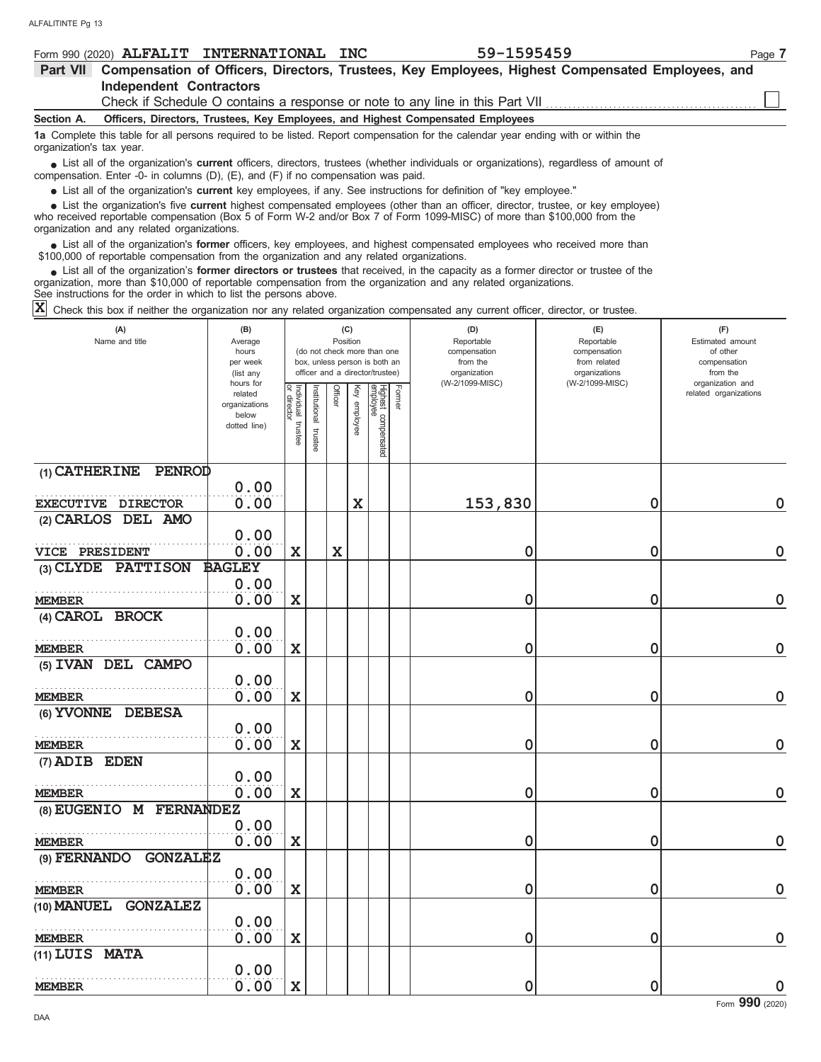Form 990 (2020) **ALFALIT INTERNATIONAL INC** **59-1595459** Page **7**

## Part VII Compensation of Officers, Directors, Trustees, Key Employees, Highest Compensated Employees, and Independent Contractors

Check if Schedule O contains a response or note to any line in this Part VII ☐

### Section A. Officers, Directors, Trustees, Key Employees, and Highest Compensated Employees

**1a** Complete this table for all persons required to be listed. Report compensation for the calendar year ending with or within the organization's tax year.

- List all of the organization's **current** officers, directors, trustees (whether individuals or organizations), regardless of amount of compensation. Enter -0- in columns (D), (E), and (F) if no compensation was paid.
- List all of the organization's **current** key employees, if any. See instructions for definition of "key employee."
- List the organization's five **current** highest compensated employees (other than an officer, director, trustee, or key employee) who received reportable compensation (Box 5 of Form W-2 and/or Box 7 of Form 1099-MISC) of more than $100,000 from the organization and any related organizations.
- List all of the organization's **former** officers, key employees, and highest compensated employees who received more than $100,000 of reportable compensation from the organization and any related organizations.
- List all of the organization's **former directors or trustees** that received, in the capacity as a former director or trustee of the organization, more than $10,000 of reportable compensation from the organization and any related organizations.

See instructions for the order in which to list the persons above.

**X** Check this box if neither the organization nor any related organization compensated any current officer, director, or trustee.

| (A) Name and title | (B) Average hours per week (list any hours for related organizations below dotted line) | (C) Position: Individual trustee or director | Institutional trustee | Officer | Key employee | Highest compensated employee | Former | (D) Reportable compensation from the organization (W-2/1099-MISC) | (E) Reportable compensation from related organizations (W-2/1099-MISC) | (F) Estimated amount of other compensation from the organization and related organizations |
|---|---|---|---|---|---|---|---|---|---|---|
| (1) CATHERINE PENROD<br>EXECUTIVE DIRECTOR | 0.00<br>0.00 | | | | X | | | 153,830 | 0 | 0 |
| (2) CARLOS DEL AMO<br>VICE PRESIDENT | 0.00<br>0.00 | X | | X | | | | 0 | 0 | 0 |
| (3) CLYDE PATTISON BAGLEY<br>MEMBER | 0.00<br>0.00 | X | | | | | | 0 | 0 | 0 |
| (4) CAROL BROCK<br>MEMBER | 0.00<br>0.00 | X | | | | | | 0 | 0 | 0 |
| (5) IVAN DEL CAMPO<br>MEMBER | 0.00<br>0.00 | X | | | | | | 0 | 0 | 0 |
| (6) YVONNE DEBESA<br>MEMBER | 0.00<br>0.00 | X | | | | | | 0 | 0 | 0 |
| (7) ADIB EDEN<br>MEMBER | 0.00<br>0.00 | X | | | | | | 0 | 0 | 0 |
| (8) EUGENIO M FERNANDEZ<br>MEMBER | 0.00<br>0.00 | X | | | | | | 0 | 0 | 0 |
| (9) FERNANDO GONZALEZ<br>MEMBER | 0.00<br>0.00 | X | | | | | | 0 | 0 | 0 |
| (10) MANUEL GONZALEZ<br>MEMBER | 0.00<br>0.00 | X | | | | | | 0 | 0 | 0 |
| (11) LUIS MATA<br>MEMBER | 0.00<br>0.00 | X | | | | | | 0 | 0 | 0 |

Form **990** (2020)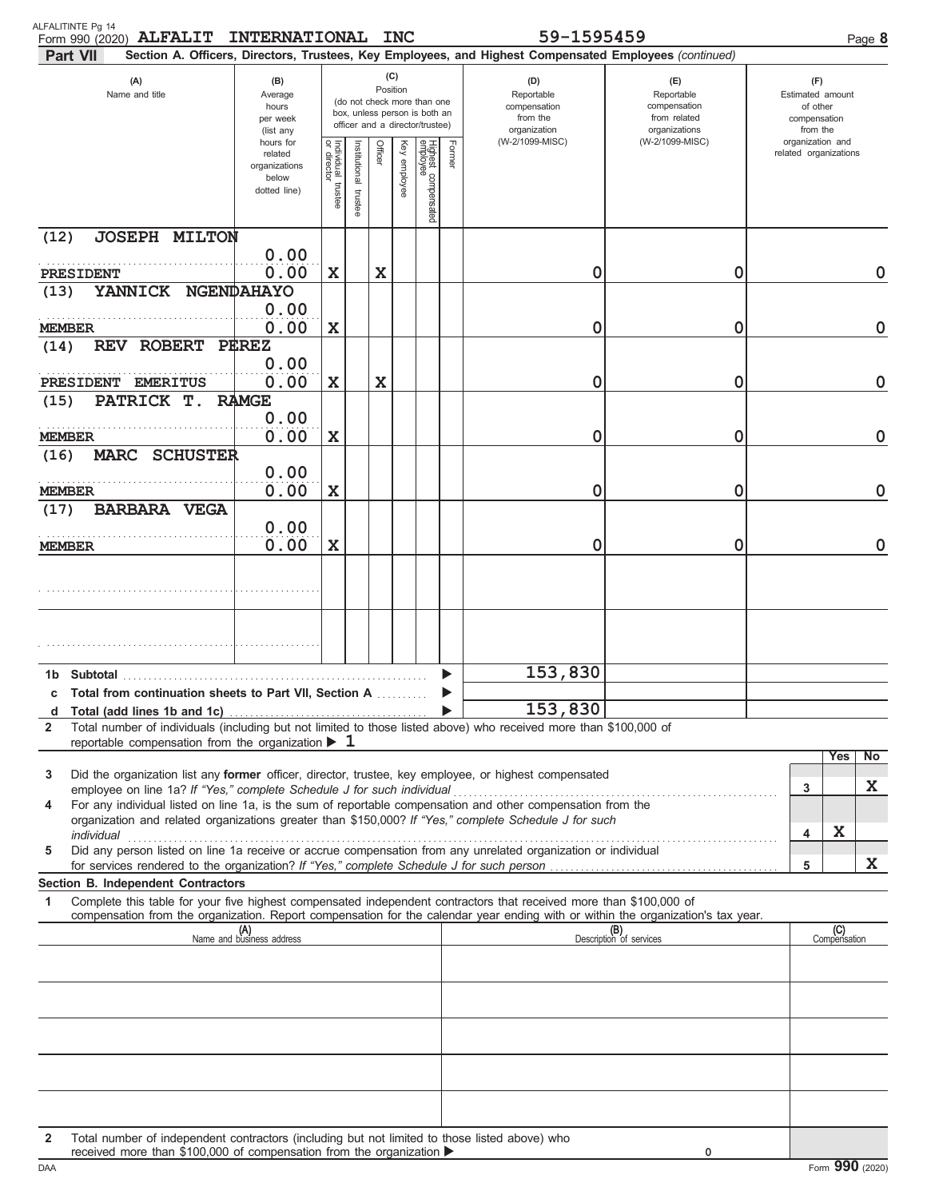Form 990 (2020) **ALFALIT INTERNATIONAL INC** 59-1595459 Page **8**

**Part VII** **Section A. Officers, Directors, Trustees, Key Employees, and Highest Compensated Employees** *(continued)*

| (A) Name and title | (B) Average hours per week (list any hours for related organizations below dotted line) | (C) Individual trustee or director | Institutional trustee | Officer | Key employee | Highest compensated employee | Former | (D) Reportable compensation from the organization (W-2/1099-MISC) | (E) Reportable compensation from related organizations (W-2/1099-MISC) | (F) Estimated amount of other compensation from the organization and related organizations |
|---|---|---|---|---|---|---|---|---|---|---|
| (12) JOSEPH MILTON<br>PRESIDENT | 0.00<br>0.00 | X | | X | | | | 0 | 0 | 0 |
| (13) YANNICK NGENDAHAYO<br>MEMBER | 0.00<br>0.00 | X | | | | | | 0 | 0 | 0 |
| (14) REV ROBERT PEREZ<br>PRESIDENT EMERITUS | 0.00<br>0.00 | X | | X | | | | 0 | 0 | 0 |
| (15) PATRICK T. RAMGE<br>MEMBER | 0.00<br>0.00 | X | | | | | | 0 | 0 | 0 |
| (16) MARC SCHUSTER<br>MEMBER | 0.00<br>0.00 | X | | | | | | 0 | 0 | 0 |
| (17) BARBARA VEGA<br>MEMBER | 0.00<br>0.00 | X | | | | | | 0 | 0 | 0 |
| | | | | | | | | | | |
| | | | | | | | | | | |
| **1b Subtotal** | | | | | | | | 153,830 | | |
| **c Total from continuation sheets to Part VII, Section A** | | | | | | | | | | |
| **d Total (add lines 1b and 1c)** | | | | | | | | 153,830 | | |

**2** Total number of individuals (including but not limited to those listed above) who received more than $100,000 of reportable compensation from the organization ▶ 1

| | | Yes | No |
|---|---|---|---|
| **3** Did the organization list any **former** officer, director, trustee, key employee, or highest compensated employee on line 1a? *If "Yes," complete Schedule J for such individual* | 3 | | X |
| **4** For any individual listed on line 1a, is the sum of reportable compensation and other compensation from the organization and related organizations greater than $150,000? *If "Yes," complete Schedule J for such individual* | 4 | X | |
| **5** Did any person listed on line 1a receive or accrue compensation from any unrelated organization or individual for services rendered to the organization? *If "Yes," complete Schedule J for such person* | 5 | | X |

**Section B. Independent Contractors**

**1** Complete this table for your five highest compensated independent contractors that received more than $100,000 of compensation from the organization. Report compensation for the calendar year ending with or within the organization's tax year.

| (A) Name and business address | (B) Description of services | (C) Compensation |
|---|---|---|
| | | |
| | | |
| | | |
| | | |
| | | |

**2** Total number of independent contractors (including but not limited to those listed above) who received more than $100,000 of compensation from the organization ▶ 0

Form **990** (2020)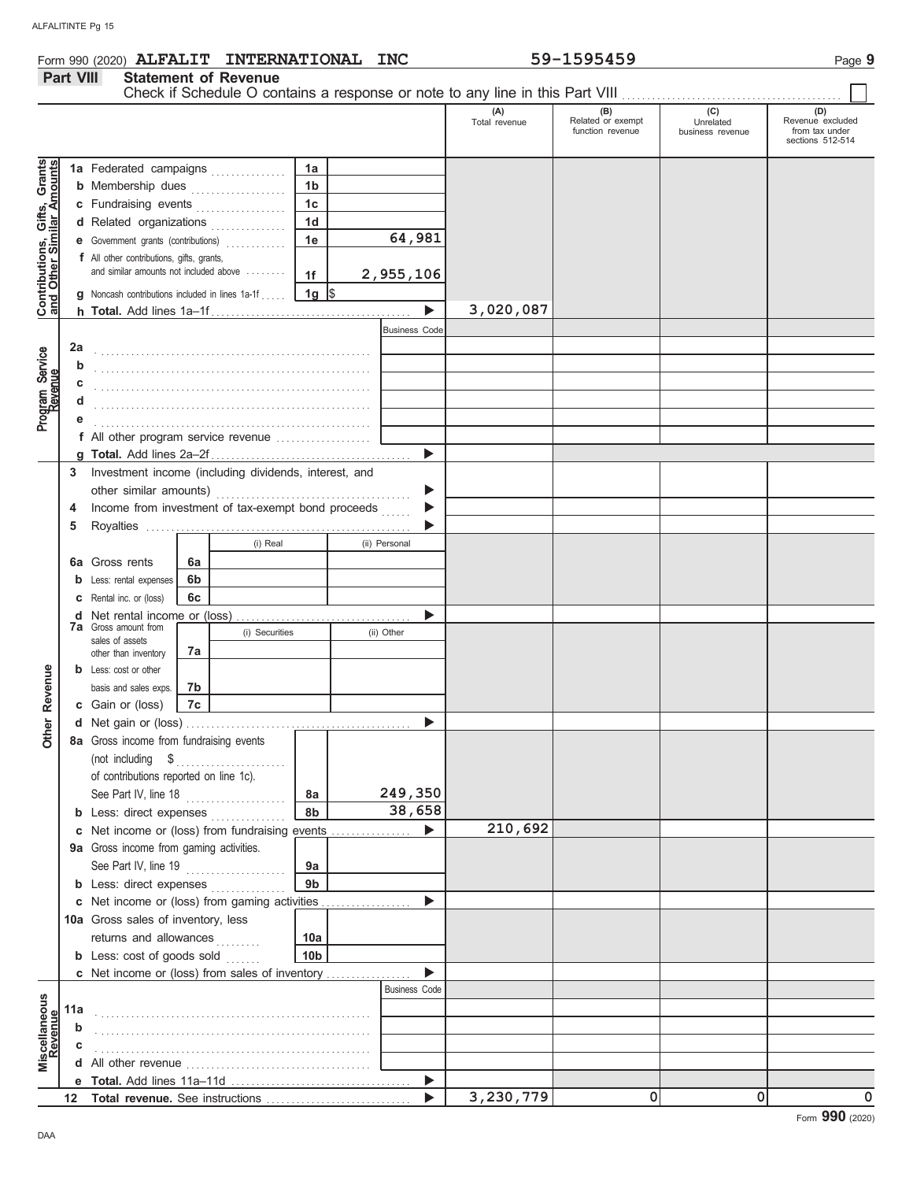Form 990 (2020) **ALFALIT INTERNATIONAL INC** 59-1595459 Page **9**

## Part VIII Statement of Revenue

Check if Schedule O contains a response or note to any line in this Part VIII . . . . . . . . . . ☐

| | | | | (A) Total revenue | (B) Related or exempt function revenue | (C) Unrelated business revenue | (D) Revenue excluded from tax under sections 512-514 |
|---|---|---|---|---|---|---|---|
| **Contributions, Gifts, Grants and Other Similar Amounts** | 1a Federated campaigns | 1a | | | | | |
| | b Membership dues | 1b | | | | | |
| | c Fundraising events | 1c | | | | | |
| | d Related organizations | 1d | | | | | |
| | e Government grants (contributions) | 1e | 64,981 | | | | |
| | f All other contributions, gifts, grants, and similar amounts not included above | 1f | 2,955,106 | | | | |
| | g Noncash contributions included in lines 1a-1f | 1g | $ | | | | |
| | h **Total.** Add lines 1a–1f | | ▶ | 3,020,087 | | | |
| **Program Service Revenue** | | | Business Code | | | | |
| | 2a | | | | | | |
| | b | | | | | | |
| | c | | | | | | |
| | d | | | | | | |
| | e | | | | | | |
| | f All other program service revenue | | | | | | |
| | g **Total.** Add lines 2a–2f | | ▶ | | | | |
| **Other Revenue** | 3 Investment income (including dividends, interest, and other similar amounts) | | ▶ | | | | |
| | 4 Income from investment of tax-exempt bond proceeds | | ▶ | | | | |
| | 5 Royalties | | ▶ | | | | |
| | | (i) Real | (ii) Personal | | | | |
| | 6a Gross rents | 6a | | | | | |
| | b Less: rental expenses | 6b | | | | | |
| | c Rental inc. or (loss) | 6c | | | | | |
| | d Net rental income or (loss) | | ▶ | | | | |
| | | (i) Securities | (ii) Other | | | | |
| | 7a Gross amount from sales of assets other than inventory | 7a | | | | | |
| | b Less: cost or other basis and sales exps. | 7b | | | | | |
| | c Gain or (loss) | 7c | | | | | |
| | d Net gain or (loss) | | ▶ | | | | |
| | 8a Gross income from fundraising events (not including $ of contributions reported on line 1c). See Part IV, line 18 | 8a | 249,350 | | | | |
| | b Less: direct expenses | 8b | 38,658 | | | | |
| | c Net income or (loss) from fundraising events | | ▶ | 210,692 | | | |
| | 9a Gross income from gaming activities. See Part IV, line 19 | 9a | | | | | |
| | b Less: direct expenses | 9b | | | | | |
| | c Net income or (loss) from gaming activities | | ▶ | | | | |
| | 10a Gross sales of inventory, less returns and allowances | 10a | | | | | |
| | b Less: cost of goods sold | 10b | | | | | |
| | c Net income or (loss) from sales of inventory | | ▶ | | | | |
| **Miscellaneous Revenue** | | | Business Code | | | | |
| | 11a | | | | | | |
| | b | | | | | | |
| | c | | | | | | |
| | d All other revenue | | | | | | |
| | e **Total.** Add lines 11a–11d | | ▶ | | | | |
| | 12 **Total revenue.** See instructions | | ▶ | 3,230,779 | 0 | 0 | 0 |

Form **990** (2020)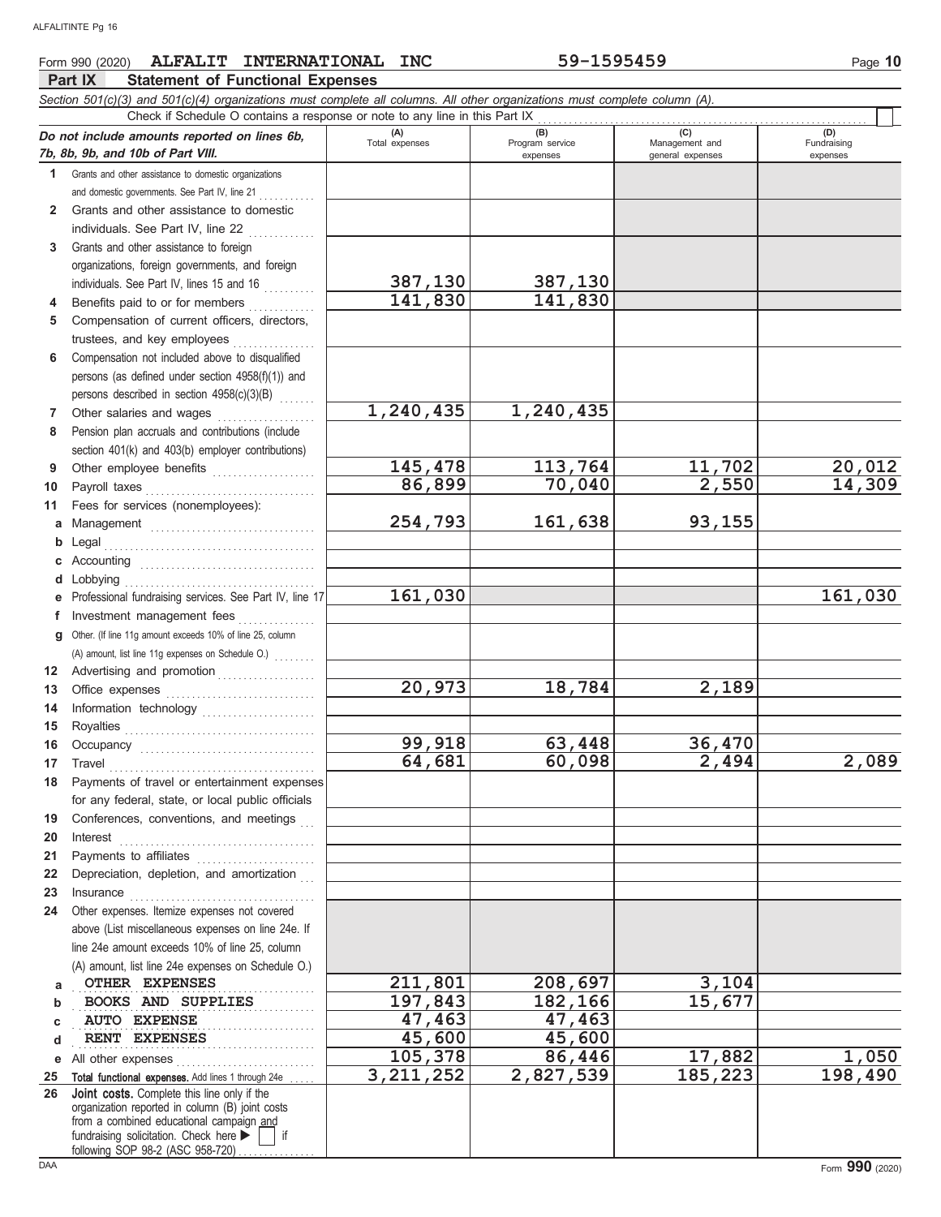Form 990 (2020) **ALFALIT INTERNATIONAL INC** **59-1595459** Page **10**

## Part IX Statement of Functional Expenses

*Section 501(c)(3) and 501(c)(4) organizations must complete all columns. All other organizations must complete column (A).*

Check if Schedule O contains a response or note to any line in this Part IX . . . . . . ☐

| *Do not include amounts reported on lines 6b, 7b, 8b, 9b, and 10b of Part VIII.* | (A) Total expenses | (B) Program service expenses | (C) Management and general expenses | (D) Fundraising expenses |
|---|---|---|---|---|
| **1** Grants and other assistance to domestic organizations and domestic governments. See Part IV, line 21 | | | | |
| **2** Grants and other assistance to domestic individuals. See Part IV, line 22 | | | | |
| **3** Grants and other assistance to foreign organizations, foreign governments, and foreign individuals. See Part IV, lines 15 and 16 | 387,130 | 387,130 | | |
| **4** Benefits paid to or for members | 141,830 | 141,830 | | |
| **5** Compensation of current officers, directors, trustees, and key employees | | | | |
| **6** Compensation not included above to disqualified persons (as defined under section 4958(f)(1)) and persons described in section 4958(c)(3)(B) | | | | |
| **7** Other salaries and wages | 1,240,435 | 1,240,435 | | |
| **8** Pension plan accruals and contributions (include section 401(k) and 403(b) employer contributions) | | | | |
| **9** Other employee benefits | 145,478 | 113,764 | 11,702 | 20,012 |
| **10** Payroll taxes | 86,899 | 70,040 | 2,550 | 14,309 |
| **11** Fees for services (nonemployees): | | | | |
| **a** Management | 254,793 | 161,638 | 93,155 | |
| **b** Legal | | | | |
| **c** Accounting | | | | |
| **d** Lobbying | | | | |
| **e** Professional fundraising services. See Part IV, line 17 | 161,030 | | | 161,030 |
| **f** Investment management fees | | | | |
| **g** Other. (If line 11g amount exceeds 10% of line 25, column (A) amount, list line 11g expenses on Schedule O.) | | | | |
| **12** Advertising and promotion | | | | |
| **13** Office expenses | 20,973 | 18,784 | 2,189 | |
| **14** Information technology | | | | |
| **15** Royalties | | | | |
| **16** Occupancy | 99,918 | 63,448 | 36,470 | |
| **17** Travel | 64,681 | 60,098 | 2,494 | 2,089 |
| **18** Payments of travel or entertainment expenses for any federal, state, or local public officials | | | | |
| **19** Conferences, conventions, and meetings | | | | |
| **20** Interest | | | | |
| **21** Payments to affiliates | | | | |
| **22** Depreciation, depletion, and amortization | | | | |
| **23** Insurance | | | | |
| **24** Other expenses. Itemize expenses not covered above (List miscellaneous expenses on line 24e. If line 24e amount exceeds 10% of line 25, column (A) amount, list line 24e expenses on Schedule O.) | | | | |
| **a** OTHER EXPENSES | 211,801 | 208,697 | 3,104 | |
| **b** BOOKS AND SUPPLIES | 197,843 | 182,166 | 15,677 | |
| **c** AUTO EXPENSE | 47,463 | 47,463 | | |
| **d** RENT EXPENSES | 45,600 | 45,600 | | |
| **e** All other expenses | 105,378 | 86,446 | 17,882 | 1,050 |
| **25** **Total functional expenses.** Add lines 1 through 24e | 3,211,252 | 2,827,539 | 185,223 | 198,490 |
| **26** **Joint costs.** Complete this line only if the organization reported in column (B) joint costs from a combined educational campaign and fundraising solicitation. Check here ▶ ☐ if following SOP 98-2 (ASC 958-720) | | | | |

Form **990** (2020)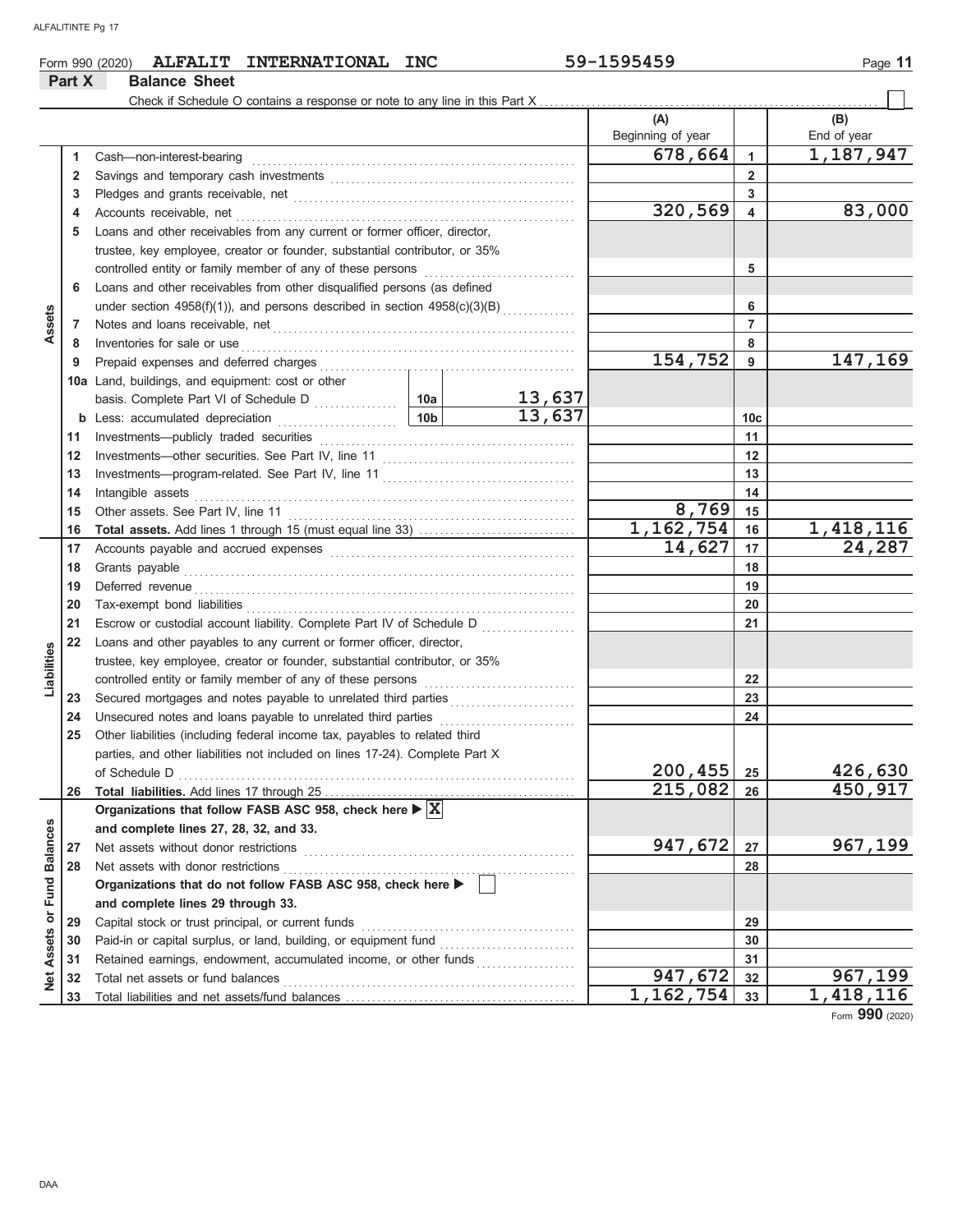Form 990 (2020) **ALFALIT INTERNATIONAL INC** 59-1595459 Page **11**

## Part X Balance Sheet

Check if Schedule O contains a response or note to any line in this Part X ☐

| | | | | (A) Beginning of year | | (B) End of year |
|---|---|---|---|---|---|---|
| **Assets** | 1 | Cash—non-interest-bearing | | 678,664 | 1 | 1,187,947 |
| | 2 | Savings and temporary cash investments | | | 2 | |
| | 3 | Pledges and grants receivable, net | | | 3 | |
| | 4 | Accounts receivable, net | | 320,569 | 4 | 83,000 |
| | 5 | Loans and other receivables from any current or former officer, director, trustee, key employee, creator or founder, substantial contributor, or 35% controlled entity or family member of any of these persons | | | 5 | |
| | 6 | Loans and other receivables from other disqualified persons (as defined under section 4958(f)(1)), and persons described in section 4958(c)(3)(B) | | | 6 | |
| | 7 | Notes and loans receivable, net | | | 7 | |
| | 8 | Inventories for sale or use | | | 8 | |
| | 9 | Prepaid expenses and deferred charges | | 154,752 | 9 | 147,169 |
| | 10a | Land, buildings, and equipment: cost or other basis. Complete Part VI of Schedule D | 10a 13,637 | | | |
| | b | Less: accumulated depreciation | 10b 13,637 | | 10c | |
| | 11 | Investments—publicly traded securities | | | 11 | |
| | 12 | Investments—other securities. See Part IV, line 11 | | | 12 | |
| | 13 | Investments—program-related. See Part IV, line 11 | | | 13 | |
| | 14 | Intangible assets | | | 14 | |
| | 15 | Other assets. See Part IV, line 11 | | 8,769 | 15 | |
| | 16 | **Total assets.** Add lines 1 through 15 (must equal line 33) | | 1,162,754 | 16 | 1,418,116 |
| **Liabilities** | 17 | Accounts payable and accrued expenses | | 14,627 | 17 | 24,287 |
| | 18 | Grants payable | | | 18 | |
| | 19 | Deferred revenue | | | 19 | |
| | 20 | Tax-exempt bond liabilities | | | 20 | |
| | 21 | Escrow or custodial account liability. Complete Part IV of Schedule D | | | 21 | |
| | 22 | Loans and other payables to any current or former officer, director, trustee, key employee, creator or founder, substantial contributor, or 35% controlled entity or family member of any of these persons | | | 22 | |
| | 23 | Secured mortgages and notes payable to unrelated third parties | | | 23 | |
| | 24 | Unsecured notes and loans payable to unrelated third parties | | | 24 | |
| | 25 | Other liabilities (including federal income tax, payables to related third parties, and other liabilities not included on lines 17-24). Complete Part X of Schedule D | | 200,455 | 25 | 426,630 |
| | 26 | **Total liabilities.** Add lines 17 through 25 | | 215,082 | 26 | 450,917 |
| **Net Assets or Fund Balances** | | **Organizations that follow FASB ASC 958, check here ▶ ☒ and complete lines 27, 28, 32, and 33.** | | | | |
| | 27 | Net assets without donor restrictions | | 947,672 | 27 | 967,199 |
| | 28 | Net assets with donor restrictions | | | 28 | |
| | | **Organizations that do not follow FASB ASC 958, check here ▶ ☐ and complete lines 29 through 33.** | | | | |
| | 29 | Capital stock or trust principal, or current funds | | | 29 | |
| | 30 | Paid-in or capital surplus, or land, building, or equipment fund | | | 30 | |
| | 31 | Retained earnings, endowment, accumulated income, or other funds | | | 31 | |
| | 32 | Total net assets or fund balances | | 947,672 | 32 | 967,199 |
| | 33 | Total liabilities and net assets/fund balances | | 1,162,754 | 33 | 1,418,116 |

Form **990** (2020)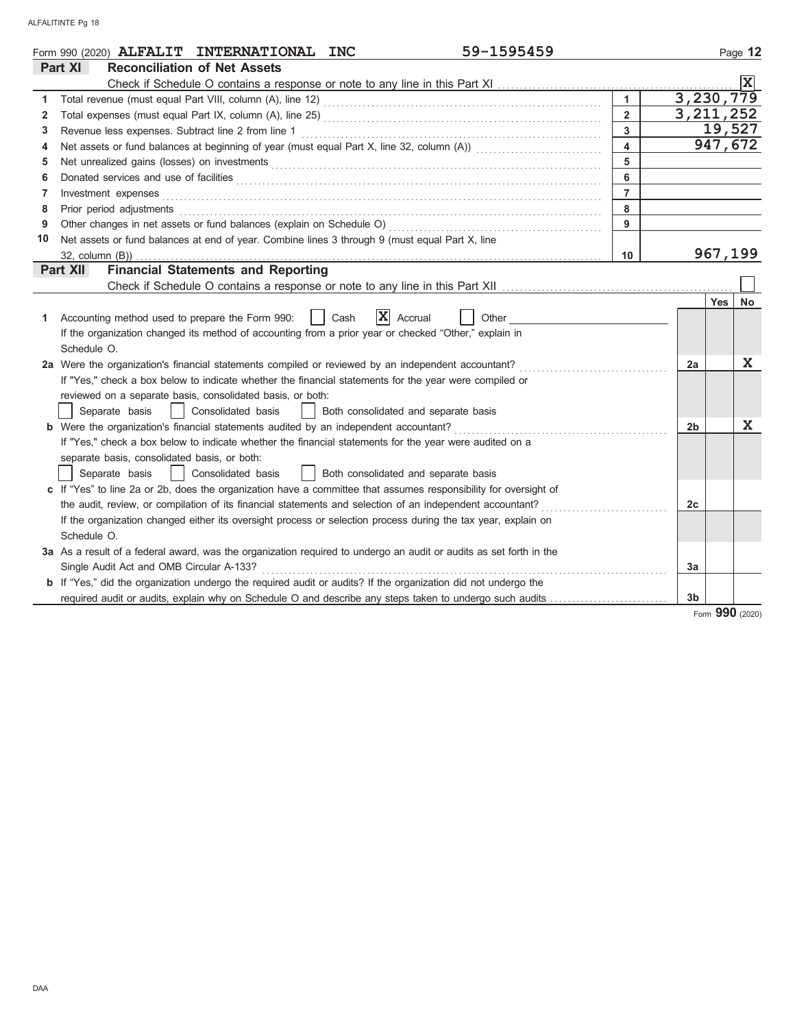Form 990 (2020) **ALFALIT INTERNATIONAL INC** 59-1595459 Page **12**

## Part XI Reconciliation of Net Assets

Check if Schedule O contains a response or note to any line in this Part XI ........ [X]

| | | | |
|---|---|---|---|
| 1 | Total revenue (must equal Part VIII, column (A), line 12) | 1 | 3,230,779 |
| 2 | Total expenses (must equal Part IX, column (A), line 25) | 2 | 3,211,252 |
| 3 | Revenue less expenses. Subtract line 2 from line 1 | 3 | 19,527 |
| 4 | Net assets or fund balances at beginning of year (must equal Part X, line 32, column (A)) | 4 | 947,672 |
| 5 | Net unrealized gains (losses) on investments | 5 | |
| 6 | Donated services and use of facilities | 6 | |
| 7 | Investment expenses | 7 | |
| 8 | Prior period adjustments | 8 | |
| 9 | Other changes in net assets or fund balances (explain on Schedule O) | 9 | |
| 10 | Net assets or fund balances at end of year. Combine lines 3 through 9 (must equal Part X, line 32, column (B)) | 10 | 967,199 |

## Part XII Financial Statements and Reporting

Check if Schedule O contains a response or note to any line in this Part XII ........ [ ]

| | | | Yes | No |
|---|---|---|---|---|
| 1 | Accounting method used to prepare the Form 990: [ ] Cash [X] Accrual [ ] Other ______<br>If the organization changed its method of accounting from a prior year or checked "Other," explain in Schedule O. | | | |
| 2a | Were the organization's financial statements compiled or reviewed by an independent accountant?<br>If "Yes," check a box below to indicate whether the financial statements for the year were compiled or reviewed on a separate basis, consolidated basis, or both:<br>[ ] Separate basis [ ] Consolidated basis [ ] Both consolidated and separate basis | 2a | | X |
| b | Were the organization's financial statements audited by an independent accountant?<br>If "Yes," check a box below to indicate whether the financial statements for the year were audited on a separate basis, consolidated basis, or both:<br>[ ] Separate basis [ ] Consolidated basis [ ] Both consolidated and separate basis | 2b | | X |
| c | If "Yes" to line 2a or 2b, does the organization have a committee that assumes responsibility for oversight of the audit, review, or compilation of its financial statements and selection of an independent accountant?<br>If the organization changed either its oversight process or selection process during the tax year, explain on Schedule O. | 2c | | |
| 3a | As a result of a federal award, was the organization required to undergo an audit or audits as set forth in the Single Audit Act and OMB Circular A-133? | 3a | | |
| b | If "Yes," did the organization undergo the required audit or audits? If the organization did not undergo the required audit or audits, explain why on Schedule O and describe any steps taken to undergo such audits | 3b | | |

Form **990** (2020)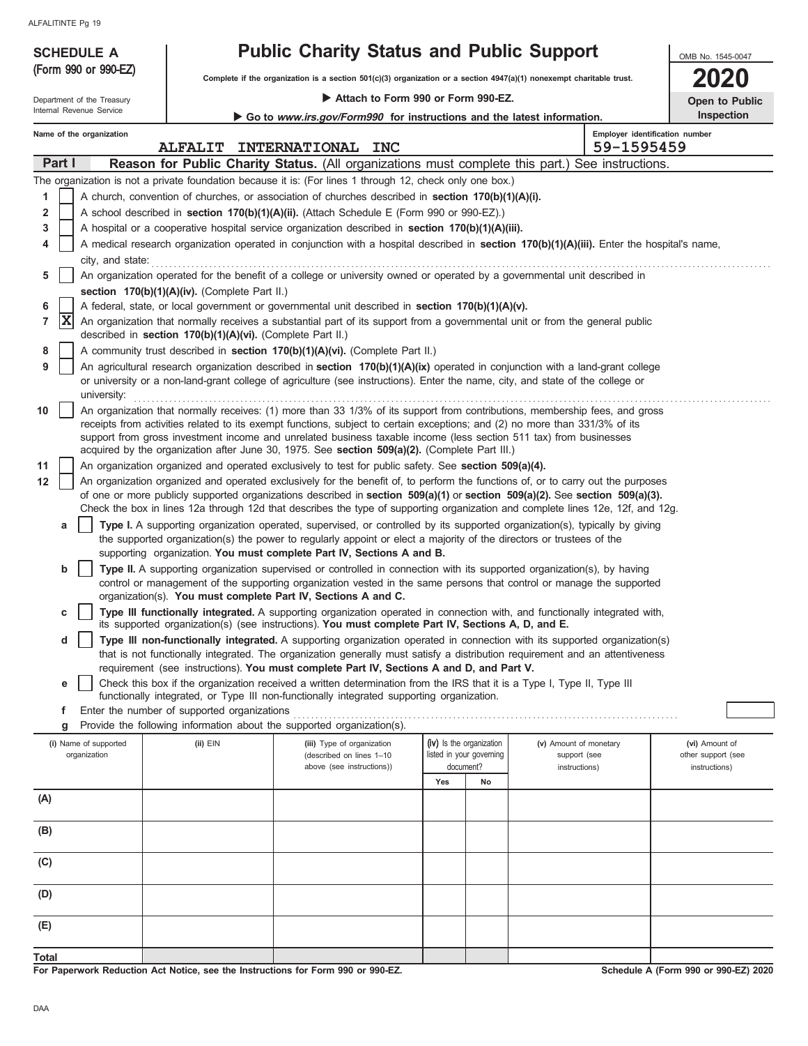# SCHEDULE A (Form 990 or 990-EZ)

Department of the Treasury
Internal Revenue Service

# Public Charity Status and Public Support

**Complete if the organization is a section 501(c)(3) organization or a section 4947(a)(1) nonexempt charitable trust.**

▶ **Attach to Form 990 or Form 990-EZ.**

▶ **Go to *www.irs.gov/Form990* for instructions and the latest information.**

OMB No. 1545-0047

**2020**

**Open to Public Inspection**

Name of the organization: ALFALIT INTERNATIONAL INC

Employer identification number: 59-1595459

## Part I Reason for Public Charity Status. (All organizations must complete this part.) See instructions.

The organization is not a private foundation because it is: (For lines 1 through 12, check only one box.)

1. [ ] A church, convention of churches, or association of churches described in **section 170(b)(1)(A)(i).**
2. [ ] A school described in **section 170(b)(1)(A)(ii).** (Attach Schedule E (Form 990 or 990-EZ).)
3. [ ] A hospital or a cooperative hospital service organization described in **section 170(b)(1)(A)(iii).**
4. [ ] A medical research organization operated in conjunction with a hospital described in **section 170(b)(1)(A)(iii).** Enter the hospital's name, city, and state:
5. [ ] An organization operated for the benefit of a college or university owned or operated by a governmental unit described in **section 170(b)(1)(A)(iv).** (Complete Part II.)
6. [ ] A federal, state, or local government or governmental unit described in **section 170(b)(1)(A)(v).**
7. [X] An organization that normally receives a substantial part of its support from a governmental unit or from the general public described in **section 170(b)(1)(A)(vi).** (Complete Part II.)
8. [ ] A community trust described in **section 170(b)(1)(A)(vi).** (Complete Part II.)
9. [ ] An agricultural research organization described in **section 170(b)(1)(A)(ix)** operated in conjunction with a land-grant college or university or a non-land-grant college of agriculture (see instructions). Enter the name, city, and state of the college or university:
10. [ ] An organization that normally receives: (1) more than 33 1/3% of its support from contributions, membership fees, and gross receipts from activities related to its exempt functions, subject to certain exceptions; and (2) no more than 331/3% of its support from gross investment income and unrelated business taxable income (less section 511 tax) from businesses acquired by the organization after June 30, 1975. See **section 509(a)(2).** (Complete Part III.)
11. [ ] An organization organized and operated exclusively to test for public safety. See **section 509(a)(4).**
12. [ ] An organization organized and operated exclusively for the benefit of, to perform the functions of, or to carry out the purposes of one or more publicly supported organizations described in **section 509(a)(1)** or **section 509(a)(2).** See **section 509(a)(3).** Check the box in lines 12a through 12d that describes the type of supporting organization and complete lines 12e, 12f, and 12g.

   a. [ ] **Type I.** A supporting organization operated, supervised, or controlled by its supported organization(s), typically by giving the supported organization(s) the power to regularly appoint or elect a majority of the directors or trustees of the supporting organization. **You must complete Part IV, Sections A and B.**

   b. [ ] **Type II.** A supporting organization supervised or controlled in connection with its supported organization(s), by having control or management of the supporting organization vested in the same persons that control or manage the supported organization(s). **You must complete Part IV, Sections A and C.**

   c. [ ] **Type III functionally integrated.** A supporting organization operated in connection with, and functionally integrated with, its supported organization(s) (see instructions). **You must complete Part IV, Sections A, D, and E.**

   d. [ ] **Type III non-functionally integrated.** A supporting organization operated in connection with its supported organization(s) that is not functionally integrated. The organization generally must satisfy a distribution requirement and an attentiveness requirement (see instructions). **You must complete Part IV, Sections A and D, and Part V.**

   e. [ ] Check this box if the organization received a written determination from the IRS that it is a Type I, Type II, Type III functionally integrated, or Type III non-functionally integrated supporting organization.

   f. Enter the number of supported organizations

   g. Provide the following information about the supported organization(s).

| (i) Name of supported organization | (ii) EIN | (iii) Type of organization (described on lines 1–10 above (see instructions)) | (iv) Is the organization listed in your governing document? | | (v) Amount of monetary support (see instructions) | (vi) Amount of other support (see instructions) |
|---|---|---|---|---|---|---|
| | | | Yes | No | | |
| (A) | | | | | | |
| (B) | | | | | | |
| (C) | | | | | | |
| (D) | | | | | | |
| (E) | | | | | | |
| Total | | | | | | |

**For Paperwork Reduction Act Notice, see the Instructions for Form 990 or 990-EZ.**

Schedule A (Form 990 or 990-EZ) 2020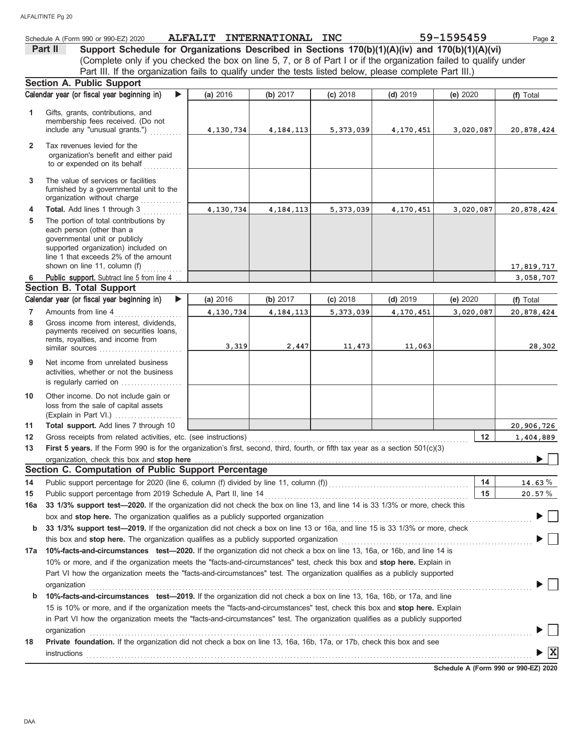Schedule A (Form 990 or 990-EZ) 2020 **ALFALIT INTERNATIONAL INC** 59-1595459

## Part II — Support Schedule for Organizations Described in Sections 170(b)(1)(A)(iv) and 170(b)(1)(A)(vi)

(Complete only if you checked the box on line 5, 7, or 8 of Part I or if the organization failed to qualify under Part III. If the organization fails to qualify under the tests listed below, please complete Part III.)

### Section A. Public Support

| | Calendar year (or fiscal year beginning in) ▶ | (a) 2016 | (b) 2017 | (c) 2018 | (d) 2019 | (e) 2020 | (f) Total |
|---|---|---|---|---|---|---|---|
| 1 | Gifts, grants, contributions, and membership fees received. (Do not include any "unusual grants.") | 4,130,734 | 4,184,113 | 5,373,039 | 4,170,451 | 3,020,087 | 20,878,424 |
| 2 | Tax revenues levied for the organization's benefit and either paid to or expended on its behalf | | | | | | |
| 3 | The value of services or facilities furnished by a governmental unit to the organization without charge | | | | | | |
| 4 | **Total.** Add lines 1 through 3 | 4,130,734 | 4,184,113 | 5,373,039 | 4,170,451 | 3,020,087 | 20,878,424 |
| 5 | The portion of total contributions by each person (other than a governmental unit or publicly supported organization) included on line 1 that exceeds 2% of the amount shown on line 11, column (f) | | | | | | 17,819,717 |
| 6 | **Public support.** Subtract line 5 from line 4 | | | | | | 3,058,707 |

### Section B. Total Support

| | Calendar year (or fiscal year beginning in) ▶ | (a) 2016 | (b) 2017 | (c) 2018 | (d) 2019 | (e) 2020 | (f) Total |
|---|---|---|---|---|---|---|---|
| 7 | Amounts from line 4 | 4,130,734 | 4,184,113 | 5,373,039 | 4,170,451 | 3,020,087 | 20,878,424 |
| 8 | Gross income from interest, dividends, payments received on securities loans, rents, royalties, and income from similar sources | 3,319 | 2,447 | 11,473 | 11,063 | | 28,302 |
| 9 | Net income from unrelated business activities, whether or not the business is regularly carried on | | | | | | |
| 10 | Other income. Do not include gain or loss from the sale of capital assets (Explain in Part VI.) | | | | | | |
| 11 | **Total support.** Add lines 7 through 10 | | | | | | 20,906,726 |

| | | | |
|---|---|---|---|
| 12 | Gross receipts from related activities, etc. (see instructions) | 12 | 1,404,889 |
| 13 | **First 5 years.** If the Form 990 is for the organization's first, second, third, fourth, or fifth tax year as a section 501(c)(3) organization, check this box and **stop here** | | ▶ ☐ |

### Section C. Computation of Public Support Percentage

| | | | |
|---|---|---|---|
| 14 | Public support percentage for 2020 (line 6, column (f) divided by line 11, column (f)) | 14 | 14.63 % |
| 15 | Public support percentage from 2019 Schedule A, Part II, line 14 | 15 | 20.57 % |

**16a** **33 1/3% support test—2020.** If the organization did not check the box on line 13, and line 14 is 33 1/3% or more, check this box and **stop here.** The organization qualifies as a publicly supported organization ▶ ☐

**b** **33 1/3% support test—2019.** If the organization did not check a box on line 13 or 16a, and line 15 is 33 1/3% or more, check this box and **stop here.** The organization qualifies as a publicly supported organization ▶ ☐

**17a** **10%-facts-and-circumstances test—2020.** If the organization did not check a box on line 13, 16a, or 16b, and line 14 is 10% or more, and if the organization meets the "facts-and-circumstances" test, check this box and **stop here.** Explain in Part VI how the organization meets the "facts-and-circumstances" test. The organization qualifies as a publicly supported organization ▶ ☐

**b** **10%-facts-and-circumstances test—2019.** If the organization did not check a box on line 13, 16a, 16b, or 17a, and line 15 is 10% or more, and if the organization meets the "facts-and-circumstances" test, check this box and **stop here.** Explain in Part VI how the organization meets the "facts-and-circumstances" test. The organization qualifies as a publicly supported organization ▶ ☐

**18** **Private foundation.** If the organization did not check a box on line 13, 16a, 16b, 17a, or 17b, check this box and see instructions ▶ ☒

Schedule A (Form 990 or 990-EZ) 2020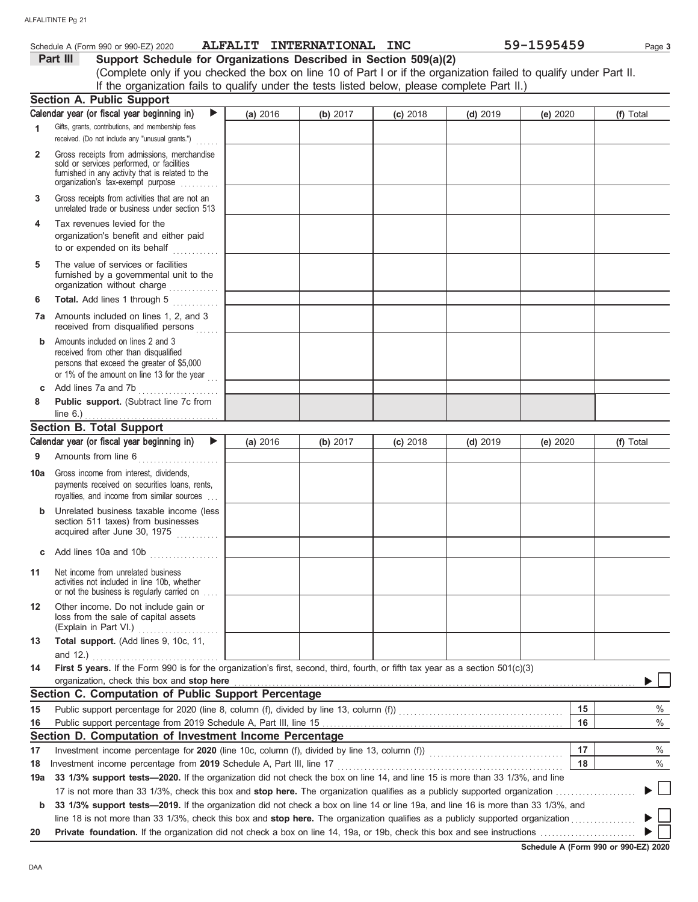Schedule A (Form 990 or 990-EZ) 2020 ALFALIT INTERNATIONAL INC 59-1595459 Page 3

## Part III Support Schedule for Organizations Described in Section 509(a)(2)

(Complete only if you checked the box on line 10 of Part I or if the organization failed to qualify under Part II. If the organization fails to qualify under the tests listed below, please complete Part II.)

### Section A. Public Support

| Calendar year (or fiscal year beginning in) ▶ | (a) 2016 | (b) 2017 | (c) 2018 | (d) 2019 | (e) 2020 | (f) Total |
|---|---|---|---|---|---|---|
| 1 Gifts, grants, contributions, and membership fees received. (Do not include any "unusual grants.") | | | | | | |
| 2 Gross receipts from admissions, merchandise sold or services performed, or facilities furnished in any activity that is related to the organization's tax-exempt purpose | | | | | | |
| 3 Gross receipts from activities that are not an unrelated trade or business under section 513 | | | | | | |
| 4 Tax revenues levied for the organization's benefit and either paid to or expended on its behalf | | | | | | |
| 5 The value of services or facilities furnished by a governmental unit to the organization without charge | | | | | | |
| 6 **Total.** Add lines 1 through 5 | | | | | | |
| 7a Amounts included on lines 1, 2, and 3 received from disqualified persons | | | | | | |
| b Amounts included on lines 2 and 3 received from other than disqualified persons that exceed the greater of $5,000 or 1% of the amount on line 13 for the year | | | | | | |
| c Add lines 7a and 7b | | | | | | |
| 8 **Public support.** (Subtract line 7c from line 6.) | | | | | | |

### Section B. Total Support

| Calendar year (or fiscal year beginning in) ▶ | (a) 2016 | (b) 2017 | (c) 2018 | (d) 2019 | (e) 2020 | (f) Total |
|---|---|---|---|---|---|---|
| 9 Amounts from line 6 | | | | | | |
| 10a Gross income from interest, dividends, payments received on securities loans, rents, royalties, and income from similar sources | | | | | | |
| b Unrelated business taxable income (less section 511 taxes) from businesses acquired after June 30, 1975 | | | | | | |
| c Add lines 10a and 10b | | | | | | |
| 11 Net income from unrelated business activities not included in line 10b, whether or not the business is regularly carried on | | | | | | |
| 12 Other income. Do not include gain or loss from the sale of capital assets (Explain in Part VI.) | | | | | | |
| 13 **Total support.** (Add lines 9, 10c, 11, and 12.) | | | | | | |

14 **First 5 years.** If the Form 990 is for the organization's first, second, third, fourth, or fifth tax year as a section 501(c)(3) organization, check this box and **stop here** ▶ ☐

### Section C. Computation of Public Support Percentage

| | | | |
|---|---|---|---|
| 15 | Public support percentage for 2020 (line 8, column (f), divided by line 13, column (f)) | 15 | % |
| 16 | Public support percentage from 2019 Schedule A, Part III, line 15 | 16 | % |

### Section D. Computation of Investment Income Percentage

| | | | |
|---|---|---|---|
| 17 | Investment income percentage for **2020** (line 10c, column (f), divided by line 13, column (f)) | 17 | % |
| 18 | Investment income percentage from **2019** Schedule A, Part III, line 17 | 18 | % |

19a **33 1/3% support tests—2020.** If the organization did not check the box on line 14, and line 15 is more than 33 1/3%, and line 17 is not more than 33 1/3%, check this box and **stop here.** The organization qualifies as a publicly supported organization ▶ ☐

b **33 1/3% support tests—2019.** If the organization did not check a box on line 14 or line 19a, and line 16 is more than 33 1/3%, and line 18 is not more than 33 1/3%, check this box and **stop here.** The organization qualifies as a publicly supported organization ▶ ☐

20 **Private foundation.** If the organization did not check a box on line 14, 19a, or 19b, check this box and see instructions ▶ ☐

**Schedule A (Form 990 or 990-EZ) 2020**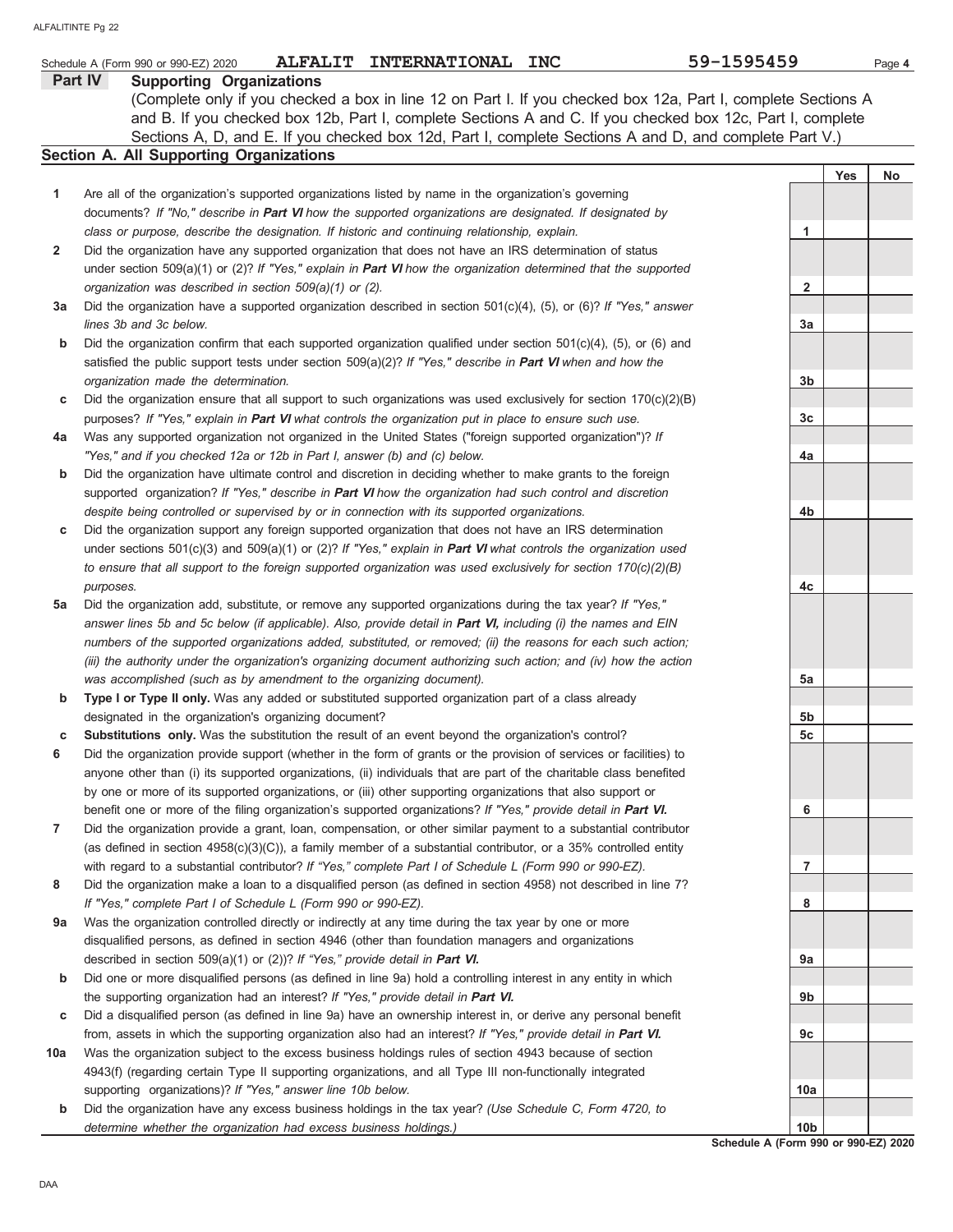Schedule A (Form 990 or 990-EZ) 2020 **ALFALIT INTERNATIONAL INC** 59-1595459

## Part IV Supporting Organizations

(Complete only if you checked a box in line 12 on Part I. If you checked box 12a, Part I, complete Sections A and B. If you checked box 12b, Part I, complete Sections A and C. If you checked box 12c, Part I, complete Sections A, D, and E. If you checked box 12d, Part I, complete Sections A and D, and complete Part V.)

### Section A. All Supporting Organizations

| | | | Yes | No |
|---|---|---|---|---|
| **1** | Are all of the organization's supported organizations listed by name in the organization's governing documents? *If "No," describe in **Part VI** how the supported organizations are designated. If designated by class or purpose, describe the designation. If historic and continuing relationship, explain.* | 1 | | |
| **2** | Did the organization have any supported organization that does not have an IRS determination of status under section 509(a)(1) or (2)? *If "Yes," explain in **Part VI** how the organization determined that the supported organization was described in section 509(a)(1) or (2).* | 2 | | |
| **3a** | Did the organization have a supported organization described in section 501(c)(4), (5), or (6)? *If "Yes," answer lines 3b and 3c below.* | 3a | | |
| **b** | Did the organization confirm that each supported organization qualified under section 501(c)(4), (5), or (6) and satisfied the public support tests under section 509(a)(2)? *If "Yes," describe in **Part VI** when and how the organization made the determination.* | 3b | | |
| **c** | Did the organization ensure that all support to such organizations was used exclusively for section 170(c)(2)(B) purposes? *If "Yes," explain in **Part VI** what controls the organization put in place to ensure such use.* | 3c | | |
| **4a** | Was any supported organization not organized in the United States ("foreign supported organization")? *If "Yes," and if you checked 12a or 12b in Part I, answer (b) and (c) below.* | 4a | | |
| **b** | Did the organization have ultimate control and discretion in deciding whether to make grants to the foreign supported organization? *If "Yes," describe in **Part VI** how the organization had such control and discretion despite being controlled or supervised by or in connection with its supported organizations.* | 4b | | |
| **c** | Did the organization support any foreign supported organization that does not have an IRS determination under sections 501(c)(3) and 509(a)(1) or (2)? *If "Yes," explain in **Part VI** what controls the organization used to ensure that all support to the foreign supported organization was used exclusively for section 170(c)(2)(B) purposes.* | 4c | | |
| **5a** | Did the organization add, substitute, or remove any supported organizations during the tax year? *If "Yes," answer lines 5b and 5c below (if applicable). Also, provide detail in **Part VI,** including (i) the names and EIN numbers of the supported organizations added, substituted, or removed; (ii) the reasons for each such action; (iii) the authority under the organization's organizing document authorizing such action; and (iv) how the action was accomplished (such as by amendment to the organizing document).* | 5a | | |
| **b** | **Type I or Type II only.** Was any added or substituted supported organization part of a class already designated in the organization's organizing document? | 5b | | |
| **c** | **Substitutions only.** Was the substitution the result of an event beyond the organization's control? | 5c | | |
| **6** | Did the organization provide support (whether in the form of grants or the provision of services or facilities) to anyone other than (i) its supported organizations, (ii) individuals that are part of the charitable class benefited by one or more of its supported organizations, or (iii) other supporting organizations that also support or benefit one or more of the filing organization's supported organizations? *If "Yes," provide detail in **Part VI.*** | 6 | | |
| **7** | Did the organization provide a grant, loan, compensation, or other similar payment to a substantial contributor (as defined in section 4958(c)(3)(C)), a family member of a substantial contributor, or a 35% controlled entity with regard to a substantial contributor? *If "Yes," complete Part I of Schedule L (Form 990 or 990-EZ).* | 7 | | |
| **8** | Did the organization make a loan to a disqualified person (as defined in section 4958) not described in line 7? *If "Yes," complete Part I of Schedule L (Form 990 or 990-EZ).* | 8 | | |
| **9a** | Was the organization controlled directly or indirectly at any time during the tax year by one or more disqualified persons, as defined in section 4946 (other than foundation managers and organizations described in section 509(a)(1) or (2))? *If "Yes," provide detail in **Part VI.*** | 9a | | |
| **b** | Did one or more disqualified persons (as defined in line 9a) hold a controlling interest in any entity in which the supporting organization had an interest? *If "Yes," provide detail in **Part VI.*** | 9b | | |
| **c** | Did a disqualified person (as defined in line 9a) have an ownership interest in, or derive any personal benefit from, assets in which the supporting organization also had an interest? *If "Yes," provide detail in **Part VI.*** | 9c | | |
| **10a** | Was the organization subject to the excess business holdings rules of section 4943 because of section 4943(f) (regarding certain Type II supporting organizations, and all Type III non-functionally integrated supporting organizations)? *If "Yes," answer line 10b below.* | 10a | | |
| **b** | Did the organization have any excess business holdings in the tax year? *(Use Schedule C, Form 4720, to determine whether the organization had excess business holdings.)* | 10b | | |

**Schedule A (Form 990 or 990-EZ) 2020**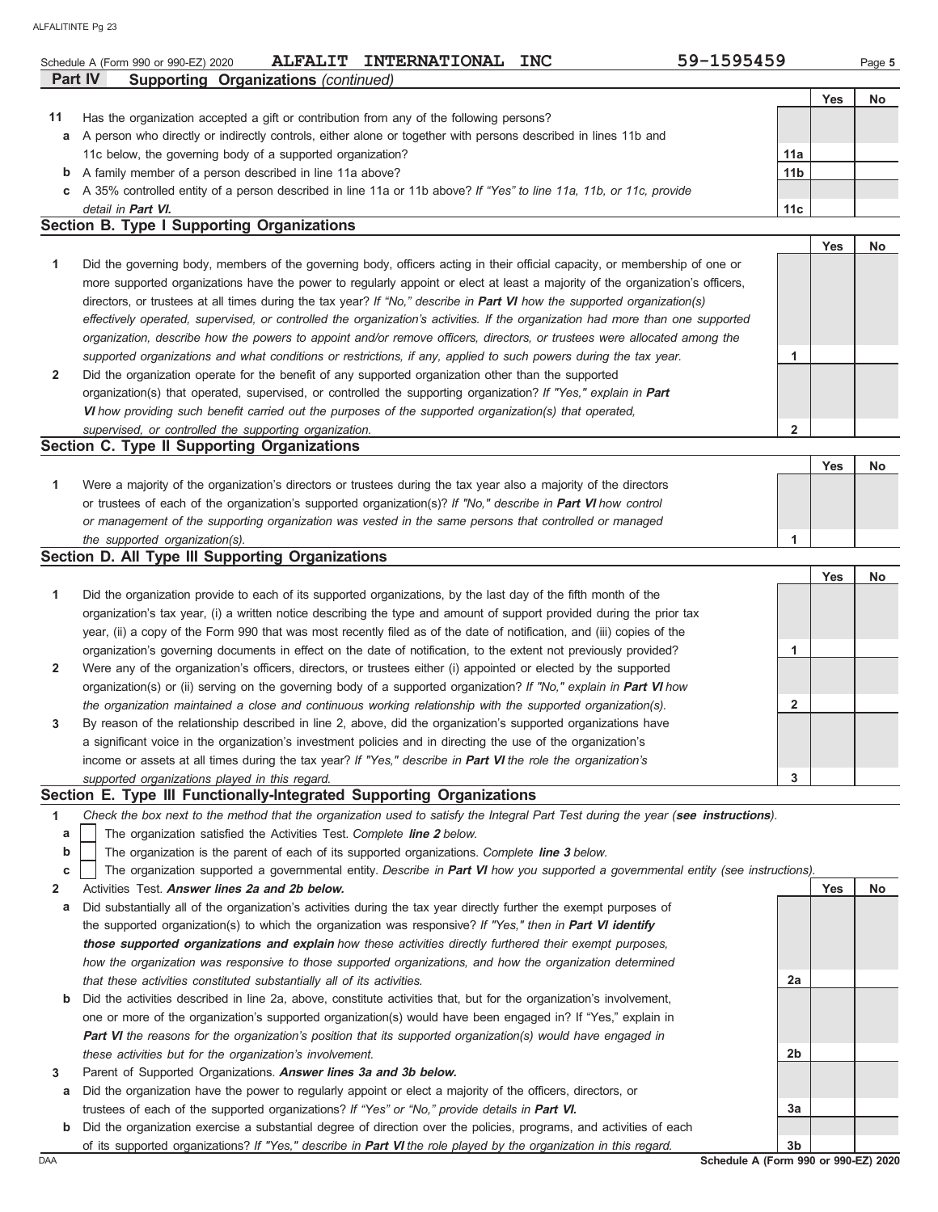Schedule A (Form 990 or 990-EZ) 2020 **ALFALIT INTERNATIONAL INC** 59-1595459 Page **5**

## Part IV Supporting Organizations *(continued)*

| | | | Yes | No |
|---|---|---|---|---|
| **11** | Has the organization accepted a gift or contribution from any of the following persons? | | | |
| **a** | A person who directly or indirectly controls, either alone or together with persons described in lines 11b and 11c below, the governing body of a supported organization? | 11a | | |
| **b** | A family member of a person described in line 11a above? | 11b | | |
| **c** | A 35% controlled entity of a person described in line 11a or 11b above? *If "Yes" to line 11a, 11b, or 11c, provide detail in **Part VI**.* | 11c | | |

### Section B. Type I Supporting Organizations

| | | | Yes | No |
|---|---|---|---|---|
| **1** | Did the governing body, members of the governing body, officers acting in their official capacity, or membership of one or more supported organizations have the power to regularly appoint or elect at least a majority of the organization's officers, directors, or trustees at all times during the tax year? *If "No," describe in **Part VI** how the supported organization(s) effectively operated, supervised, or controlled the organization's activities. If the organization had more than one supported organization, describe how the powers to appoint and/or remove officers, directors, or trustees were allocated among the supported organizations and what conditions or restrictions, if any, applied to such powers during the tax year.* | 1 | | |
| **2** | Did the organization operate for the benefit of any supported organization other than the supported organization(s) that operated, supervised, or controlled the supporting organization? *If "Yes," explain in **Part VI** how providing such benefit carried out the purposes of the supported organization(s) that operated, supervised, or controlled the supporting organization.* | 2 | | |

### Section C. Type II Supporting Organizations

| | | | Yes | No |
|---|---|---|---|---|
| **1** | Were a majority of the organization's directors or trustees during the tax year also a majority of the directors or trustees of each of the organization's supported organization(s)? *If "No," describe in **Part VI** how control or management of the supporting organization was vested in the same persons that controlled or managed the supported organization(s).* | 1 | | |

### Section D. All Type III Supporting Organizations

| | | | Yes | No |
|---|---|---|---|---|
| **1** | Did the organization provide to each of its supported organizations, by the last day of the fifth month of the organization's tax year, (i) a written notice describing the type and amount of support provided during the prior tax year, (ii) a copy of the Form 990 that was most recently filed as of the date of notification, and (iii) copies of the organization's governing documents in effect on the date of notification, to the extent not previously provided? | 1 | | |
| **2** | Were any of the organization's officers, directors, or trustees either (i) appointed or elected by the supported organization(s) or (ii) serving on the governing body of a supported organization? *If "No," explain in **Part VI** how the organization maintained a close and continuous working relationship with the supported organization(s).* | 2 | | |
| **3** | By reason of the relationship described in line 2, above, did the organization's supported organizations have a significant voice in the organization's investment policies and in directing the use of the organization's income or assets at all times during the tax year? *If "Yes," describe in **Part VI** the role the organization's supported organizations played in this regard.* | 3 | | |

### Section E. Type III Functionally-Integrated Supporting Organizations

**1** *Check the box next to the method that the organization used to satisfy the Integral Part Test during the year (**see instructions**).*

- **a** ☐ The organization satisfied the Activities Test. *Complete **line 2** below.*
- **b** ☐ The organization is the parent of each of its supported organizations. *Complete **line 3** below.*
- **c** ☐ The organization supported a governmental entity. *Describe in **Part VI** how you supported a governmental entity (see instructions).*

| | | | Yes | No |
|---|---|---|---|---|
| **2** | Activities Test. ***Answer lines 2a and 2b below.*** | | | |
| **a** | Did substantially all of the organization's activities during the tax year directly further the exempt purposes of the supported organization(s) to which the organization was responsive? *If "Yes," then in **Part VI identify those supported organizations and explain** how these activities directly furthered their exempt purposes, how the organization was responsive to those supported organizations, and how the organization determined that these activities constituted substantially all of its activities.* | 2a | | |
| **b** | Did the activities described in line 2a, above, constitute activities that, but for the organization's involvement, one or more of the organization's supported organization(s) would have been engaged in? If "Yes," explain in ***Part VI** the reasons for the organization's position that its supported organization(s) would have engaged in these activities but for the organization's involvement.* | 2b | | |
| **3** | Parent of Supported Organizations. ***Answer lines 3a and 3b below.*** | | | |
| **a** | Did the organization have the power to regularly appoint or elect a majority of the officers, directors, or trustees of each of the supported organizations? *If "Yes" or "No," provide details in **Part VI**.* | 3a | | |
| **b** | Did the organization exercise a substantial degree of direction over the policies, programs, and activities of each of its supported organizations? *If "Yes," describe in **Part VI** the role played by the organization in this regard.* | 3b | | |

DAA **Schedule A (Form 990 or 990-EZ) 2020**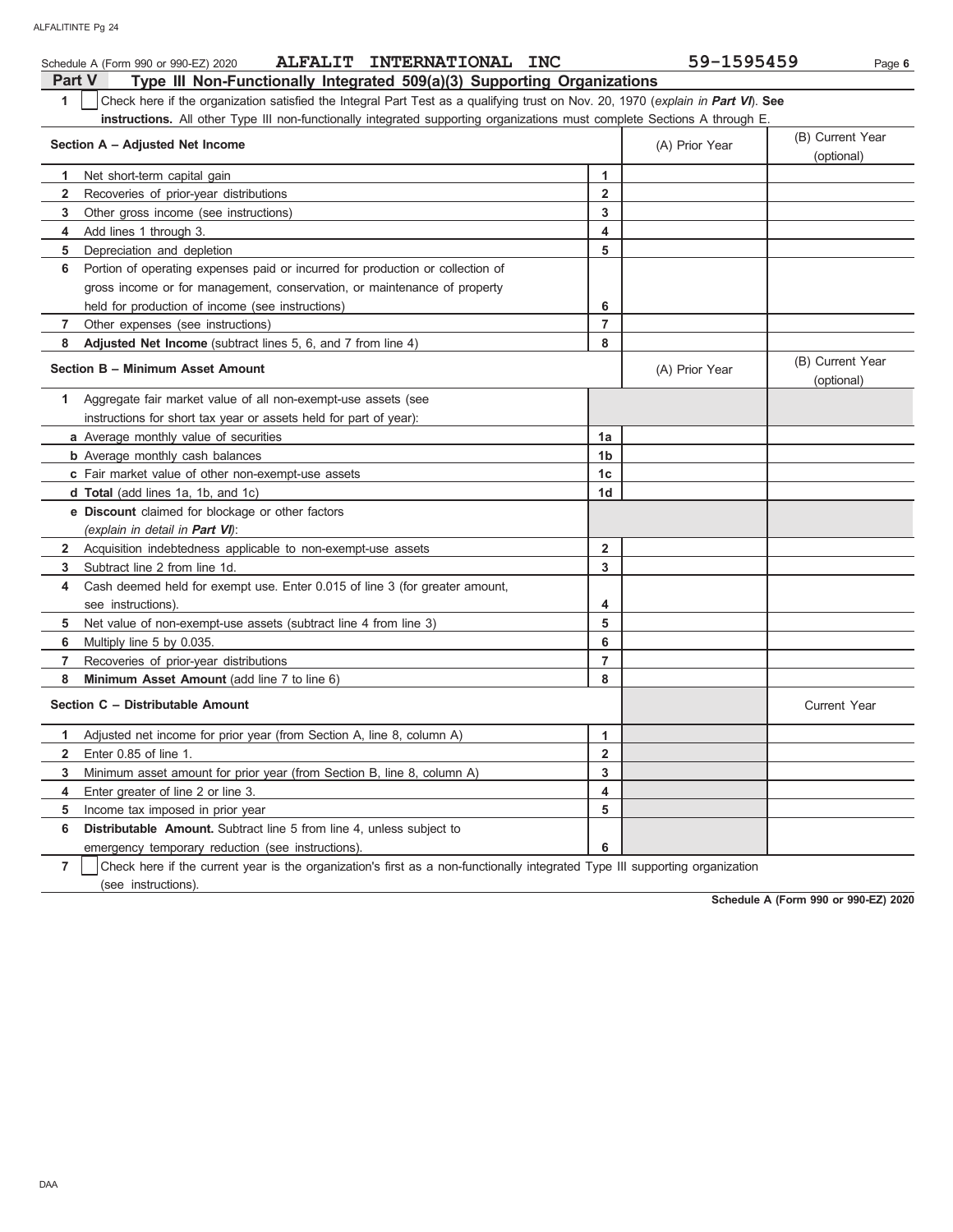Schedule A (Form 990 or 990-EZ) 2020 **ALFALIT INTERNATIONAL INC** 59-1595459

## Part V Type III Non-Functionally Integrated 509(a)(3) Supporting Organizations

**1** ☐ Check here if the organization satisfied the Integral Part Test as a qualifying trust on Nov. 20, 1970 (*explain in **Part VI***). **See instructions.** All other Type III non-functionally integrated supporting organizations must complete Sections A through E.

| **Section A – Adjusted Net Income** | | (A) Prior Year | (B) Current Year (optional) |
|---|---|---|---|
| **1** Net short-term capital gain | 1 | | |
| **2** Recoveries of prior-year distributions | 2 | | |
| **3** Other gross income (see instructions) | 3 | | |
| **4** Add lines 1 through 3. | 4 | | |
| **5** Depreciation and depletion | 5 | | |
| **6** Portion of operating expenses paid or incurred for production or collection of gross income or for management, conservation, or maintenance of property held for production of income (see instructions) | 6 | | |
| **7** Other expenses (see instructions) | 7 | | |
| **8** **Adjusted Net Income** (subtract lines 5, 6, and 7 from line 4) | 8 | | |

| **Section B – Minimum Asset Amount** | | (A) Prior Year | (B) Current Year (optional) |
|---|---|---|---|
| **1** Aggregate fair market value of all non-exempt-use assets (see instructions for short tax year or assets held for part of year): | | | |
| **a** Average monthly value of securities | 1a | | |
| **b** Average monthly cash balances | 1b | | |
| **c** Fair market value of other non-exempt-use assets | 1c | | |
| **d** **Total** (add lines 1a, 1b, and 1c) | 1d | | |
| **e** **Discount** claimed for blockage or other factors (*explain in detail in **Part VI***): | | | |
| **2** Acquisition indebtedness applicable to non-exempt-use assets | 2 | | |
| **3** Subtract line 2 from line 1d. | 3 | | |
| **4** Cash deemed held for exempt use. Enter 0.015 of line 3 (for greater amount, see instructions). | 4 | | |
| **5** Net value of non-exempt-use assets (subtract line 4 from line 3) | 5 | | |
| **6** Multiply line 5 by 0.035. | 6 | | |
| **7** Recoveries of prior-year distributions | 7 | | |
| **8** **Minimum Asset Amount** (add line 7 to line 6) | 8 | | |

| **Section C – Distributable Amount** | | | Current Year |
|---|---|---|---|
| **1** Adjusted net income for prior year (from Section A, line 8, column A) | 1 | | |
| **2** Enter 0.85 of line 1. | 2 | | |
| **3** Minimum asset amount for prior year (from Section B, line 8, column A) | 3 | | |
| **4** Enter greater of line 2 or line 3. | 4 | | |
| **5** Income tax imposed in prior year | 5 | | |
| **6** **Distributable Amount.** Subtract line 5 from line 4, unless subject to emergency temporary reduction (see instructions). | 6 | | |

**7** ☐ Check here if the current year is the organization's first as a non-functionally integrated Type III supporting organization (see instructions).

**Schedule A (Form 990 or 990-EZ) 2020**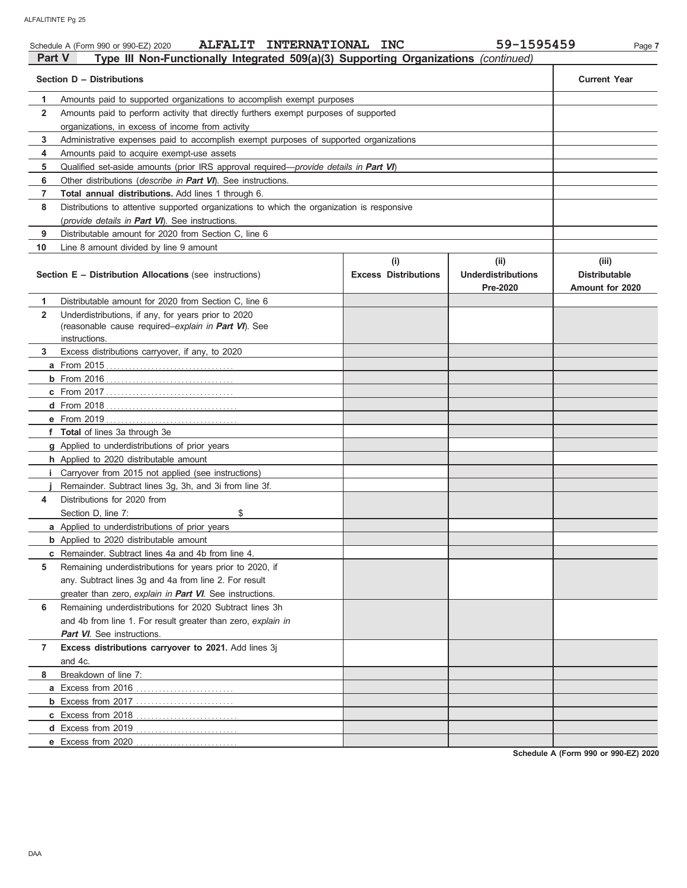Schedule A (Form 990 or 990-EZ) 2020 ALFALIT INTERNATIONAL INC 59-1595459

## Part V Type III Non-Functionally Integrated 509(a)(3) Supporting Organizations *(continued)*

| Section D – Distributions | Current Year |
|---|---|
| 1 Amounts paid to supported organizations to accomplish exempt purposes | |
| 2 Amounts paid to perform activity that directly furthers exempt purposes of supported organizations, in excess of income from activity | |
| 3 Administrative expenses paid to accomplish exempt purposes of supported organizations | |
| 4 Amounts paid to acquire exempt-use assets | |
| 5 Qualified set-aside amounts (prior IRS approval required—*provide details in **Part VI***) | |
| 6 Other distributions (*describe in **Part VI***). See instructions. | |
| 7 **Total annual distributions.** Add lines 1 through 6. | |
| 8 Distributions to attentive supported organizations to which the organization is responsive (*provide details in **Part VI***). See instructions. | |
| 9 Distributable amount for 2020 from Section C, line 6 | |
| 10 Line 8 amount divided by line 9 amount | |

| Section E – Distribution Allocations (see instructions) | (i) Excess Distributions | (ii) Underdistributions Pre-2020 | (iii) Distributable Amount for 2020 |
|---|---|---|---|
| 1 Distributable amount for 2020 from Section C, line 6 | | | |
| 2 Underdistributions, if any, for years prior to 2020 (reasonable cause required–*explain in **Part VI***). See instructions. | | | |
| 3 Excess distributions carryover, if any, to 2020 | | | |
| a From 2015 | | | |
| b From 2016 | | | |
| c From 2017 | | | |
| d From 2018 | | | |
| e From 2019 | | | |
| f **Total** of lines 3a through 3e | | | |
| g Applied to underdistributions of prior years | | | |
| h Applied to 2020 distributable amount | | | |
| i Carryover from 2015 not applied (see instructions) | | | |
| j Remainder. Subtract lines 3g, 3h, and 3i from line 3f. | | | |
| 4 Distributions for 2020 from Section D, line 7: $ | | | |
| a Applied to underdistributions of prior years | | | |
| b Applied to 2020 distributable amount | | | |
| c Remainder. Subtract lines 4a and 4b from line 4. | | | |
| 5 Remaining underdistributions for years prior to 2020, if any. Subtract lines 3g and 4a from line 2. For result greater than zero, *explain in **Part VI***. See instructions. | | | |
| 6 Remaining underdistributions for 2020 Subtract lines 3h and 4b from line 1. For result greater than zero, *explain in **Part VI***. See instructions. | | | |
| 7 **Excess distributions carryover to 2021.** Add lines 3j and 4c. | | | |
| 8 Breakdown of line 7: | | | |
| a Excess from 2016 | | | |
| b Excess from 2017 | | | |
| c Excess from 2018 | | | |
| d Excess from 2019 | | | |
| e Excess from 2020 | | | |

**Schedule A (Form 990 or 990-EZ) 2020**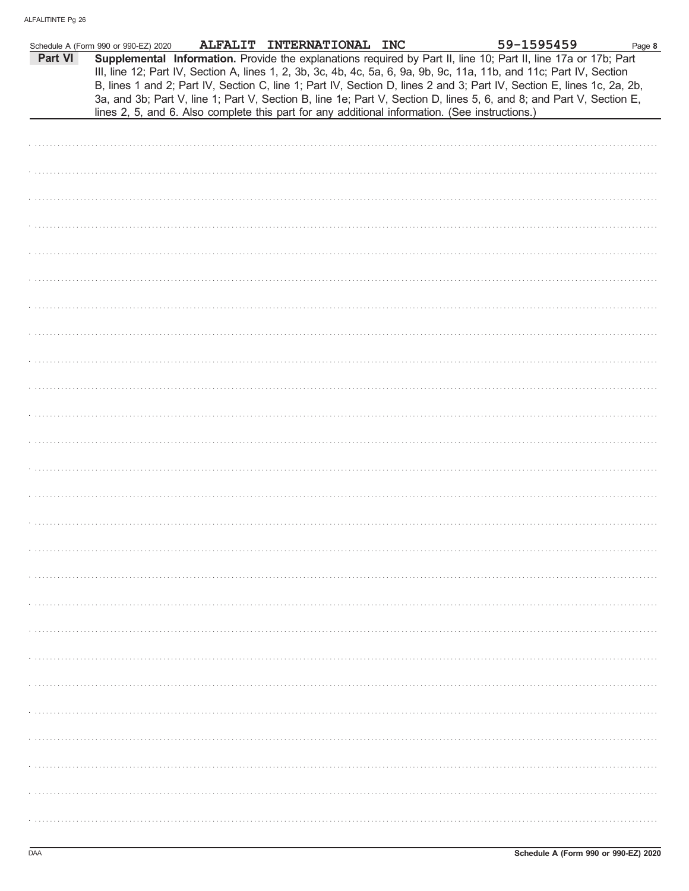Schedule A (Form 990 or 990-EZ) 2020 ALFALIT INTERNATIONAL INC 59-1595459 Page **8**

**Part VI** **Supplemental Information.** Provide the explanations required by Part II, line 10; Part II, line 17a or 17b; Part III, line 12; Part IV, Section A, lines 1, 2, 3b, 3c, 4b, 4c, 5a, 6, 9a, 9b, 9c, 11a, 11b, and 11c; Part IV, Section B, lines 1 and 2; Part IV, Section C, line 1; Part IV, Section D, lines 2 and 3; Part IV, Section E, lines 1c, 2a, 2b, 3a, and 3b; Part V, line 1; Part V, Section B, line 1e; Part V, Section D, lines 5, 6, and 8; and Part V, Section E, lines 2, 5, and 6. Also complete this part for any additional information. (See instructions.)

Schedule A (Form 990 or 990-EZ) 2020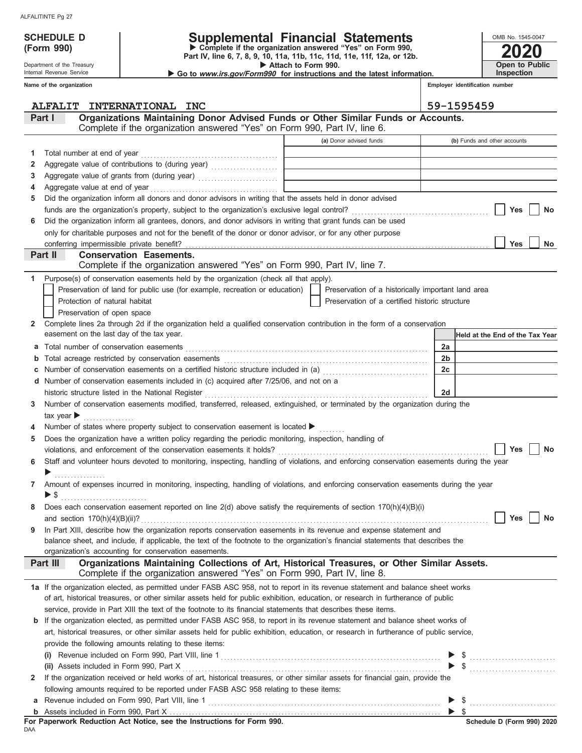ALFALITINTE Pg 27

**SCHEDULE D (Form 990)**

Department of the Treasury
Internal Revenue Service

# Supplemental Financial Statements

▶ Complete if the organization answered "Yes" on Form 990, Part IV, line 6, 7, 8, 9, 10, 11a, 11b, 11c, 11d, 11e, 11f, 12a, or 12b.
▶ Attach to Form 990.
▶ Go to *www.irs.gov/Form990* for instructions and the latest information.

OMB No. 1545-0047
**2020**
**Open to Public Inspection**

**Name of the organization:** ALFALIT INTERNATIONAL INC

**Employer identification number:** 59-1595459

## Part I — Organizations Maintaining Donor Advised Funds or Other Similar Funds or Accounts.
Complete if the organization answered "Yes" on Form 990, Part IV, line 6.

| | | (a) Donor advised funds | (b) Funds and other accounts |
|---|---|---|---|
| 1 | Total number at end of year | | |
| 2 | Aggregate value of contributions to (during year) | | |
| 3 | Aggregate value of grants from (during year) | | |
| 4 | Aggregate value at end of year | | |

5 Did the organization inform all donors and donor advisors in writing that the assets held in donor advised funds are the organization's property, subject to the organization's exclusive legal control? ☐ Yes ☐ No

6 Did the organization inform all grantees, donors, and donor advisors in writing that grant funds can be used only for charitable purposes and not for the benefit of the donor or donor advisor, or for any other purpose conferring impermissible private benefit? ☐ Yes ☐ No

## Part II — Conservation Easements.
Complete if the organization answered "Yes" on Form 990, Part IV, line 7.

1 Purpose(s) of conservation easements held by the organization (check all that apply).

☐ Preservation of land for public use (for example, recreation or education)
☐ Preservation of a historically important land area
☐ Protection of natural habitat
☐ Preservation of a certified historic structure
☐ Preservation of open space

2 Complete lines 2a through 2d if the organization held a qualified conservation contribution in the form of a conservation easement on the last day of the tax year.

| | | | Held at the End of the Tax Year |
|---|---|---|---|
| a | Total number of conservation easements | 2a | |
| b | Total acreage restricted by conservation easements | 2b | |
| c | Number of conservation easements on a certified historic structure included in (a) | 2c | |
| d | Number of conservation easements included in (c) acquired after 7/25/06, and not on a historic structure listed in the National Register | 2d | |

3 Number of conservation easements modified, transferred, released, extinguished, or terminated by the organization during the tax year ▶

4 Number of states where property subject to conservation easement is located ▶

5 Does the organization have a written policy regarding the periodic monitoring, inspection, handling of violations, and enforcement of the conservation easements it holds? ☐ Yes ☐ No

6 Staff and volunteer hours devoted to monitoring, inspecting, handling of violations, and enforcing conservation easements during the year ▶

7 Amount of expenses incurred in monitoring, inspecting, handling of violations, and enforcing conservation easements during the year ▶ $

8 Does each conservation easement reported on line 2(d) above satisfy the requirements of section 170(h)(4)(B)(i) and section 170(h)(4)(B)(ii)? ☐ Yes ☐ No

9 In Part XIII, describe how the organization reports conservation easements in its revenue and expense statement and balance sheet, and include, if applicable, the text of the footnote to the organization's financial statements that describes the organization's accounting for conservation easements.

## Part III — Organizations Maintaining Collections of Art, Historical Treasures, or Other Similar Assets.
Complete if the organization answered "Yes" on Form 990, Part IV, line 8.

1a If the organization elected, as permitted under FASB ASC 958, not to report in its revenue statement and balance sheet works of art, historical treasures, or other similar assets held for public exhibition, education, or research in furtherance of public service, provide in Part XIII the text of the footnote to its financial statements that describes these items.

b If the organization elected, as permitted under FASB ASC 958, to report in its revenue statement and balance sheet works of art, historical treasures, or other similar assets held for public exhibition, education, or research in furtherance of public service, provide the following amounts relating to these items:

(i) Revenue included on Form 990, Part VIII, line 1 ▶ $

(ii) Assets included in Form 990, Part X ▶ $

2 If the organization received or held works of art, historical treasures, or other similar assets for financial gain, provide the following amounts required to be reported under FASB ASC 958 relating to these items:

a Revenue included on Form 990, Part VIII, line 1 ▶ $

b Assets included in Form 990, Part X ▶ $

**For Paperwork Reduction Act Notice, see the Instructions for Form 990.**

DAA

Schedule D (Form 990) 2020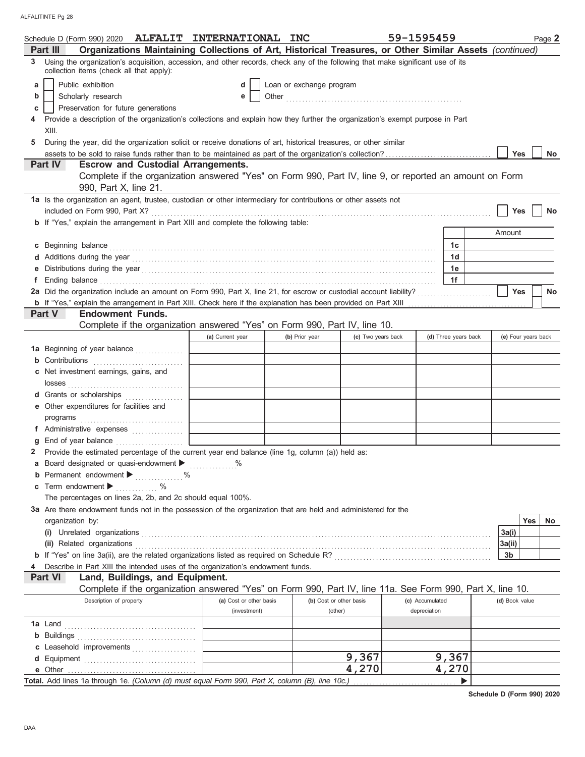Schedule D (Form 990) 2020 **ALFALIT INTERNATIONAL INC** 59-1595459 Page **2**

## Part III Organizations Maintaining Collections of Art, Historical Treasures, or Other Similar Assets *(continued)*

3 Using the organization's acquisition, accession, and other records, check any of the following that make significant use of its collection items (check all that apply):

- a ☐ Public exhibition
- b ☐ Scholarly research
- c ☐ Preservation for future generations
- d ☐ Loan or exchange program
- e ☐ Other .......................................................

4 Provide a description of the organization's collections and explain how they further the organization's exempt purpose in Part XIII.

5 During the year, did the organization solicit or receive donations of art, historical treasures, or other similar assets to be sold to raise funds rather than to be maintained as part of the organization's collection? ☐ Yes ☐ No

## Part IV Escrow and Custodial Arrangements.

Complete if the organization answered "Yes" on Form 990, Part IV, line 9, or reported an amount on Form 990, Part X, line 21.

**1a** Is the organization an agent, trustee, custodian or other intermediary for contributions or other assets not included on Form 990, Part X? ☐ Yes ☐ No

**b** If "Yes," explain the arrangement in Part XIII and complete the following table:

| | | Amount |
|---|---|---|
| **c** Beginning balance | 1c | |
| **d** Additions during the year | 1d | |
| **e** Distributions during the year | 1e | |
| **f** Ending balance | 1f | |

**2a** Did the organization include an amount on Form 990, Part X, line 21, for escrow or custodial account liability? ☐ Yes ☐ No

**b** If "Yes," explain the arrangement in Part XIII. Check here if the explanation has been provided on Part XIII ☐

## Part V Endowment Funds.

Complete if the organization answered "Yes" on Form 990, Part IV, line 10.

| | (a) Current year | (b) Prior year | (c) Two years back | (d) Three years back | (e) Four years back |
|---|---|---|---|---|---|
| **1a** Beginning of year balance | | | | | |
| **b** Contributions | | | | | |
| **c** Net investment earnings, gains, and losses | | | | | |
| **d** Grants or scholarships | | | | | |
| **e** Other expenditures for facilities and programs | | | | | |
| **f** Administrative expenses | | | | | |
| **g** End of year balance | | | | | |

**2** Provide the estimated percentage of the current year end balance (line 1g, column (a)) held as:

- **a** Board designated or quasi-endowment ▶ ............%
- **b** Permanent endowment ▶ ............%
- **c** Term endowment ▶ ............%

The percentages on lines 2a, 2b, and 2c should equal 100%.

**3a** Are there endowment funds not in the possession of the organization that are held and administered for the organization by:

| | | Yes | No |
|---|---|---|---|
| **(i)** Unrelated organizations | 3a(i) | | |
| **(ii)** Related organizations | 3a(ii) | | |
| **b** If "Yes" on line 3a(ii), are the related organizations listed as required on Schedule R? | 3b | | |

**4** Describe in Part XIII the intended uses of the organization's endowment funds.

## Part VI Land, Buildings, and Equipment.

Complete if the organization answered "Yes" on Form 990, Part IV, line 11a. See Form 990, Part X, line 10.

| Description of property | (a) Cost or other basis (investment) | (b) Cost or other basis (other) | (c) Accumulated depreciation | (d) Book value |
|---|---|---|---|---|
| **1a** Land | | | | |
| **b** Buildings | | | | |
| **c** Leasehold improvements | | | | |
| **d** Equipment | | 9,367 | 9,367 | |
| **e** Other | | 4,270 | 4,270 | |
| **Total.** Add lines 1a through 1e. *(Column (d) must equal Form 990, Part X, column (B), line 10c.)* ▶ | | | | |

**Schedule D (Form 990) 2020**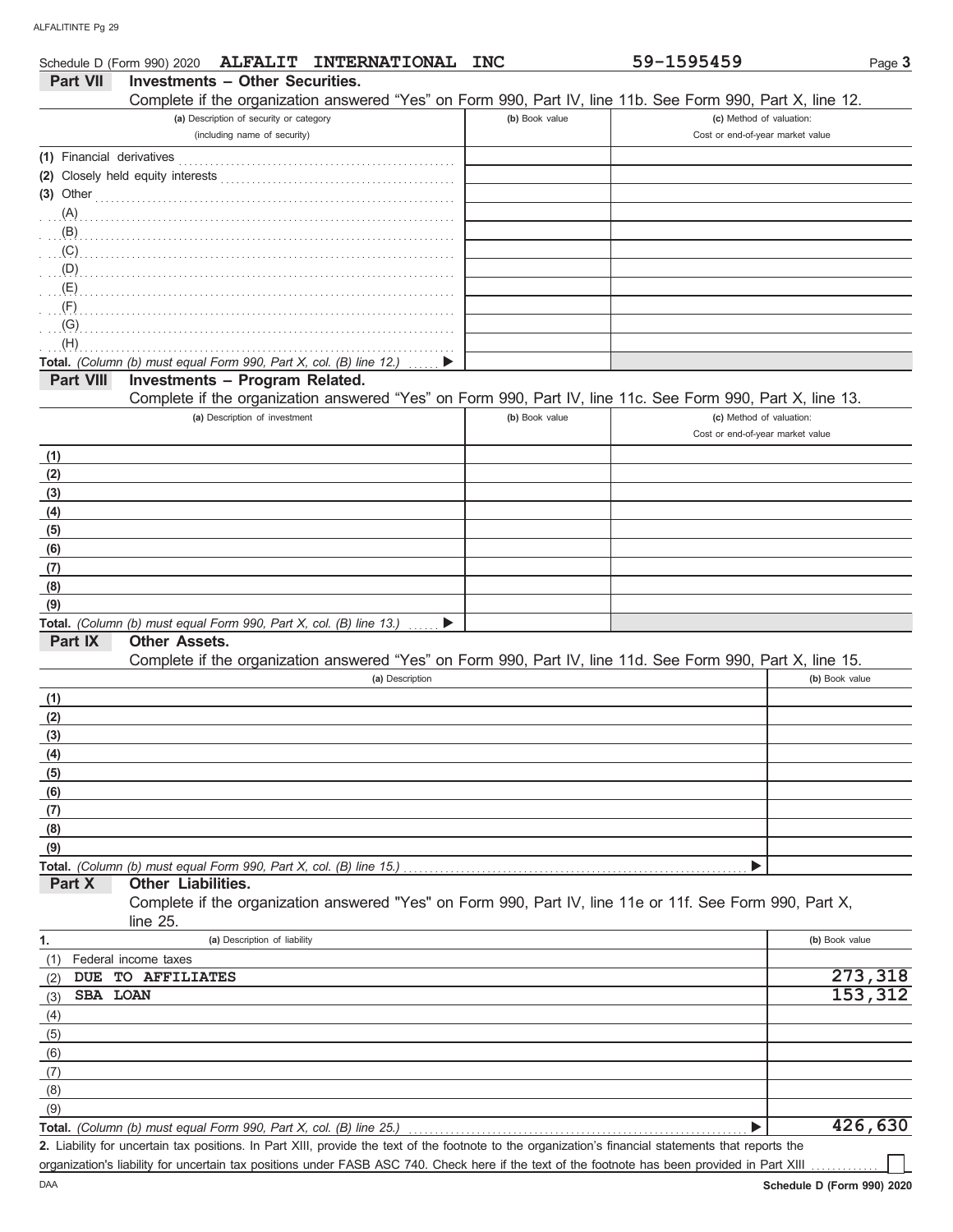Schedule D (Form 990) 2020 **ALFALIT INTERNATIONAL INC** **59-1595459** Page **3**

## Part VII Investments – Other Securities.

Complete if the organization answered "Yes" on Form 990, Part IV, line 11b. See Form 990, Part X, line 12.

| (a) Description of security or category (including name of security) | (b) Book value | (c) Method of valuation: Cost or end-of-year market value |
|---|---|---|
| (1) Financial derivatives | | |
| (2) Closely held equity interests | | |
| (3) Other | | |
| (A) | | |
| (B) | | |
| (C) | | |
| (D) | | |
| (E) | | |
| (F) | | |
| (G) | | |
| (H) | | |
| **Total.** *(Column (b) must equal Form 990, Part X, col. (B) line 12.)* ▶ | | |

## Part VIII Investments – Program Related.

Complete if the organization answered "Yes" on Form 990, Part IV, line 11c. See Form 990, Part X, line 13.

| (a) Description of investment | (b) Book value | (c) Method of valuation: Cost or end-of-year market value |
|---|---|---|
| (1) | | |
| (2) | | |
| (3) | | |
| (4) | | |
| (5) | | |
| (6) | | |
| (7) | | |
| (8) | | |
| (9) | | |
| **Total.** *(Column (b) must equal Form 990, Part X, col. (B) line 13.)* ▶ | | |

## Part IX Other Assets.

Complete if the organization answered "Yes" on Form 990, Part IV, line 11d. See Form 990, Part X, line 15.

| (a) Description | (b) Book value |
|---|---|
| (1) | |
| (2) | |
| (3) | |
| (4) | |
| (5) | |
| (6) | |
| (7) | |
| (8) | |
| (9) | |
| **Total.** *(Column (b) must equal Form 990, Part X, col. (B) line 15.)* ▶ | |

## Part X Other Liabilities.

Complete if the organization answered "Yes" on Form 990, Part IV, line 11e or 11f. See Form 990, Part X, line 25.

| 1. (a) Description of liability | (b) Book value |
|---|---|
| (1) Federal income taxes | |
| (2) **DUE TO AFFILIATES** | **273,318** |
| (3) **SBA LOAN** | **153,312** |
| (4) | |
| (5) | |
| (6) | |
| (7) | |
| (8) | |
| (9) | |
| **Total.** *(Column (b) must equal Form 990, Part X, col. (B) line 25.)* ▶ | **426,630** |

**2.** Liability for uncertain tax positions. In Part XIII, provide the text of the footnote to the organization's financial statements that reports the organization's liability for uncertain tax positions under FASB ASC 740. Check here if the text of the footnote has been provided in Part XIII ☐

**Schedule D (Form 990) 2020**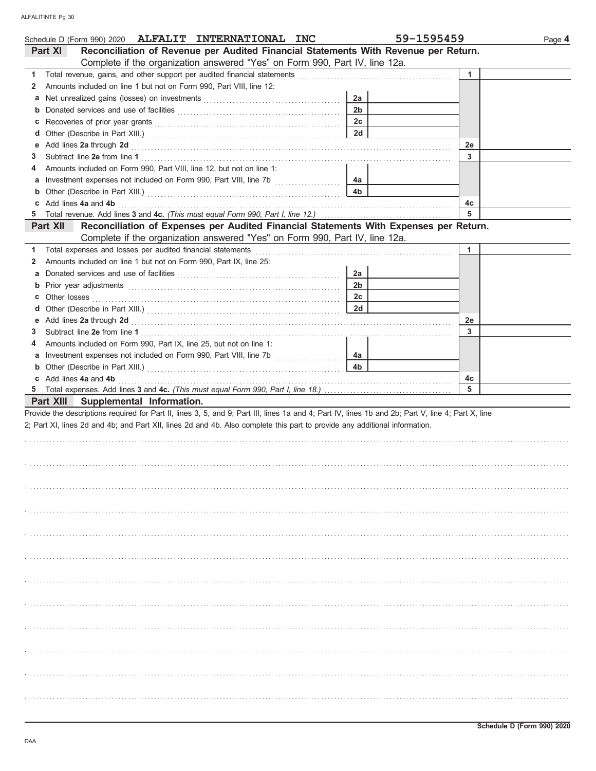Schedule D (Form 990) 2020 **ALFALIT INTERNATIONAL INC** 59-1595459 Page **4**

## Part XI Reconciliation of Revenue per Audited Financial Statements With Revenue per Return.

Complete if the organization answered "Yes" on Form 990, Part IV, line 12a.

| | | | | | |
|---|---|---|---|---|---|
| **1** | Total revenue, gains, and other support per audited financial statements | | | 1 | |
| **2** | Amounts included on line 1 but not on Form 990, Part VIII, line 12: | | | | |
| **a** | Net unrealized gains (losses) on investments | 2a | | | |
| **b** | Donated services and use of facilities | 2b | | | |
| **c** | Recoveries of prior year grants | 2c | | | |
| **d** | Other (Describe in Part XIII.) | 2d | | | |
| **e** | Add lines **2a** through **2d** | | | 2e | |
| **3** | Subtract line **2e** from line **1** | | | 3 | |
| **4** | Amounts included on Form 990, Part VIII, line 12, but not on line 1: | | | | |
| **a** | Investment expenses not included on Form 990, Part VIII, line 7b | 4a | | | |
| **b** | Other (Describe in Part XIII.) | 4b | | | |
| **c** | Add lines **4a** and **4b** | | | 4c | |
| **5** | Total revenue. Add lines **3** and **4c.** *(This must equal Form 990, Part I, line 12.)* | | | 5 | |

## Part XII Reconciliation of Expenses per Audited Financial Statements With Expenses per Return.

Complete if the organization answered "Yes" on Form 990, Part IV, line 12a.

| | | | | | |
|---|---|---|---|---|---|
| **1** | Total expenses and losses per audited financial statements | | | 1 | |
| **2** | Amounts included on line 1 but not on Form 990, Part IX, line 25: | | | | |
| **a** | Donated services and use of facilities | 2a | | | |
| **b** | Prior year adjustments | 2b | | | |
| **c** | Other losses | 2c | | | |
| **d** | Other (Describe in Part XIII.) | 2d | | | |
| **e** | Add lines **2a** through **2d** | | | 2e | |
| **3** | Subtract line **2e** from line **1** | | | 3 | |
| **4** | Amounts included on Form 990, Part IX, line 25, but not on line 1: | | | | |
| **a** | Investment expenses not included on Form 990, Part VIII, line 7b | 4a | | | |
| **b** | Other (Describe in Part XIII.) | 4b | | | |
| **c** | Add lines **4a** and **4b** | | | 4c | |
| **5** | Total expenses. Add lines **3** and **4c.** *(This must equal Form 990, Part I, line 18.)* | | | 5 | |

## Part XIII Supplemental Information.

Provide the descriptions required for Part II, lines 3, 5, and 9; Part III, lines 1a and 4; Part IV, lines 1b and 2b; Part V, line 4; Part X, line 2; Part XI, lines 2d and 4b; and Part XII, lines 2d and 4b. Also complete this part to provide any additional information.

**Schedule D (Form 990) 2020**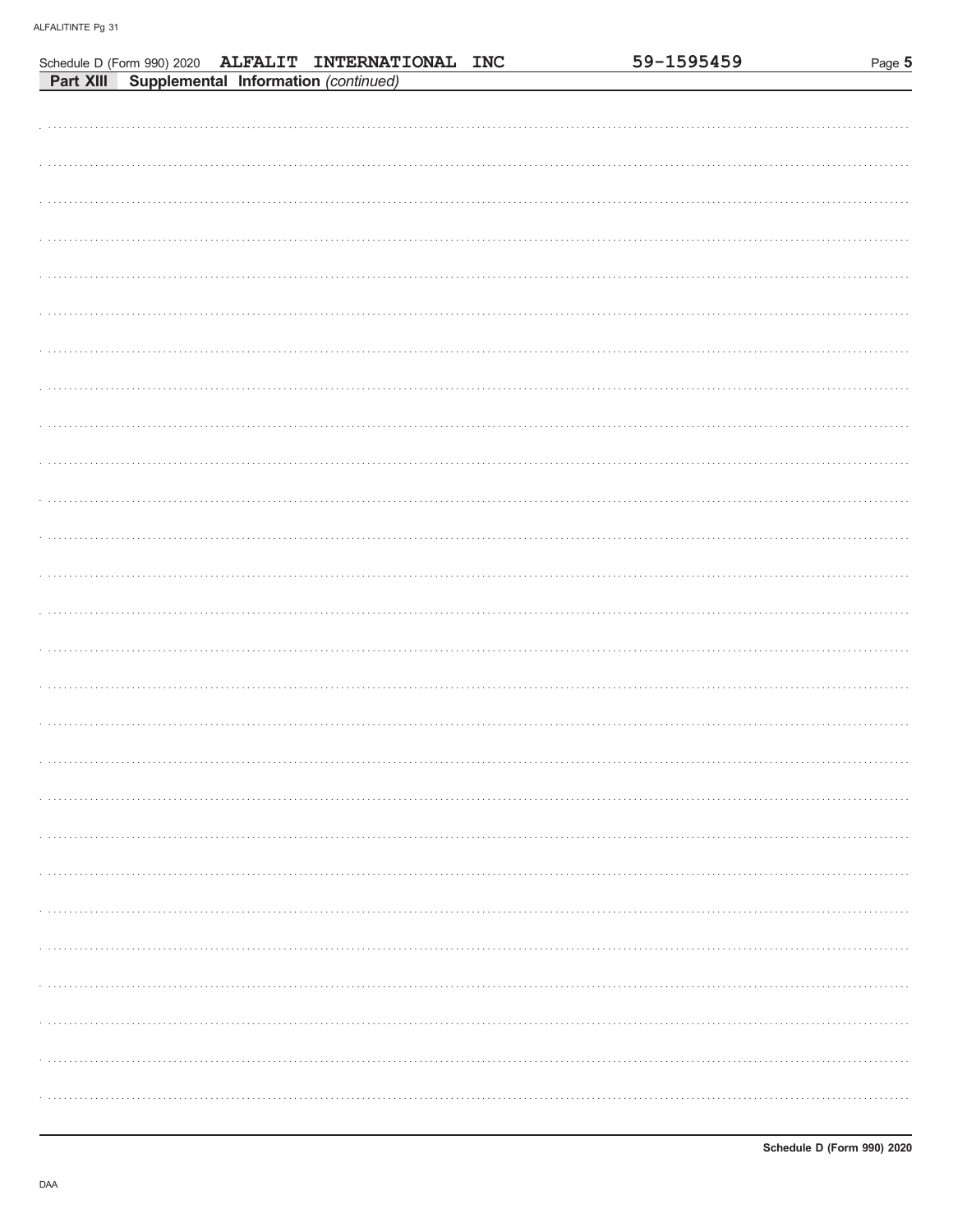Schedule D (Form 990) 2020 ALFALIT INTERNATIONAL INC 59-1595459 Page **5**

**Part XIII** **Supplemental Information** *(continued)*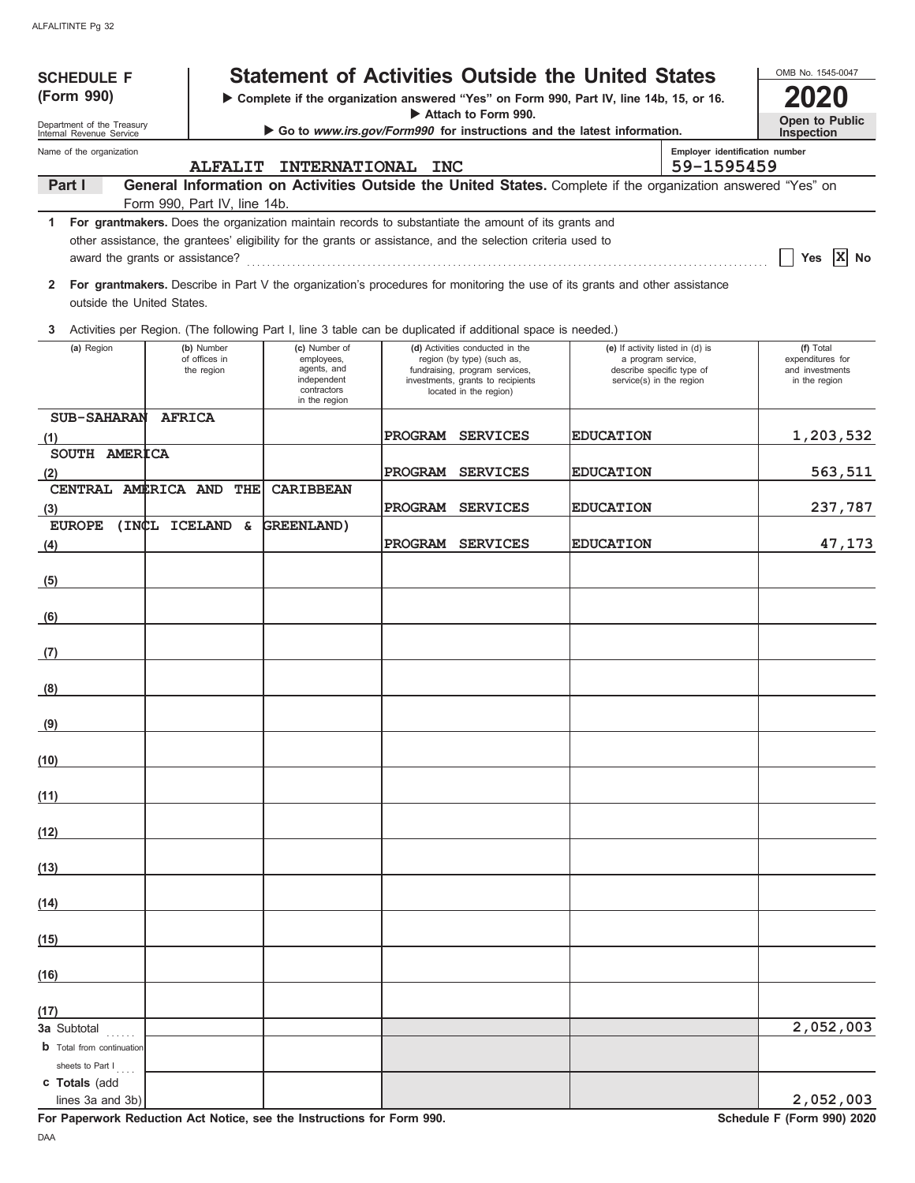ALFALITINTE Pg 32

**SCHEDULE F (Form 990)**

Department of the Treasury
Internal Revenue Service

# Statement of Activities Outside the United States

▶ Complete if the organization answered "Yes" on Form 990, Part IV, line 14b, 15, or 16.
▶ Attach to Form 990.
▶ Go to *www.irs.gov/Form990* for instructions and the latest information.

OMB No. 1545-0047

**2020**

**Open to Public Inspection**

Name of the organization: ALFALIT INTERNATIONAL INC

Employer identification number: 59-1595459

**Part I** **General Information on Activities Outside the United States.** Complete if the organization answered "Yes" on Form 990, Part IV, line 14b.

1 **For grantmakers.** Does the organization maintain records to substantiate the amount of its grants and other assistance, the grantees' eligibility for the grants or assistance, and the selection criteria used to award the grants or assistance? ☐ Yes ☒ No

2 **For grantmakers.** Describe in Part V the organization's procedures for monitoring the use of its grants and other assistance outside the United States.

3 Activities per Region. (The following Part I, line 3 table can be duplicated if additional space is needed.)

| (a) Region | (b) Number of offices in the region | (c) Number of employees, agents, and independent contractors in the region | (d) Activities conducted in the region (by type) (such as, fundraising, program services, investments, grants to recipients located in the region) | (e) If activity listed in (d) is a program service, describe specific type of service(s) in the region | (f) Total expenditures for and investments in the region |
|---|---|---|---|---|---|
| (1) SUB-SAHARAN AFRICA | | | PROGRAM SERVICES | EDUCATION | 1,203,532 |
| (2) SOUTH AMERICA | | | PROGRAM SERVICES | EDUCATION | 563,511 |
| (3) CENTRAL AMERICA AND THE CARIBBEAN | | | PROGRAM SERVICES | EDUCATION | 237,787 |
| (4) EUROPE (INCL ICELAND & GREENLAND) | | | PROGRAM SERVICES | EDUCATION | 47,173 |
| (5) | | | | | |
| (6) | | | | | |
| (7) | | | | | |
| (8) | | | | | |
| (9) | | | | | |
| (10) | | | | | |
| (11) | | | | | |
| (12) | | | | | |
| (13) | | | | | |
| (14) | | | | | |
| (15) | | | | | |
| (16) | | | | | |
| (17) | | | | | |
| 3a Subtotal | | | | | 2,052,003 |
| b Total from continuation sheets to Part I | | | | | |
| c Totals (add lines 3a and 3b) | | | | | 2,052,003 |

**For Paperwork Reduction Act Notice, see the Instructions for Form 990.** **Schedule F (Form 990) 2020**

DAA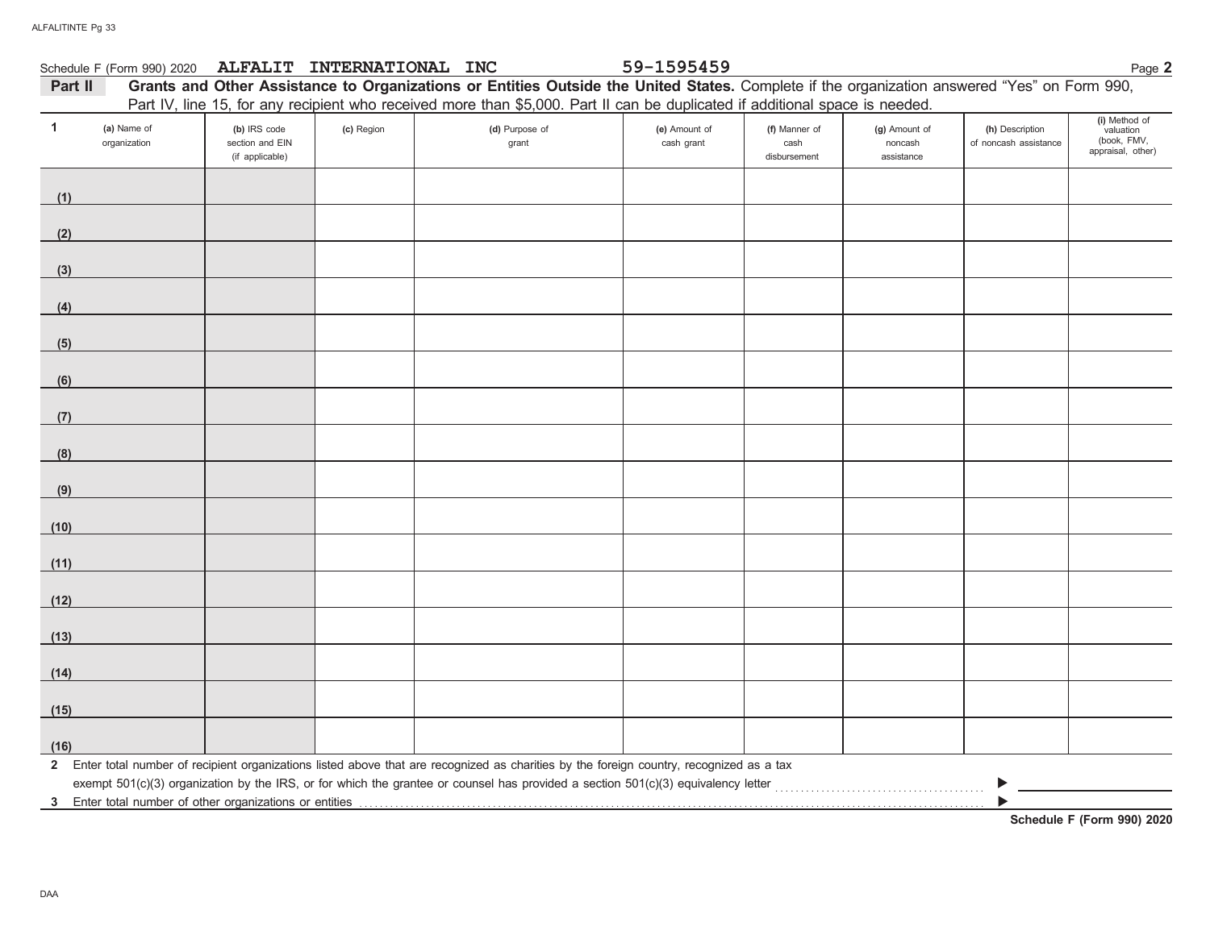Schedule F (Form 990) 2020 **ALFALIT INTERNATIONAL INC** **59-1595459** Page **2**

**Part II** **Grants and Other Assistance to Organizations or Entities Outside the United States.** Complete if the organization answered "Yes" on Form 990, Part IV, line 15, for any recipient who received more than $5,000. Part II can be duplicated if additional space is needed.

| 1 (a) Name of organization | (b) IRS code section and EIN (if applicable) | (c) Region | (d) Purpose of grant | (e) Amount of cash grant | (f) Manner of cash disbursement | (g) Amount of noncash assistance | (h) Description of noncash assistance | (i) Method of valuation (book, FMV, appraisal, other) |
|---|---|---|---|---|---|---|---|---|
| (1) | | | | | | | | |
| (2) | | | | | | | | |
| (3) | | | | | | | | |
| (4) | | | | | | | | |
| (5) | | | | | | | | |
| (6) | | | | | | | | |
| (7) | | | | | | | | |
| (8) | | | | | | | | |
| (9) | | | | | | | | |
| (10) | | | | | | | | |
| (11) | | | | | | | | |
| (12) | | | | | | | | |
| (13) | | | | | | | | |
| (14) | | | | | | | | |
| (15) | | | | | | | | |
| (16) | | | | | | | | |

**2** Enter total number of recipient organizations listed above that are recognized as charities by the foreign country, recognized as a tax exempt 501(c)(3) organization by the IRS, or for which the grantee or counsel has provided a section 501(c)(3) equivalency letter ▶

**3** Enter total number of other organizations or entities ▶

**Schedule F (Form 990) 2020**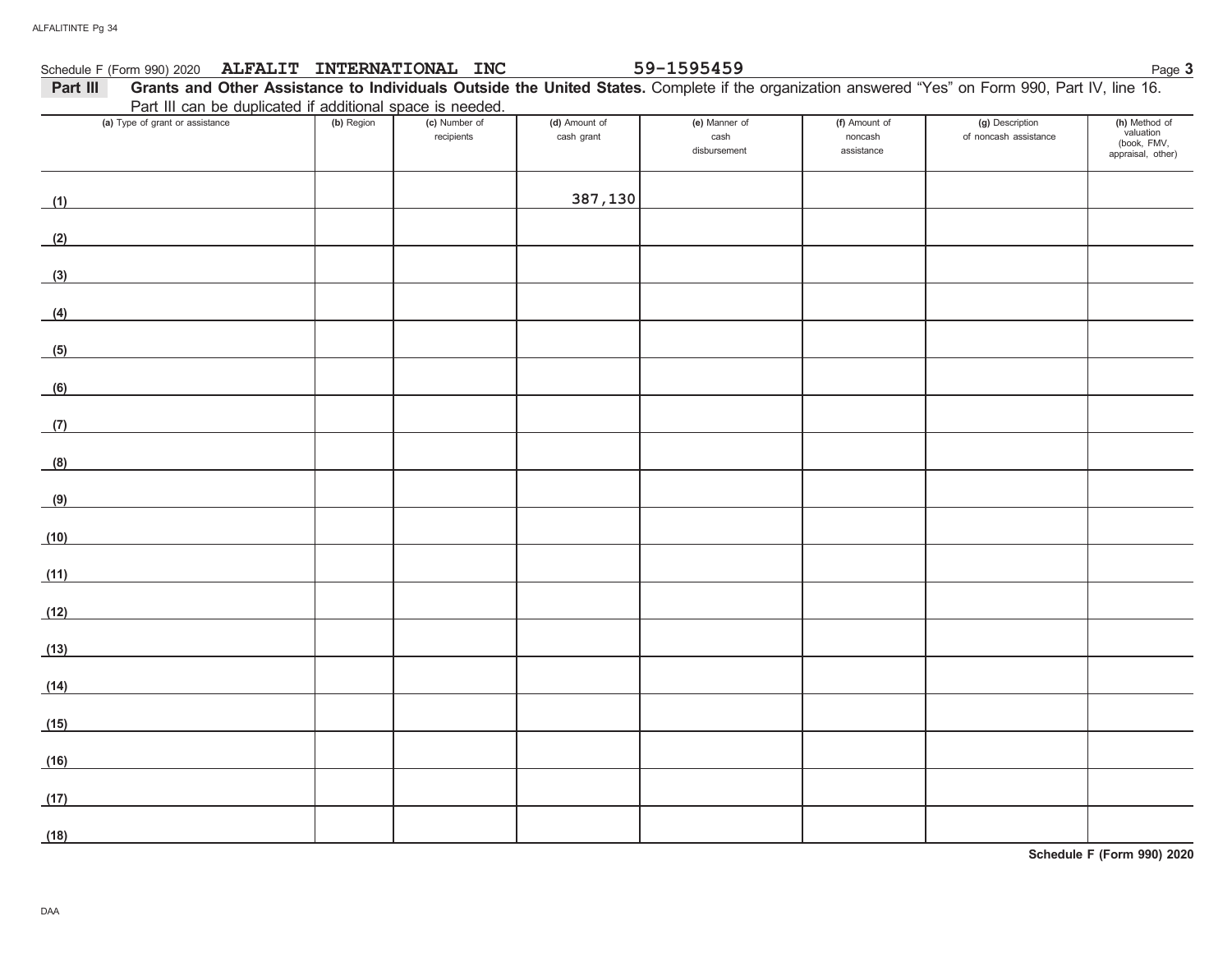Schedule F (Form 990) 2020 **ALFALIT INTERNATIONAL INC** **59-1595459** Page **3**

**Part III** **Grants and Other Assistance to Individuals Outside the United States.** Complete if the organization answered "Yes" on Form 990, Part IV, line 16. Part III can be duplicated if additional space is needed.

| (a) Type of grant or assistance | (b) Region | (c) Number of recipients | (d) Amount of cash grant | (e) Manner of cash disbursement | (f) Amount of noncash assistance | (g) Description of noncash assistance | (h) Method of valuation (book, FMV, appraisal, other) |
|---|---|---|---|---|---|---|---|
| (1) | | | 387,130 | | | | |
| (2) | | | | | | | |
| (3) | | | | | | | |
| (4) | | | | | | | |
| (5) | | | | | | | |
| (6) | | | | | | | |
| (7) | | | | | | | |
| (8) | | | | | | | |
| (9) | | | | | | | |
| (10) | | | | | | | |
| (11) | | | | | | | |
| (12) | | | | | | | |
| (13) | | | | | | | |
| (14) | | | | | | | |
| (15) | | | | | | | |
| (16) | | | | | | | |
| (17) | | | | | | | |
| (18) | | | | | | | |

**Schedule F (Form 990) 2020**

DAA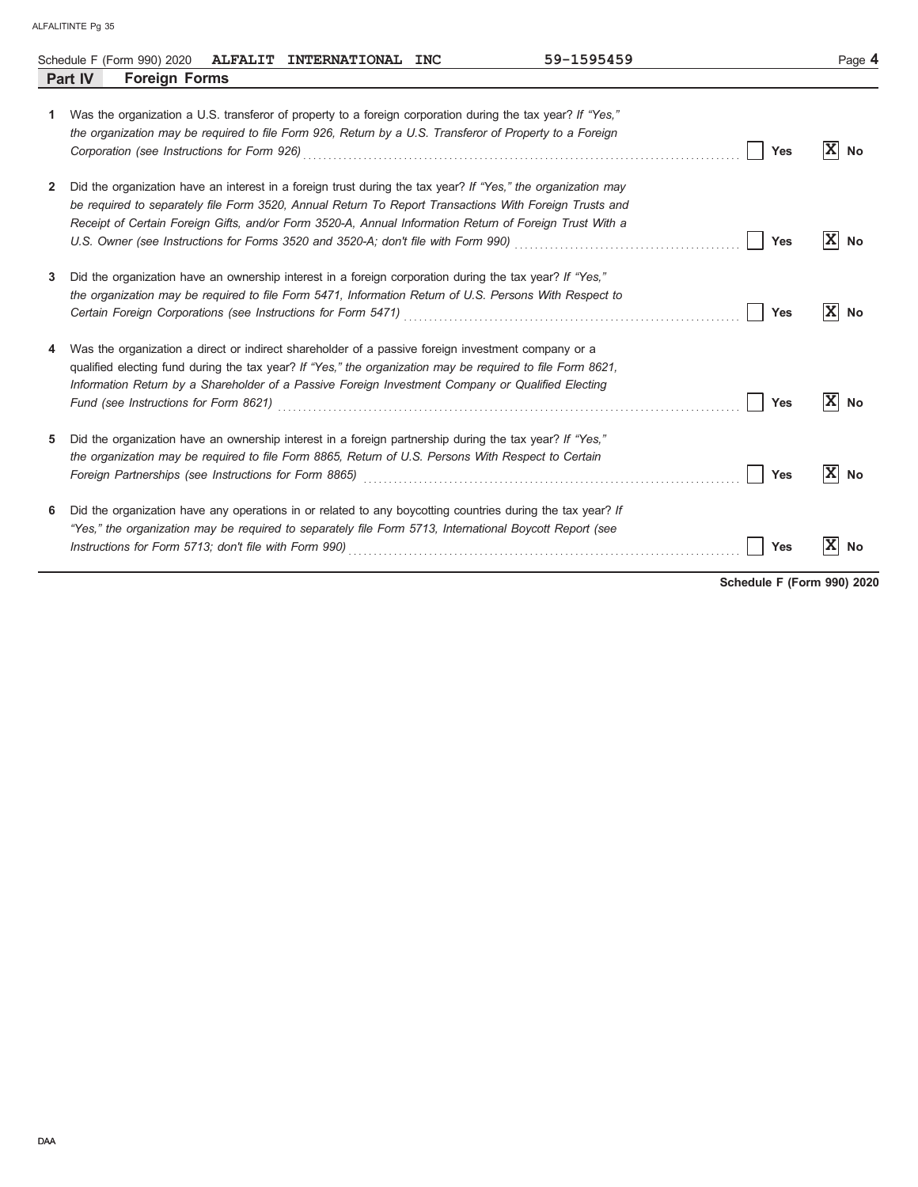Schedule F (Form 990) 2020 **ALFALIT INTERNATIONAL INC** 59-1595459

## Part IV Foreign Forms

| | | Yes | No |
|---|---|---|---|
| **1** | Was the organization a U.S. transferor of property to a foreign corporation during the tax year? *If "Yes," the organization may be required to file Form 926, Return by a U.S. Transferor of Property to a Foreign Corporation (see Instructions for Form 926)* | | X |
| **2** | Did the organization have an interest in a foreign trust during the tax year? *If "Yes," the organization may be required to separately file Form 3520, Annual Return To Report Transactions With Foreign Trusts and Receipt of Certain Foreign Gifts, and/or Form 3520-A, Annual Information Return of Foreign Trust With a U.S. Owner (see Instructions for Forms 3520 and 3520-A; don't file with Form 990)* | | X |
| **3** | Did the organization have an ownership interest in a foreign corporation during the tax year? *If "Yes," the organization may be required to file Form 5471, Information Return of U.S. Persons With Respect to Certain Foreign Corporations (see Instructions for Form 5471)* | | X |
| **4** | Was the organization a direct or indirect shareholder of a passive foreign investment company or a qualified electing fund during the tax year? *If "Yes," the organization may be required to file Form 8621, Information Return by a Shareholder of a Passive Foreign Investment Company or Qualified Electing Fund (see Instructions for Form 8621)* | | X |
| **5** | Did the organization have an ownership interest in a foreign partnership during the tax year? *If "Yes," the organization may be required to file Form 8865, Return of U.S. Persons With Respect to Certain Foreign Partnerships (see Instructions for Form 8865)* | | X |
| **6** | Did the organization have any operations in or related to any boycotting countries during the tax year? *If "Yes," the organization may be required to separately file Form 5713, International Boycott Report (see Instructions for Form 5713; don't file with Form 990)* | | X |

**Schedule F (Form 990) 2020**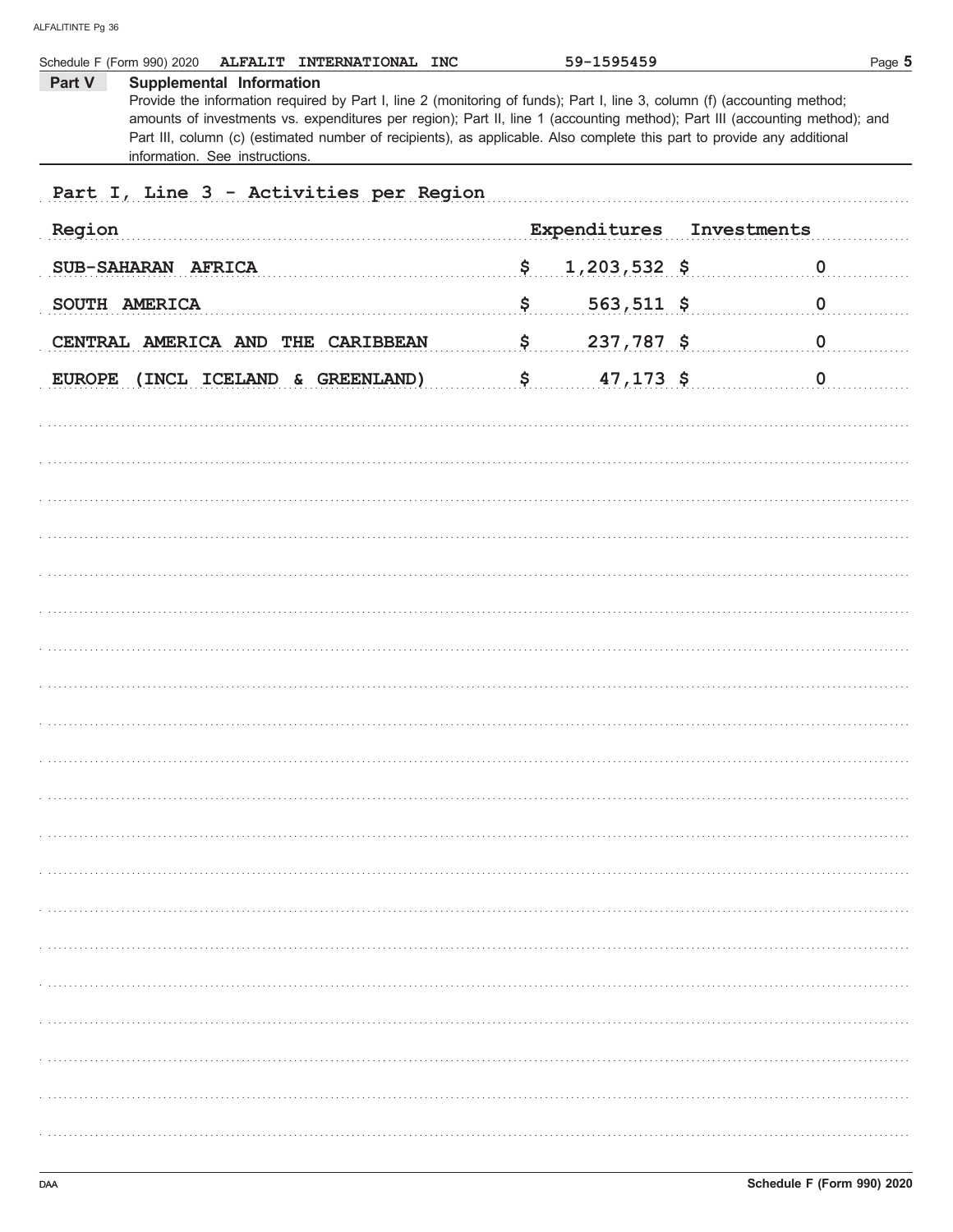Schedule F (Form 990) 2020 ALFALIT INTERNATIONAL INC 59-1595459 Page 5

**Part V** **Supplemental Information**

Provide the information required by Part I, line 2 (monitoring of funds); Part I, line 3, column (f) (accounting method; amounts of investments vs. expenditures per region); Part II, line 1 (accounting method); Part III (accounting method); and Part III, column (c) (estimated number of recipients), as applicable. Also complete this part to provide any additional information. See instructions.

Part I, Line 3 - Activities per Region

| Region | Expenditures | Investments |
|---|---|---|
| SUB-SAHARAN AFRICA | $ 1,203,532 | $ 0 |
| SOUTH AMERICA | $ 563,511 | $ 0 |
| CENTRAL AMERICA AND THE CARIBBEAN | $ 237,787 | $ 0 |
| EUROPE (INCL ICELAND & GREENLAND) | $ 47,173 | $ 0 |

Schedule F (Form 990) 2020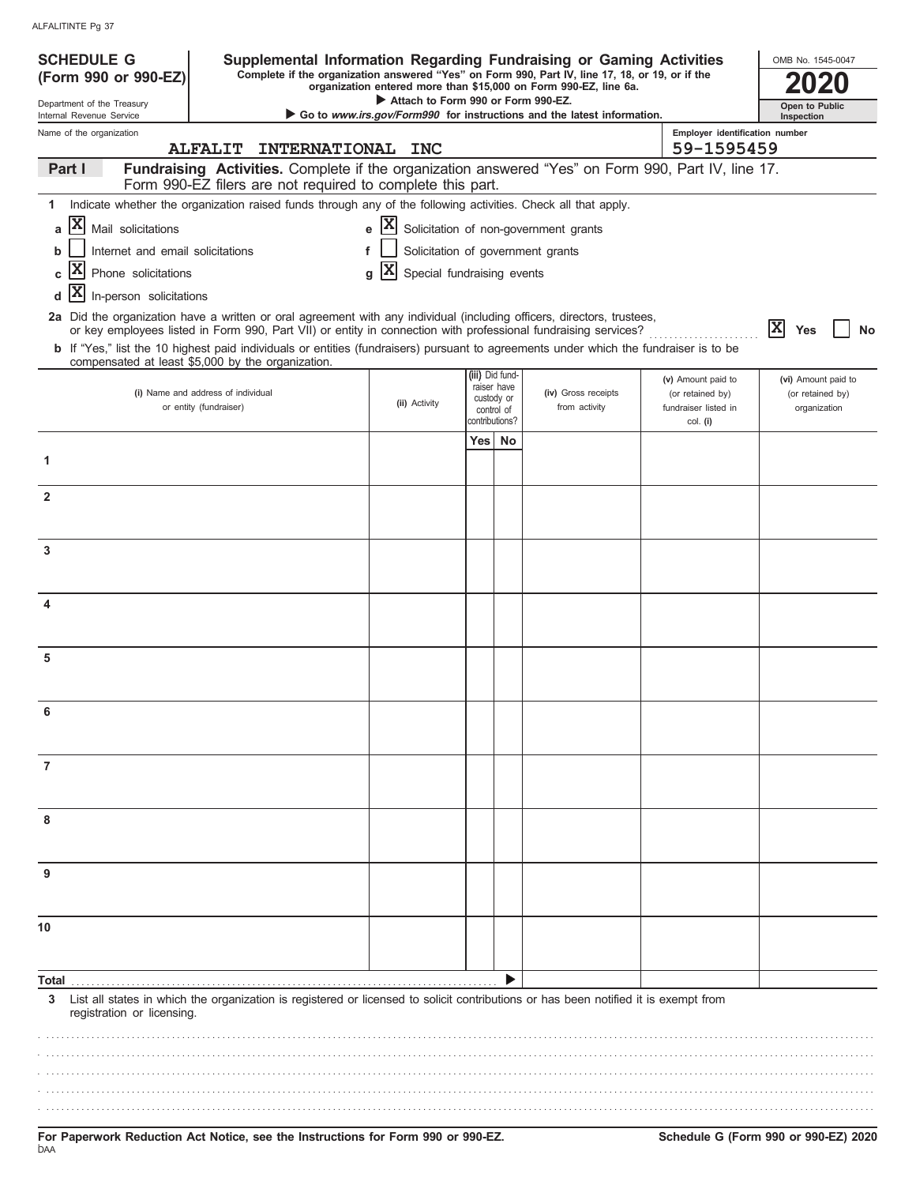# SCHEDULE G (Form 990 or 990-EZ)

Department of the Treasury
Internal Revenue Service

## Supplemental Information Regarding Fundraising or Gaming Activities

**Complete if the organization answered "Yes" on Form 990, Part IV, line 17, 18, or 19, or if the organization entered more than $15,000 on Form 990-EZ, line 6a.**

▶ Attach to Form 990 or Form 990-EZ.

▶ Go to *www.irs.gov/Form990* for instructions and the latest information.

OMB No. 1545-0047

**2020**

**Open to Public Inspection**

Name of the organization: ALFALIT INTERNATIONAL INC

Employer identification number: 59-1595459

**Part I — Fundraising Activities.** Complete if the organization answered "Yes" on Form 990, Part IV, line 17. Form 990-EZ filers are not required to complete this part.

1 Indicate whether the organization raised funds through any of the following activities. Check all that apply.

- a [X] Mail solicitations
- b [ ] Internet and email solicitations
- c [X] Phone solicitations
- d [X] In-person solicitations
- e [X] Solicitation of non-government grants
- f [ ] Solicitation of government grants
- g [X] Special fundraising events

**2a** Did the organization have a written or oral agreement with any individual (including officers, directors, trustees, or key employees listed in Form 990, Part VII) or entity in connection with professional fundraising services? ..................... [X] Yes [ ] No

**b** If "Yes," list the 10 highest paid individuals or entities (fundraisers) pursuant to agreements under which the fundraiser is to be compensated at least $5,000 by the organization.

| | (i) Name and address of individual or entity (fundraiser) | (ii) Activity | (iii) Did fundraiser have custody or control of contributions? Yes | No | (iv) Gross receipts from activity | (v) Amount paid to (or retained by) fundraiser listed in col. (i) | (vi) Amount paid to (or retained by) organization |
|---|---|---|---|---|---|---|---|
| 1 | | | | | | | |
| 2 | | | | | | | |
| 3 | | | | | | | |
| 4 | | | | | | | |
| 5 | | | | | | | |
| 6 | | | | | | | |
| 7 | | | | | | | |
| 8 | | | | | | | |
| 9 | | | | | | | |
| 10 | | | | | | | |
| **Total** ▶ | | | | | | | |

3 List all states in which the organization is registered or licensed to solicit contributions or has been notified it is exempt from registration or licensing.

**For Paperwork Reduction Act Notice, see the Instructions for Form 990 or 990-EZ.**

**Schedule G (Form 990 or 990-EZ) 2020**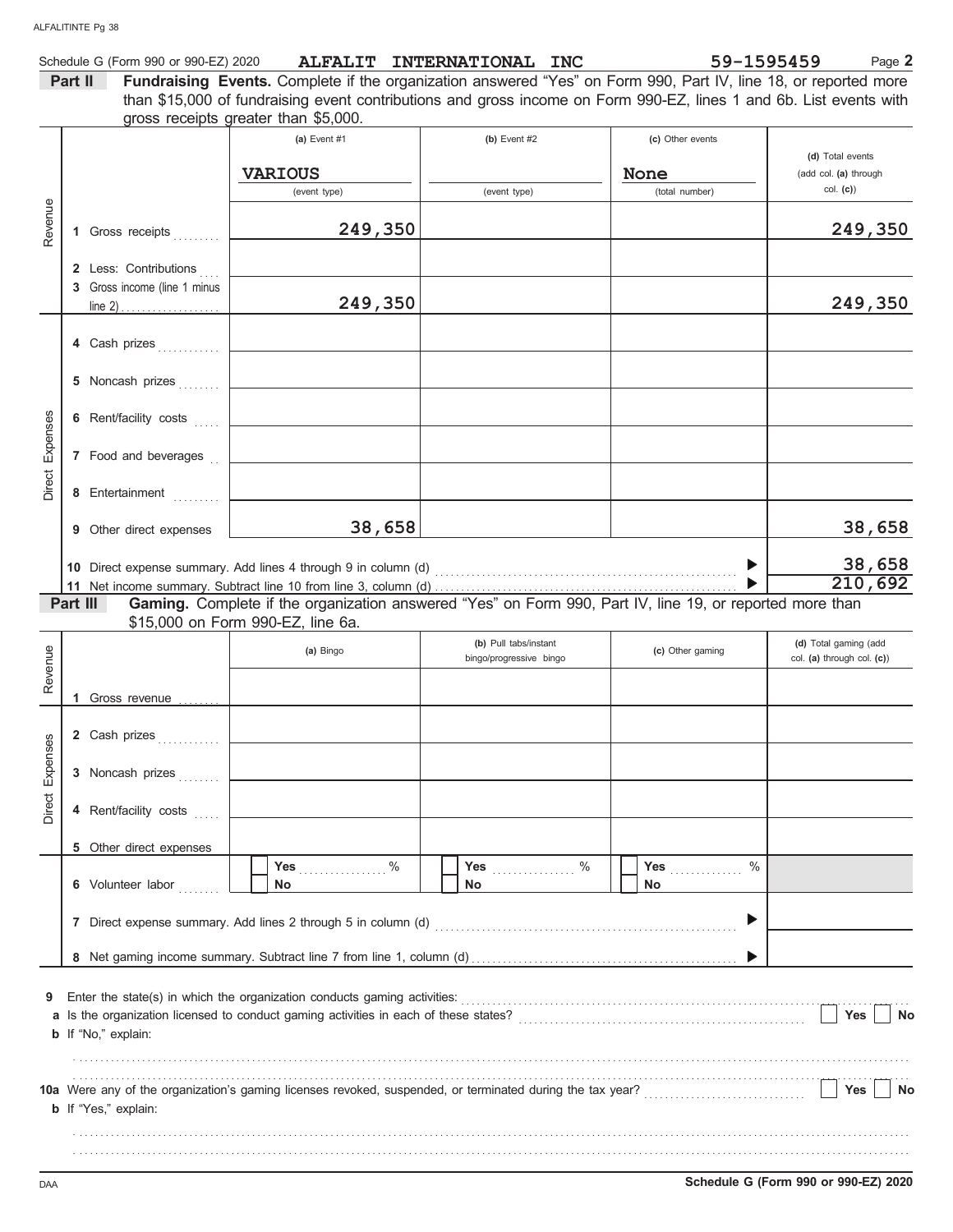Schedule G (Form 990 or 990-EZ) 2020 **ALFALIT INTERNATIONAL INC** **59-1595459** Page **2**

**Part II** **Fundraising Events.** Complete if the organization answered "Yes" on Form 990, Part IV, line 18, or reported more than $15,000 of fundraising event contributions and gross income on Form 990-EZ, lines 1 and 6b. List events with gross receipts greater than $5,000.

| | | (a) Event #1 | (b) Event #2 | (c) Other events | (d) Total events (add col. (a) through col. (c)) |
|---|---|---|---|---|---|
| | | VARIOUS (event type) | (event type) | None (total number) | |
| Revenue | 1 Gross receipts | 249,350 | | | 249,350 |
| | 2 Less: Contributions | | | | |
| | 3 Gross income (line 1 minus line 2) | 249,350 | | | 249,350 |
| Direct Expenses | 4 Cash prizes | | | | |
| | 5 Noncash prizes | | | | |
| | 6 Rent/facility costs | | | | |
| | 7 Food and beverages | | | | |
| | 8 Entertainment | | | | |
| | 9 Other direct expenses | 38,658 | | | 38,658 |
| | 10 Direct expense summary. Add lines 4 through 9 in column (d) | | | ▶ | 38,658 |
| | 11 Net income summary. Subtract line 10 from line 3, column (d) | | | ▶ | 210,692 |

**Part III** **Gaming.** Complete if the organization answered "Yes" on Form 990, Part IV, line 19, or reported more than $15,000 on Form 990-EZ, line 6a.

| | | (a) Bingo | (b) Pull tabs/instant bingo/progressive bingo | (c) Other gaming | (d) Total gaming (add col. (a) through col. (c)) |
|---|---|---|---|---|---|
| Revenue | 1 Gross revenue | | | | |
| Direct Expenses | 2 Cash prizes | | | | |
| | 3 Noncash prizes | | | | |
| | 4 Rent/facility costs | | | | |
| | 5 Other direct expenses | | | | |
| | 6 Volunteer labor | ☐ Yes ___ % ☐ No | ☐ Yes ___ % ☐ No | ☐ Yes ___ % ☐ No | |
| | 7 Direct expense summary. Add lines 2 through 5 in column (d) | | | ▶ | |
| | 8 Net gaming income summary. Subtract line 7 from line 1, column (d) | | | ▶ | |

9 Enter the state(s) in which the organization conducts gaming activities:

a Is the organization licensed to conduct gaming activities in each of these states? ☐ Yes ☐ No

b If "No," explain:

10a Were any of the organization's gaming licenses revoked, suspended, or terminated during the tax year? ☐ Yes ☐ No

b If "Yes," explain:

Schedule G (Form 990 or 990-EZ) 2020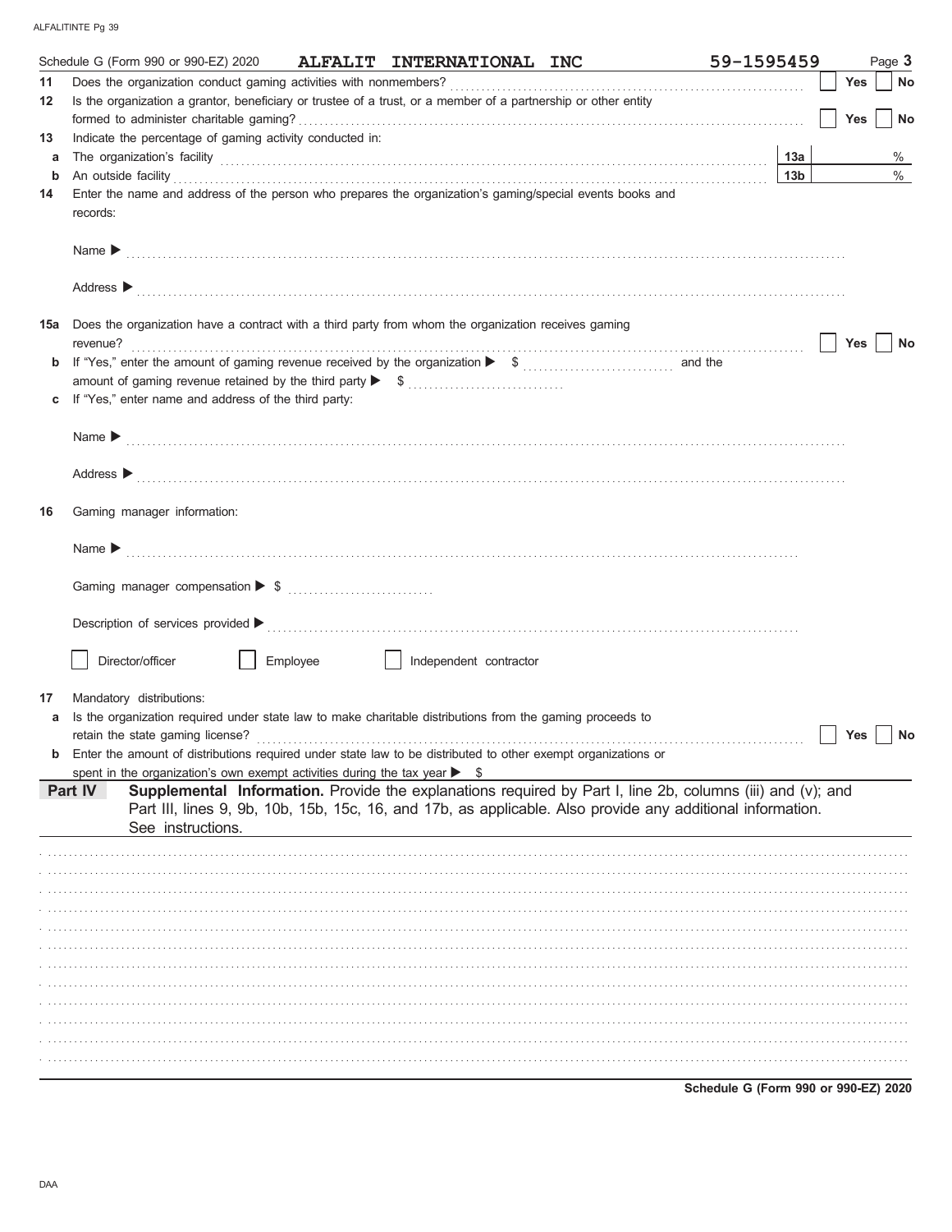Schedule G (Form 990 or 990-EZ) 2020 **ALFALIT INTERNATIONAL INC** **59-1595459** Page **3**

**11** Does the organization conduct gaming activities with nonmembers? ☐ Yes ☐ No

**12** Is the organization a grantor, beneficiary or trustee of a trust, or a member of a partnership or other entity formed to administer charitable gaming? ☐ Yes ☐ No

**13** Indicate the percentage of gaming activity conducted in:

**a** The organization's facility **13a** %

**b** An outside facility **13b** %

**14** Enter the name and address of the person who prepares the organization's gaming/special events books and records:

Name ▶

Address ▶

**15a** Does the organization have a contract with a third party from whom the organization receives gaming revenue? ☐ Yes ☐ No

**b** If "Yes," enter the amount of gaming revenue received by the organization ▶ $ and the amount of gaming revenue retained by the third party ▶ $

**c** If "Yes," enter name and address of the third party:

Name ▶

Address ▶

**16** Gaming manager information:

Name ▶

Gaming manager compensation ▶ $

Description of services provided ▶

☐ Director/officer ☐ Employee ☐ Independent contractor

**17** Mandatory distributions:

**a** Is the organization required under state law to make charitable distributions from the gaming proceeds to retain the state gaming license? ☐ Yes ☐ No

**b** Enter the amount of distributions required under state law to be distributed to other exempt organizations or spent in the organization's own exempt activities during the tax year ▶ $

**Part IV** **Supplemental Information.** Provide the explanations required by Part I, line 2b, columns (iii) and (v); and Part III, lines 9, 9b, 10b, 15b, 15c, 16, and 17b, as applicable. Also provide any additional information. See instructions.

**Schedule G (Form 990 or 990-EZ) 2020**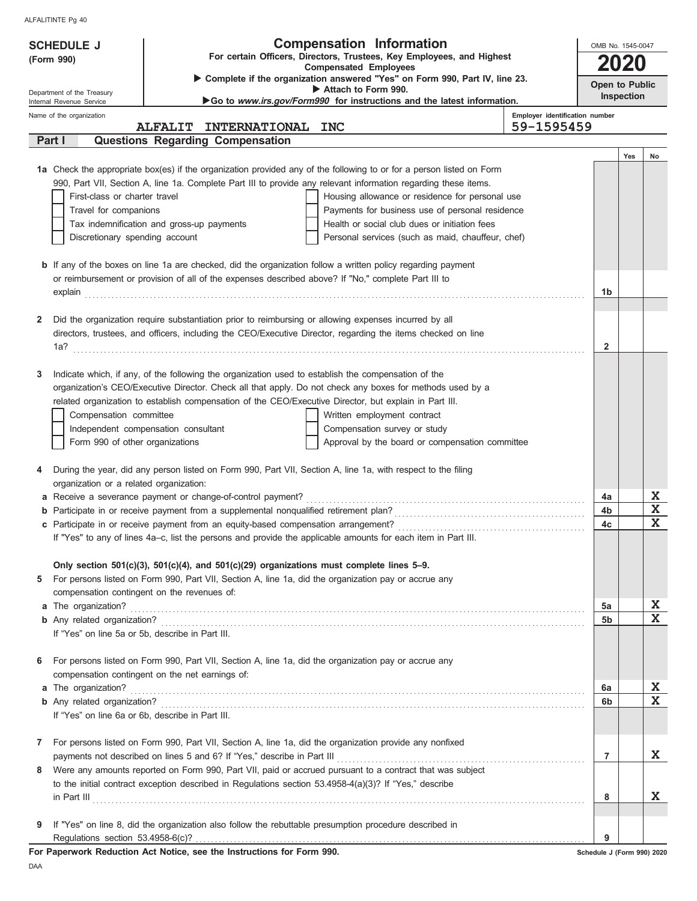# SCHEDULE J (Form 990)

## Compensation Information

**For certain Officers, Directors, Trustees, Key Employees, and Highest Compensated Employees**

▶ Complete if the organization answered "Yes" on Form 990, Part IV, line 23.

▶ Attach to Form 990.

▶Go to *www.irs.gov/Form990* for instructions and the latest information.

OMB No. 1545-0047

**2020**

**Open to Public Inspection**

Department of the Treasury
Internal Revenue Service

Name of the organization: **ALFALIT INTERNATIONAL INC**

Employer identification number: **59-1595459**

## Part I Questions Regarding Compensation

| | | | Yes | No |
|---|---|---|---|---|
| **1a** | Check the appropriate box(es) if the organization provided any of the following to or for a person listed on Form 990, Part VII, Section A, line 1a. Complete Part III to provide any relevant information regarding these items.<br>☐ First-class or charter travel ☐ Housing allowance or residence for personal use<br>☐ Travel for companions ☐ Payments for business use of personal residence<br>☐ Tax indemnification and gross-up payments ☐ Health or social club dues or initiation fees<br>☐ Discretionary spending account ☐ Personal services (such as maid, chauffeur, chef) | | | |
| **b** | If any of the boxes on line 1a are checked, did the organization follow a written policy regarding payment or reimbursement or provision of all of the expenses described above? If "No," complete Part III to explain | 1b | | |
| **2** | Did the organization require substantiation prior to reimbursing or allowing expenses incurred by all directors, trustees, and officers, including the CEO/Executive Director, regarding the items checked on line 1a? | 2 | | |
| **3** | Indicate which, if any, of the following the organization used to establish the compensation of the organization's CEO/Executive Director. Check all that apply. Do not check any boxes for methods used by a related organization to establish compensation of the CEO/Executive Director, but explain in Part III.<br>☐ Compensation committee ☐ Written employment contract<br>☐ Independent compensation consultant ☐ Compensation survey or study<br>☐ Form 990 of other organizations ☐ Approval by the board or compensation committee | | | |
| **4** | During the year, did any person listed on Form 990, Part VII, Section A, line 1a, with respect to the filing organization or a related organization: | | | |
| **a** | Receive a severance payment or change-of-control payment? | 4a | | X |
| **b** | Participate in or receive payment from a supplemental nonqualified retirement plan? | 4b | | X |
| **c** | Participate in or receive payment from an equity-based compensation arrangement? | 4c | | X |
| | If "Yes" to any of lines 4a–c, list the persons and provide the applicable amounts for each item in Part III. | | | |
| | **Only section 501(c)(3), 501(c)(4), and 501(c)(29) organizations must complete lines 5–9.** | | | |
| **5** | For persons listed on Form 990, Part VII, Section A, line 1a, did the organization pay or accrue any compensation contingent on the revenues of: | | | |
| **a** | The organization? | 5a | | X |
| **b** | Any related organization? | 5b | | X |
| | If "Yes" on line 5a or 5b, describe in Part III. | | | |
| **6** | For persons listed on Form 990, Part VII, Section A, line 1a, did the organization pay or accrue any compensation contingent on the net earnings of: | | | |
| **a** | The organization? | 6a | | X |
| **b** | Any related organization? | 6b | | X |
| | If "Yes" on line 6a or 6b, describe in Part III. | | | |
| **7** | For persons listed on Form 990, Part VII, Section A, line 1a, did the organization provide any nonfixed payments not described on lines 5 and 6? If "Yes," describe in Part III | 7 | | X |
| **8** | Were any amounts reported on Form 990, Part VII, paid or accrued pursuant to a contract that was subject to the initial contract exception described in Regulations section 53.4958-4(a)(3)? If "Yes," describe in Part III | 8 | | X |
| **9** | If "Yes" on line 8, did the organization also follow the rebuttable presumption procedure described in Regulations section 53.4958-6(c)? | 9 | | |

**For Paperwork Reduction Act Notice, see the Instructions for Form 990.**

Schedule J (Form 990) 2020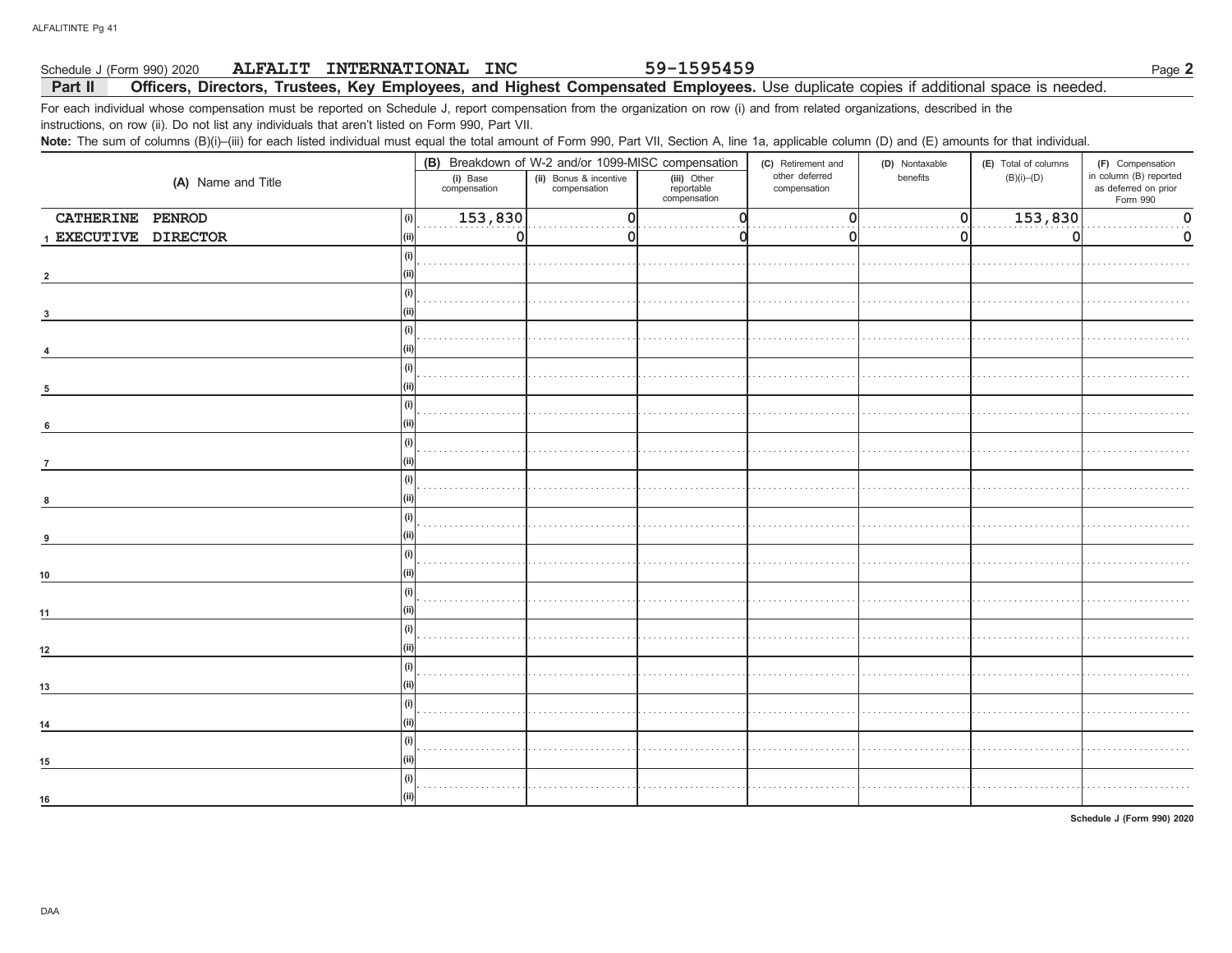Schedule J (Form 990) 2020 **ALFALIT INTERNATIONAL INC** **59-1595459** Page **2**

## Part II Officers, Directors, Trustees, Key Employees, and Highest Compensated Employees. Use duplicate copies if additional space is needed.

For each individual whose compensation must be reported on Schedule J, report compensation from the organization on row (i) and from related organizations, described in the instructions, on row (ii). Do not list any individuals that aren't listed on Form 990, Part VII.

**Note:** The sum of columns (B)(i)–(iii) for each listed individual must equal the total amount of Form 990, Part VII, Section A, line 1a, applicable column (D) and (E) amounts for that individual.

| (A) Name and Title | | (B) Breakdown of W-2 and/or 1099-MISC compensation | | | (C) Retirement and other deferred compensation | (D) Nontaxable benefits | (E) Total of columns (B)(i)–(D) | (F) Compensation in column (B) reported as deferred on prior Form 990 |
|---|---|---|---|---|---|---|---|---|
| | | (i) Base compensation | (ii) Bonus & incentive compensation | (iii) Other reportable compensation | | | | |
| 1 CATHERINE PENROD EXECUTIVE DIRECTOR | (i) | 153,830 | 0 | 0 | 0 | 0 | 153,830 | 0 |
| | (ii) | 0 | 0 | 0 | 0 | 0 | 0 | 0 |
| 2 | (i) | | | | | | | |
| | (ii) | | | | | | | |
| 3 | (i) | | | | | | | |
| | (ii) | | | | | | | |
| 4 | (i) | | | | | | | |
| | (ii) | | | | | | | |
| 5 | (i) | | | | | | | |
| | (ii) | | | | | | | |
| 6 | (i) | | | | | | | |
| | (ii) | | | | | | | |
| 7 | (i) | | | | | | | |
| | (ii) | | | | | | | |
| 8 | (i) | | | | | | | |
| | (ii) | | | | | | | |
| 9 | (i) | | | | | | | |
| | (ii) | | | | | | | |
| 10 | (i) | | | | | | | |
| | (ii) | | | | | | | |
| 11 | (i) | | | | | | | |
| | (ii) | | | | | | | |
| 12 | (i) | | | | | | | |
| | (ii) | | | | | | | |
| 13 | (i) | | | | | | | |
| | (ii) | | | | | | | |
| 14 | (i) | | | | | | | |
| | (ii) | | | | | | | |
| 15 | (i) | | | | | | | |
| | (ii) | | | | | | | |
| 16 | (i) | | | | | | | |
| | (ii) | | | | | | | |

**Schedule J (Form 990) 2020**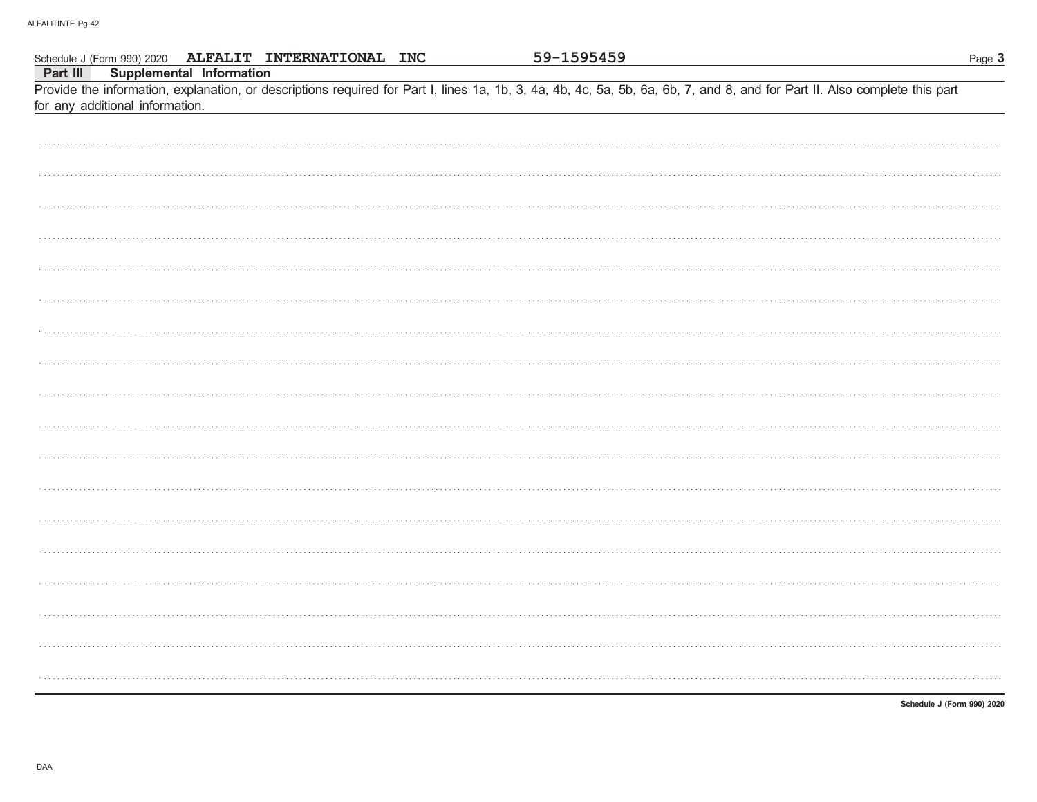Schedule J (Form 990) 2020 **ALFALIT INTERNATIONAL INC** 59-1595459

**Part III Supplemental Information**

Provide the information, explanation, or descriptions required for Part I, lines 1a, 1b, 3, 4a, 4b, 4c, 5a, 5b, 6a, 6b, 7, and 8, and for Part II. Also complete this part for any additional information.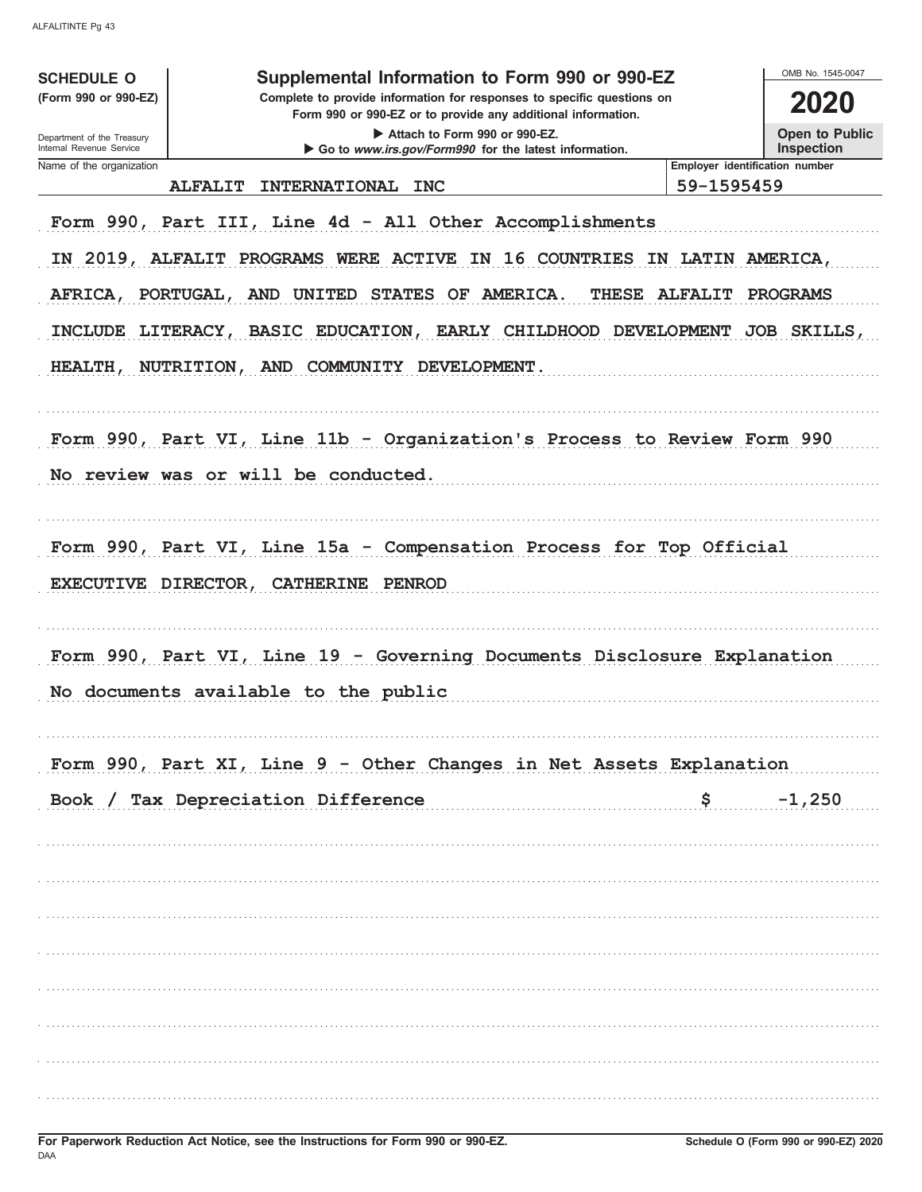**SCHEDULE O** (Form 990 or 990-EZ)

Department of the Treasury
Internal Revenue Service

# Supplemental Information to Form 990 or 990-EZ

**Complete to provide information for responses to specific questions on Form 990 or 990-EZ or to provide any additional information.**

▶ Attach to Form 990 or 990-EZ.

▶ Go to *www.irs.gov/Form990* for the latest information.

OMB No. 1545-0047

**2020**

**Open to Public Inspection**

| Name of the organization | Employer identification number |
|---|---|
| ALFALIT INTERNATIONAL INC | 59-1595459 |

Form 990, Part III, Line 4d - All Other Accomplishments

IN 2019, ALFALIT PROGRAMS WERE ACTIVE IN 16 COUNTRIES IN LATIN AMERICA, AFRICA, PORTUGAL, AND UNITED STATES OF AMERICA. THESE ALFALIT PROGRAMS INCLUDE LITERACY, BASIC EDUCATION, EARLY CHILDHOOD DEVELOPMENT JOB SKILLS, HEALTH, NUTRITION, AND COMMUNITY DEVELOPMENT.

Form 990, Part VI, Line 11b - Organization's Process to Review Form 990

No review was or will be conducted.

Form 990, Part VI, Line 15a - Compensation Process for Top Official

EXECUTIVE DIRECTOR, CATHERINE PENROD

Form 990, Part VI, Line 19 - Governing Documents Disclosure Explanation

No documents available to the public

Form 990, Part XI, Line 9 - Other Changes in Net Assets Explanation

| | |
|---|---|
| Book / Tax Depreciation Difference | $ -1,250 |

For Paperwork Reduction Act Notice, see the Instructions for Form 990 or 990-EZ.

DAA

Schedule O (Form 990 or 990-EZ) 2020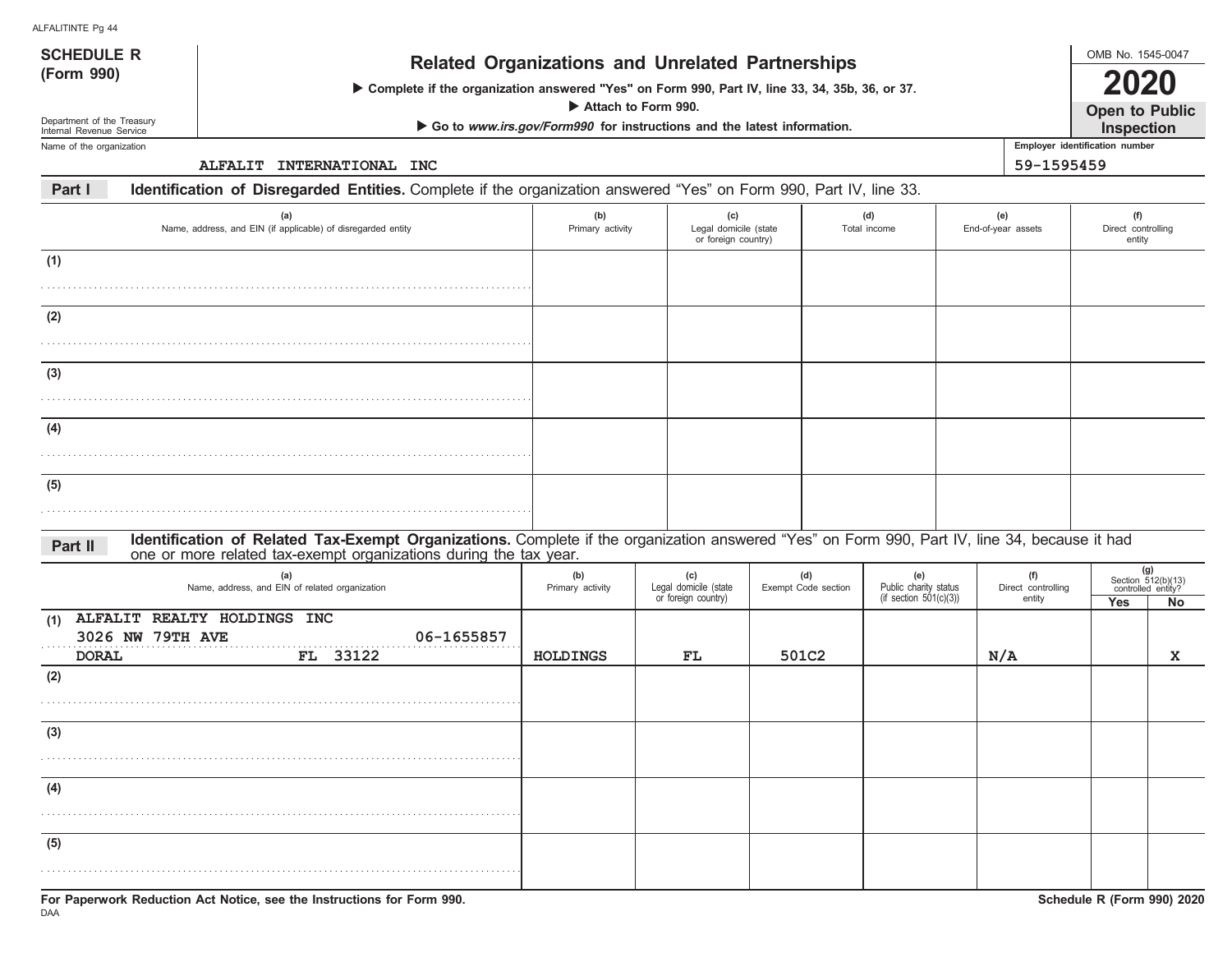**SCHEDULE R (Form 990)**

Department of the Treasury
Internal Revenue Service

# Related Organizations and Unrelated Partnerships

▶ Complete if the organization answered "Yes" on Form 990, Part IV, line 33, 34, 35b, 36, or 37.
▶ Attach to Form 990.
▶ Go to *www.irs.gov/Form990* for instructions and the latest information.

OMB No. 1545-0047

**2020**

**Open to Public Inspection**

Name of the organization: ALFALIT INTERNATIONAL INC

Employer identification number: 59-1595459

## Part I Identification of Disregarded Entities. 

Complete if the organization answered "Yes" on Form 990, Part IV, line 33.

| | (a) Name, address, and EIN (if applicable) of disregarded entity | (b) Primary activity | (c) Legal domicile (state or foreign country) | (d) Total income | (e) End-of-year assets | (f) Direct controlling entity |
|---|---|---|---|---|---|---|
| (1) | | | | | | |
| (2) | | | | | | |
| (3) | | | | | | |
| (4) | | | | | | |
| (5) | | | | | | |

## Part II Identification of Related Tax-Exempt Organizations. 

Complete if the organization answered "Yes" on Form 990, Part IV, line 34, because it had one or more related tax-exempt organizations during the tax year.

| | (a) Name, address, and EIN of related organization | (b) Primary activity | (c) Legal domicile (state or foreign country) | (d) Exempt Code section | (e) Public charity status (if section 501(c)(3)) | (f) Direct controlling entity | (g) Section 512(b)(13) controlled entity? Yes | No |
|---|---|---|---|---|---|---|---|---|
| (1) | ALFALIT REALTY HOLDINGS INC 3026 NW 79TH AVE 06-1655857 DORAL FL 33122 | HOLDINGS | FL | 501C2 | | N/A | | X |
| (2) | | | | | | | | |
| (3) | | | | | | | | |
| (4) | | | | | | | | |
| (5) | | | | | | | | |

For Paperwork Reduction Act Notice, see the Instructions for Form 990.

DAA

Schedule R (Form 990) 2020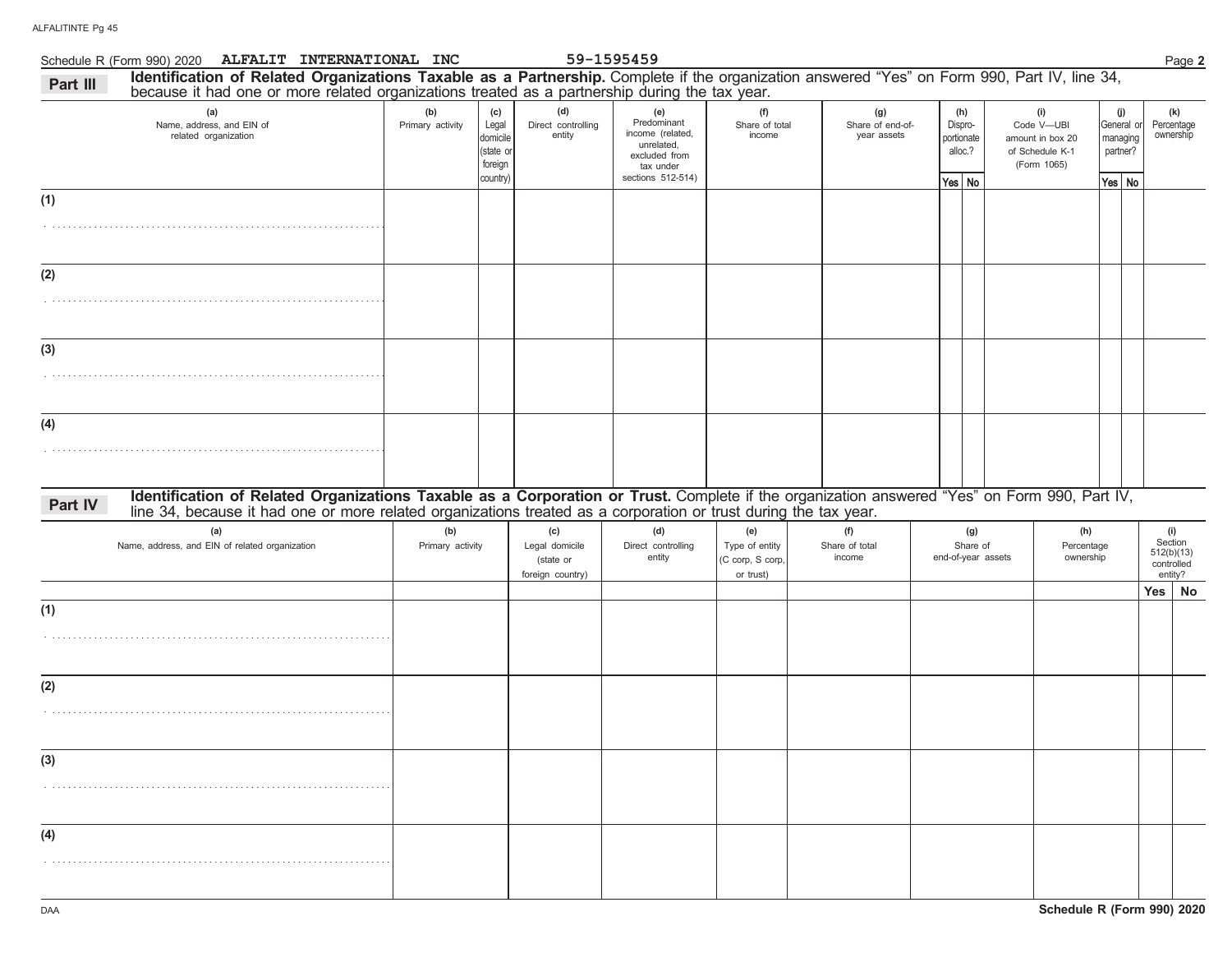Schedule R (Form 990) 2020 **ALFALIT INTERNATIONAL INC** 59-1595459

## Part III Identification of Related Organizations Taxable as a Partnership.

Complete if the organization answered "Yes" on Form 990, Part IV, line 34, because it had one or more related organizations treated as a partnership during the tax year.

| (a) Name, address, and EIN of related organization | (b) Primary activity | (c) Legal domicile (state or foreign country) | (d) Direct controlling entity | (e) Predominant income (related, unrelated, excluded from tax under sections 512-514) | (f) Share of total income | (g) Share of end-of-year assets | (h) Disproportionate alloc.? | | (i) Code V—UBI amount in box 20 of Schedule K-1 (Form 1065) | (j) General or managing partner? | | (k) Percentage ownership |
|---|---|---|---|---|---|---|---|---|---|---|---|---|
| | | | | | | | Yes | No | | Yes | No | |
| (1) | | | | | | | | | | | | |
| (2) | | | | | | | | | | | | |
| (3) | | | | | | | | | | | | |
| (4) | | | | | | | | | | | | |

## Part IV Identification of Related Organizations Taxable as a Corporation or Trust.

Complete if the organization answered "Yes" on Form 990, Part IV, line 34, because it had one or more related organizations treated as a corporation or trust during the tax year.

| (a) Name, address, and EIN of related organization | (b) Primary activity | (c) Legal domicile (state or foreign country) | (d) Direct controlling entity | (e) Type of entity (C corp, S corp, or trust) | (f) Share of total income | (g) Share of end-of-year assets | (h) Percentage ownership | (i) Section 512(b)(13) controlled entity? | |
|---|---|---|---|---|---|---|---|---|---|
| | | | | | | | | Yes | No |
| (1) | | | | | | | | | |
| (2) | | | | | | | | | |
| (3) | | | | | | | | | |
| (4) | | | | | | | | | |

DAA **Schedule R (Form 990) 2020**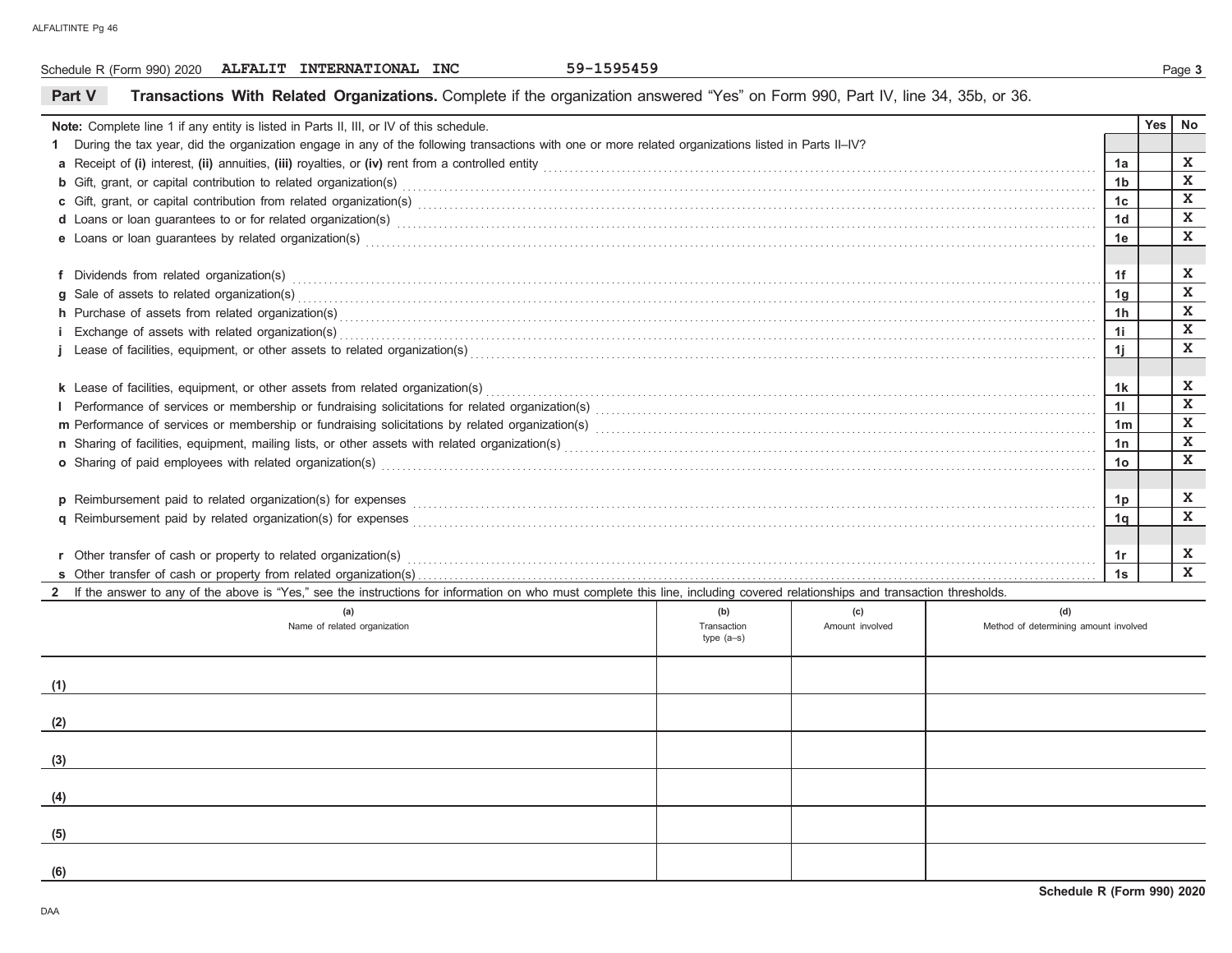Schedule R (Form 990) 2020 **ALFALIT INTERNATIONAL INC** 59-1595459

## Part V Transactions With Related Organizations. 
Complete if the organization answered "Yes" on Form 990, Part IV, line 34, 35b, or 36.

| **Note:** Complete line 1 if any entity is listed in Parts II, III, or IV of this schedule. | | Yes | No |
|---|---|---|---|
| **1** During the tax year, did the organization engage in any of the following transactions with one or more related organizations listed in Parts II–IV? | | | |
| **a** Receipt of **(i)** interest, **(ii)** annuities, **(iii)** royalties, or **(iv)** rent from a controlled entity | 1a | | X |
| **b** Gift, grant, or capital contribution to related organization(s) | 1b | | X |
| **c** Gift, grant, or capital contribution from related organization(s) | 1c | | X |
| **d** Loans or loan guarantees to or for related organization(s) | 1d | | X |
| **e** Loans or loan guarantees by related organization(s) | 1e | | X |
| **f** Dividends from related organization(s) | 1f | | X |
| **g** Sale of assets to related organization(s) | 1g | | X |
| **h** Purchase of assets from related organization(s) | 1h | | X |
| **i** Exchange of assets with related organization(s) | 1i | | X |
| **j** Lease of facilities, equipment, or other assets to related organization(s) | 1j | | X |
| **k** Lease of facilities, equipment, or other assets from related organization(s) | 1k | | X |
| **l** Performance of services or membership or fundraising solicitations for related organization(s) | 1l | | X |
| **m** Performance of services or membership or fundraising solicitations by related organization(s) | 1m | | X |
| **n** Sharing of facilities, equipment, mailing lists, or other assets with related organization(s) | 1n | | X |
| **o** Sharing of paid employees with related organization(s) | 1o | | X |
| **p** Reimbursement paid to related organization(s) for expenses | 1p | | X |
| **q** Reimbursement paid by related organization(s) for expenses | 1q | | X |
| **r** Other transfer of cash or property to related organization(s) | 1r | | X |
| **s** Other transfer of cash or property from related organization(s) | 1s | | X |

**2** If the answer to any of the above is "Yes," see the instructions for information on who must complete this line, including covered relationships and transaction thresholds.

| | (a) Name of related organization | (b) Transaction type (a–s) | (c) Amount involved | (d) Method of determining amount involved |
|---|---|---|---|---|
| (1) | | | | |
| (2) | | | | |
| (3) | | | | |
| (4) | | | | |
| (5) | | | | |
| (6) | | | | |

**Schedule R (Form 990) 2020**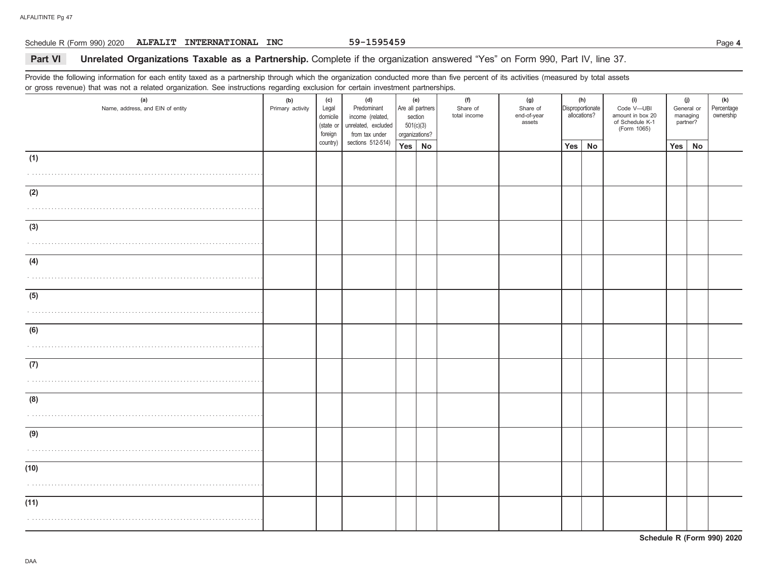Schedule R (Form 990) 2020 **ALFALIT INTERNATIONAL INC** 59-1595459

## Part VI Unrelated Organizations Taxable as a Partnership. 

Complete if the organization answered "Yes" on Form 990, Part IV, line 37.

Provide the following information for each entity taxed as a partnership through which the organization conducted more than five percent of its activities (measured by total assets or gross revenue) that was not a related organization. See instructions regarding exclusion for certain investment partnerships.

| (a) Name, address, and EIN of entity | (b) Primary activity | (c) Legal domicile (state or foreign country) | (d) Predominant income (related, unrelated, excluded from tax under sections 512-514) | (e) Are all partners section 501(c)(3) organizations? | | (f) Share of total income | (g) Share of end-of-year assets | (h) Disproportionate allocations? | | (i) Code V—UBI amount in box 20 of Schedule K-1 (Form 1065) | (j) General or managing partner? | | (k) Percentage ownership |
|---|---|---|---|---|---|---|---|---|---|---|---|---|---|
| | | | | Yes | No | | | Yes | No | | Yes | No | |
| (1) | | | | | | | | | | | | | |
| (2) | | | | | | | | | | | | | |
| (3) | | | | | | | | | | | | | |
| (4) | | | | | | | | | | | | | |
| (5) | | | | | | | | | | | | | |
| (6) | | | | | | | | | | | | | |
| (7) | | | | | | | | | | | | | |
| (8) | | | | | | | | | | | | | |
| (9) | | | | | | | | | | | | | |
| (10) | | | | | | | | | | | | | |
| (11) | | | | | | | | | | | | | |

**Schedule R (Form 990) 2020**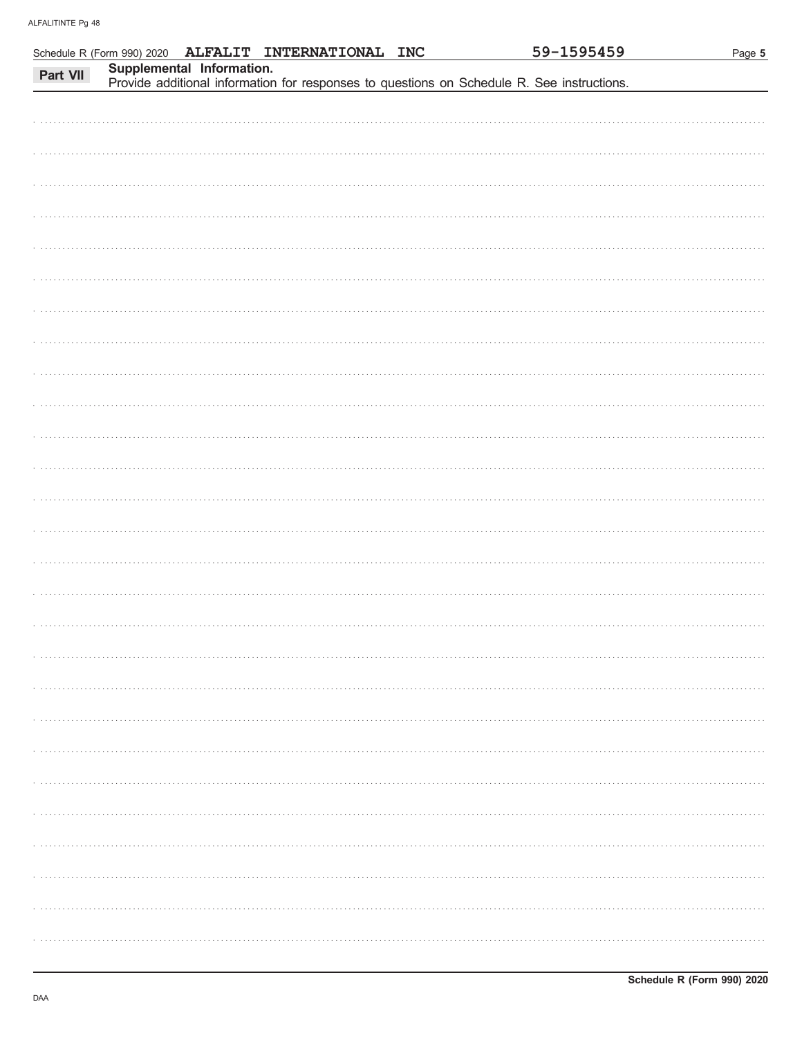Schedule R (Form 990) 2020 **ALFALIT INTERNATIONAL INC** 59-1595459 Page **5**

**Part VII** **Supplemental Information.**
Provide additional information for responses to questions on Schedule R. See instructions.

**Schedule R (Form 990) 2020**

DAA